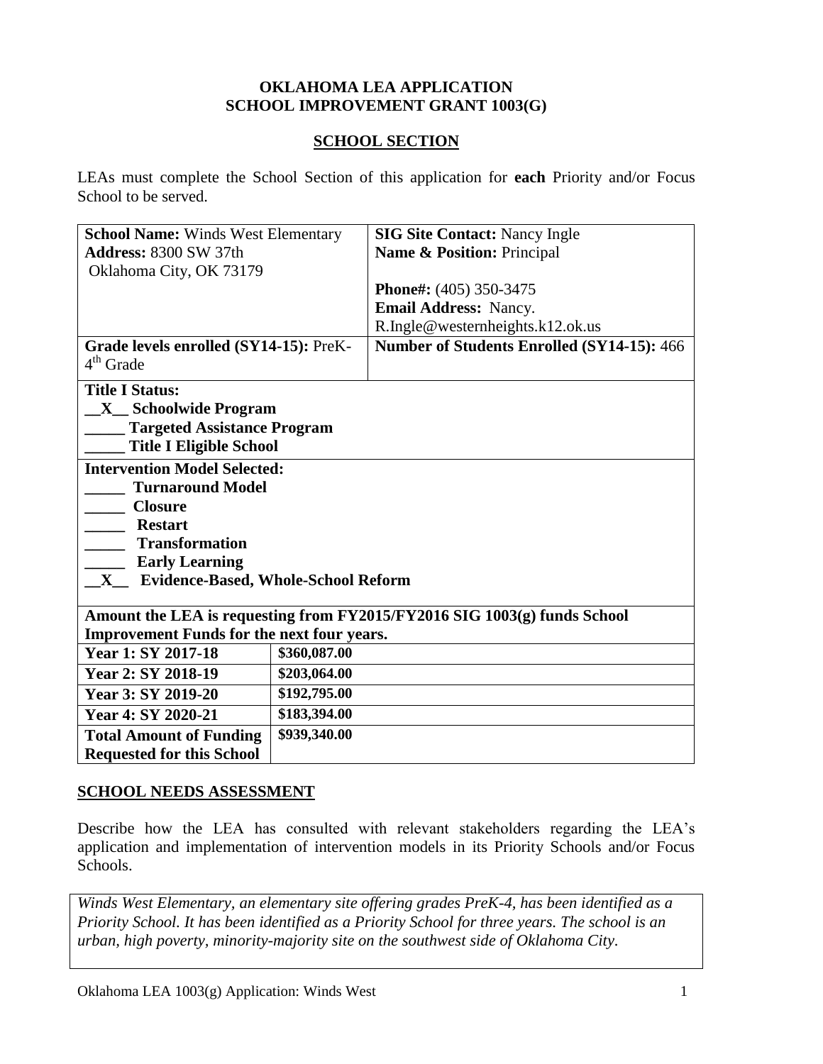**OKLAHOMA LEA APPLICATION**
**SCHOOL IMPROVEMENT GRANT 1003(G)**

## SCHOOL SECTION

LEAs must complete the School Section of this application for **each** Priority and/or Focus School to be served.

| **School Name:** Winds West Elementary<br>**Address:** 8300 SW 37th<br>Oklahoma City, OK 73179 | **SIG Site Contact:** Nancy Ingle<br>**Name & Position:** Principal<br><br>**Phone#:** (405) 350-3475<br>**Email Address:** Nancy.R.Ingle@westernheights.k12.ok.us |
|---|---|
| **Grade levels enrolled (SY14-15):** PreK-4th Grade | **Number of Students Enrolled (SY14-15):** 466 |

**Title I Status:**
**\_\_X\_\_ Schoolwide Program**
**\_\_\_\_\_ Targeted Assistance Program**
**\_\_\_\_\_ Title I Eligible School**

**Intervention Model Selected:**
**\_\_\_\_\_ Turnaround Model**
**\_\_\_\_\_ Closure**
**\_\_\_\_\_ Restart**
**\_\_\_\_\_ Transformation**
**\_\_\_\_\_ Early Learning**
**\_\_X\_\_ Evidence-Based, Whole-School Reform**

**Amount the LEA is requesting from FY2015/FY2016 SIG 1003(g) funds School Improvement Funds for the next four years.**

| | |
|---|---|
| **Year 1: SY 2017-18** | **$360,087.00** |
| **Year 2: SY 2018-19** | **$203,064.00** |
| **Year 3: SY 2019-20** | **$192,795.00** |
| **Year 4: SY 2020-21** | **$183,394.00** |
| **Total Amount of Funding Requested for this School** | **$939,340.00** |

## SCHOOL NEEDS ASSESSMENT

Describe how the LEA has consulted with relevant stakeholders regarding the LEA's application and implementation of intervention models in its Priority Schools and/or Focus Schools.

*Winds West Elementary, an elementary site offering grades PreK-4, has been identified as a Priority School. It has been identified as a Priority School for three years. The school is an urban, high poverty, minority-majority site on the southwest side of Oklahoma City.*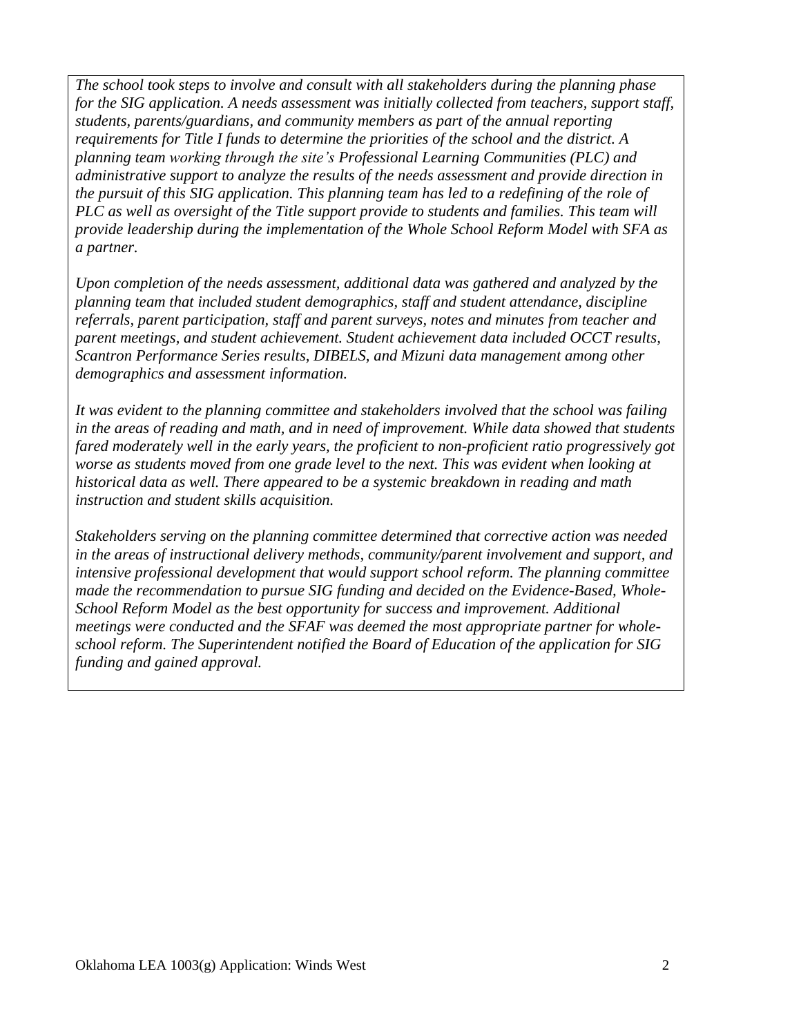*The school took steps to involve and consult with all stakeholders during the planning phase for the SIG application. A needs assessment was initially collected from teachers, support staff, students, parents/guardians, and community members as part of the annual reporting requirements for Title I funds to determine the priorities of the school and the district. A planning team working through the site's Professional Learning Communities (PLC) and administrative support to analyze the results of the needs assessment and provide direction in the pursuit of this SIG application. This planning team has led to a redefining of the role of PLC as well as oversight of the Title support provide to students and families. This team will provide leadership during the implementation of the Whole School Reform Model with SFA as a partner.*

*Upon completion of the needs assessment, additional data was gathered and analyzed by the planning team that included student demographics, staff and student attendance, discipline referrals, parent participation, staff and parent surveys, notes and minutes from teacher and parent meetings, and student achievement. Student achievement data included OCCT results, Scantron Performance Series results, DIBELS, and Mizuni data management among other demographics and assessment information.*

*It was evident to the planning committee and stakeholders involved that the school was failing in the areas of reading and math, and in need of improvement. While data showed that students fared moderately well in the early years, the proficient to non-proficient ratio progressively got worse as students moved from one grade level to the next. This was evident when looking at historical data as well. There appeared to be a systemic breakdown in reading and math instruction and student skills acquisition.*

*Stakeholders serving on the planning committee determined that corrective action was needed in the areas of instructional delivery methods, community/parent involvement and support, and intensive professional development that would support school reform. The planning committee made the recommendation to pursue SIG funding and decided on the Evidence-Based, Whole-School Reform Model as the best opportunity for success and improvement. Additional meetings were conducted and the SFAF was deemed the most appropriate partner for whole-school reform. The Superintendent notified the Board of Education of the application for SIG funding and gained approval.*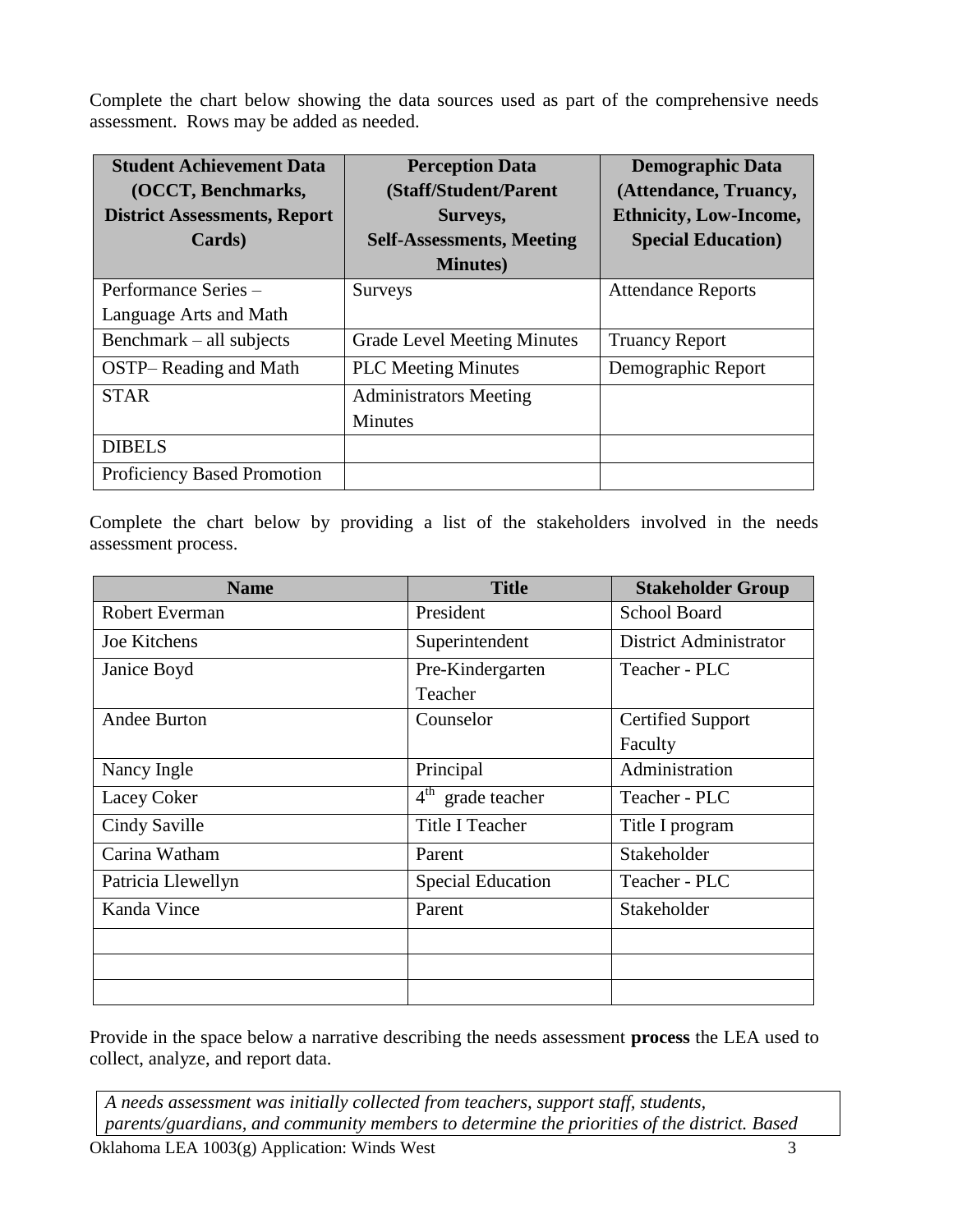Complete the chart below showing the data sources used as part of the comprehensive needs assessment. Rows may be added as needed.

| Student Achievement Data (OCCT, Benchmarks, District Assessments, Report Cards) | Perception Data (Staff/Student/Parent Surveys, Self-Assessments, Meeting Minutes) | Demographic Data (Attendance, Truancy, Ethnicity, Low-Income, Special Education) |
|---|---|---|
| Performance Series – Language Arts and Math | Surveys | Attendance Reports |
| Benchmark – all subjects | Grade Level Meeting Minutes | Truancy Report |
| OSTP– Reading and Math | PLC Meeting Minutes | Demographic Report |
| STAR | Administrators Meeting Minutes | |
| DIBELS | | |
| Proficiency Based Promotion | | |

Complete the chart below by providing a list of the stakeholders involved in the needs assessment process.

| Name | Title | Stakeholder Group |
|---|---|---|
| Robert Everman | President | School Board |
| Joe Kitchens | Superintendent | District Administrator |
| Janice Boyd | Pre-Kindergarten Teacher | Teacher - PLC |
| Andee Burton | Counselor | Certified Support Faculty |
| Nancy Ingle | Principal | Administration |
| Lacey Coker | 4th grade teacher | Teacher - PLC |
| Cindy Saville | Title I Teacher | Title I program |
| Carina Watham | Parent | Stakeholder |
| Patricia Llewellyn | Special Education | Teacher - PLC |
| Kanda Vince | Parent | Stakeholder |
| | | |
| | | |
| | | |

Provide in the space below a narrative describing the needs assessment **process** the LEA used to collect, analyze, and report data.

*A needs assessment was initially collected from teachers, support staff, students, parents/guardians, and community members to determine the priorities of the district. Based*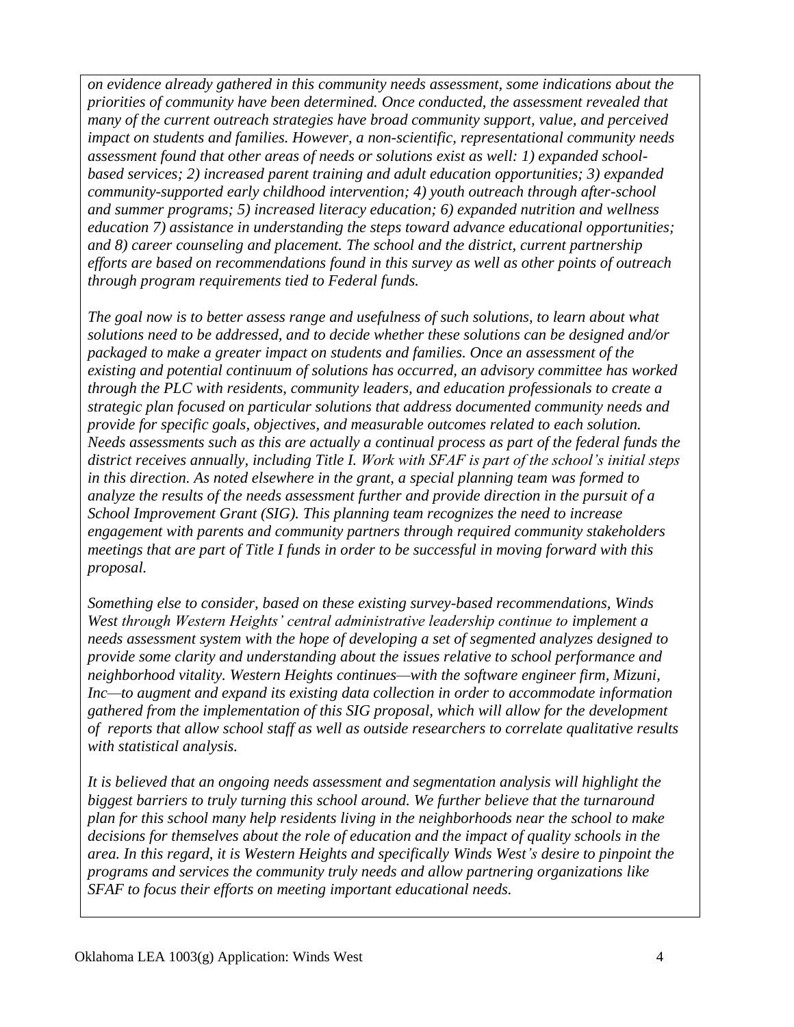*on evidence already gathered in this community needs assessment, some indications about the priorities of community have been determined. Once conducted, the assessment revealed that many of the current outreach strategies have broad community support, value, and perceived impact on students and families. However, a non-scientific, representational community needs assessment found that other areas of needs or solutions exist as well: 1) expanded school-based services; 2) increased parent training and adult education opportunities; 3) expanded community-supported early childhood intervention; 4) youth outreach through after-school and summer programs; 5) increased literacy education; 6) expanded nutrition and wellness education 7) assistance in understanding the steps toward advance educational opportunities; and 8) career counseling and placement. The school and the district, current partnership efforts are based on recommendations found in this survey as well as other points of outreach through program requirements tied to Federal funds.*

*The goal now is to better assess range and usefulness of such solutions, to learn about what solutions need to be addressed, and to decide whether these solutions can be designed and/or packaged to make a greater impact on students and families. Once an assessment of the existing and potential continuum of solutions has occurred, an advisory committee has worked through the PLC with residents, community leaders, and education professionals to create a strategic plan focused on particular solutions that address documented community needs and provide for specific goals, objectives, and measurable outcomes related to each solution. Needs assessments such as this are actually a continual process as part of the federal funds the district receives annually, including Title I. Work with SFAF is part of the school's initial steps in this direction. As noted elsewhere in the grant, a special planning team was formed to analyze the results of the needs assessment further and provide direction in the pursuit of a School Improvement Grant (SIG). This planning team recognizes the need to increase engagement with parents and community partners through required community stakeholders meetings that are part of Title I funds in order to be successful in moving forward with this proposal.*

*Something else to consider, based on these existing survey-based recommendations, Winds West through Western Heights' central administrative leadership continue to implement a needs assessment system with the hope of developing a set of segmented analyzes designed to provide some clarity and understanding about the issues relative to school performance and neighborhood vitality. Western Heights continues—with the software engineer firm, Mizuni, Inc—to augment and expand its existing data collection in order to accommodate information gathered from the implementation of this SIG proposal, which will allow for the development of reports that allow school staff as well as outside researchers to correlate qualitative results with statistical analysis.*

*It is believed that an ongoing needs assessment and segmentation analysis will highlight the biggest barriers to truly turning this school around. We further believe that the turnaround plan for this school many help residents living in the neighborhoods near the school to make decisions for themselves about the role of education and the impact of quality schools in the area. In this regard, it is Western Heights and specifically Winds West's desire to pinpoint the programs and services the community truly needs and allow partnering organizations like SFAF to focus their efforts on meeting important educational needs.*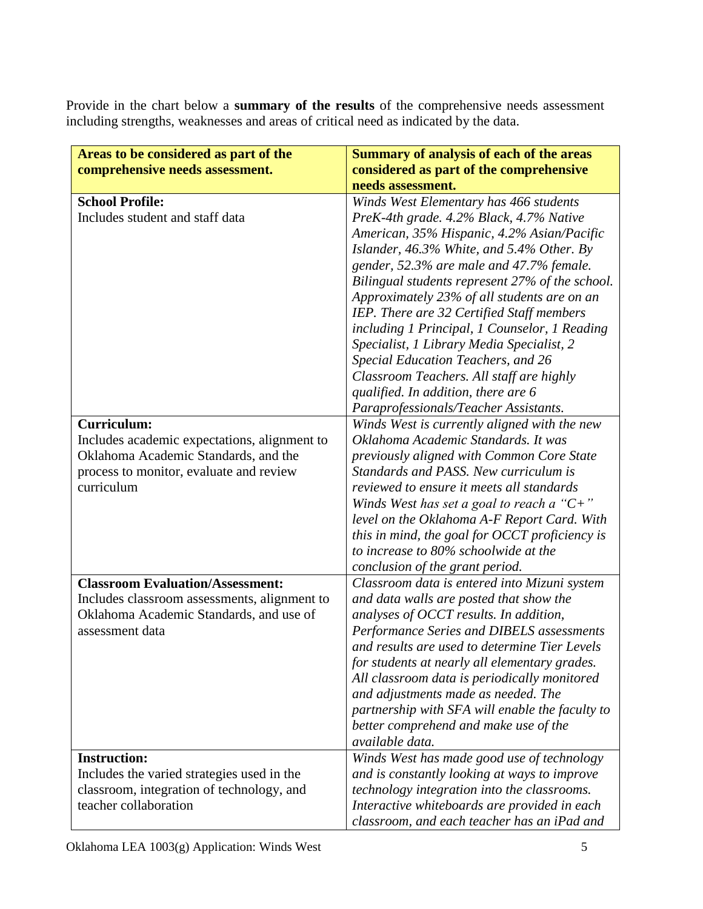Provide in the chart below a **summary of the results** of the comprehensive needs assessment including strengths, weaknesses and areas of critical need as indicated by the data.

| **Areas to be considered as part of the comprehensive needs assessment.** | **Summary of analysis of each of the areas considered as part of the comprehensive needs assessment.** |
|---|---|
| **School Profile:** Includes student and staff data | *Winds West Elementary has 466 students PreK-4th grade. 4.2% Black, 4.7% Native American, 35% Hispanic, 4.2% Asian/Pacific Islander, 46.3% White, and 5.4% Other. By gender, 52.3% are male and 47.7% female. Bilingual students represent 27% of the school. Approximately 23% of all students are on an IEP. There are 32 Certified Staff members including 1 Principal, 1 Counselor, 1 Reading Specialist, 1 Library Media Specialist, 2 Special Education Teachers, and 26 Classroom Teachers. All staff are highly qualified. In addition, there are 6 Paraprofessionals/Teacher Assistants.* |
| **Curriculum:** Includes academic expectations, alignment to Oklahoma Academic Standards, and the process to monitor, evaluate and review curriculum | *Winds West is currently aligned with the new Oklahoma Academic Standards. It was previously aligned with Common Core State Standards and PASS. New curriculum is reviewed to ensure it meets all standards Winds West has set a goal to reach a "C+" level on the Oklahoma A-F Report Card. With this in mind, the goal for OCCT proficiency is to increase to 80% schoolwide at the conclusion of the grant period.* |
| **Classroom Evaluation/Assessment:** Includes classroom assessments, alignment to Oklahoma Academic Standards, and use of assessment data | *Classroom data is entered into Mizuni system and data walls are posted that show the analyses of OCCT results. In addition, Performance Series and DIBELS assessments and results are used to determine Tier Levels for students at nearly all elementary grades. All classroom data is periodically monitored and adjustments made as needed. The partnership with SFA will enable the faculty to better comprehend and make use of the available data.* |
| **Instruction:** Includes the varied strategies used in the classroom, integration of technology, and teacher collaboration | *Winds West has made good use of technology and is constantly looking at ways to improve technology integration into the classrooms. Interactive whiteboards are provided in each classroom, and each teacher has an iPad and* |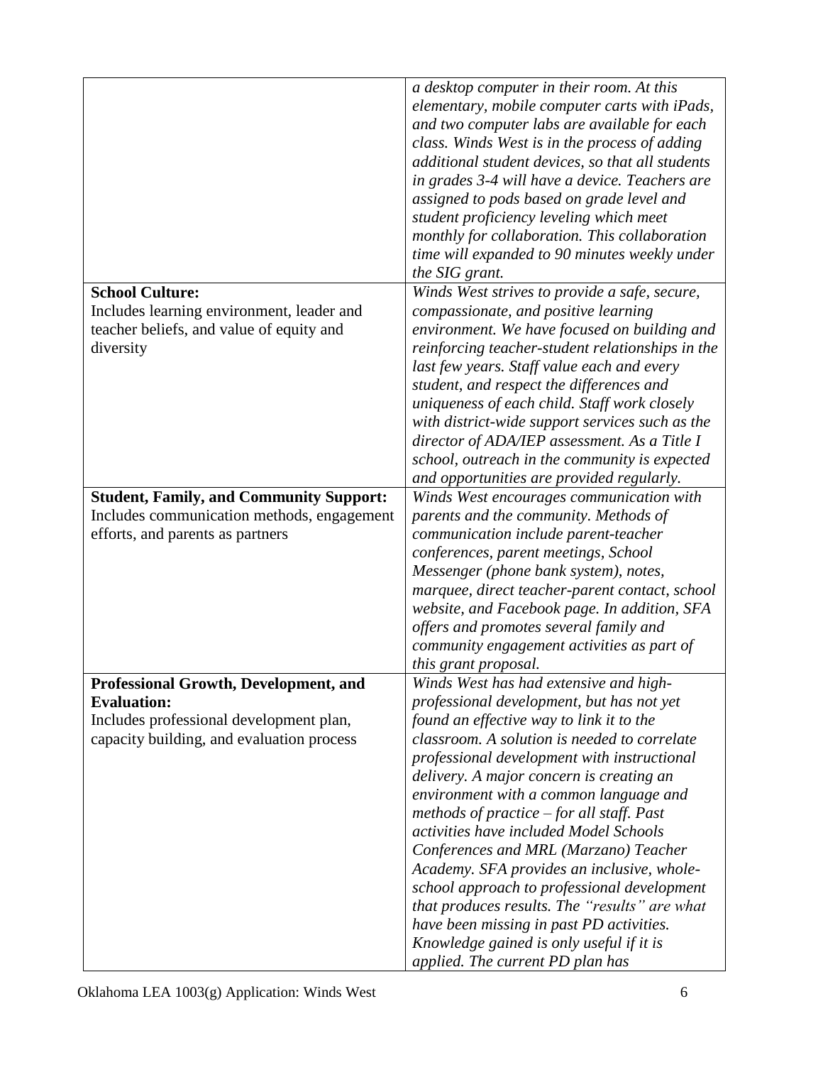| | |
|---|---|
| | *a desktop computer in their room. At this elementary, mobile computer carts with iPads, and two computer labs are available for each class. Winds West is in the process of adding additional student devices, so that all students in grades 3-4 will have a device. Teachers are assigned to pods based on grade level and student proficiency leveling which meet monthly for collaboration. This collaboration time will expanded to 90 minutes weekly under the SIG grant.* |
| **School Culture:** Includes learning environment, leader and teacher beliefs, and value of equity and diversity | *Winds West strives to provide a safe, secure, compassionate, and positive learning environment. We have focused on building and reinforcing teacher-student relationships in the last few years. Staff value each and every student, and respect the differences and uniqueness of each child. Staff work closely with district-wide support services such as the director of ADA/IEP assessment. As a Title I school, outreach in the community is expected and opportunities are provided regularly.* |
| **Student, Family, and Community Support:** Includes communication methods, engagement efforts, and parents as partners | *Winds West encourages communication with parents and the community. Methods of communication include parent-teacher conferences, parent meetings, School Messenger (phone bank system), notes, marquee, direct teacher-parent contact, school website, and Facebook page. In addition, SFA offers and promotes several family and community engagement activities as part of this grant proposal.* |
| **Professional Growth, Development, and Evaluation:** Includes professional development plan, capacity building, and evaluation process | *Winds West has had extensive and high-professional development, but has not yet found an effective way to link it to the classroom. A solution is needed to correlate professional development with instructional delivery. A major concern is creating an environment with a common language and methods of practice – for all staff. Past activities have included Model Schools Conferences and MRL (Marzano) Teacher Academy. SFA provides an inclusive, whole-school approach to professional development that produces results. The "results" are what have been missing in past PD activities. Knowledge gained is only useful if it is applied. The current PD plan has* |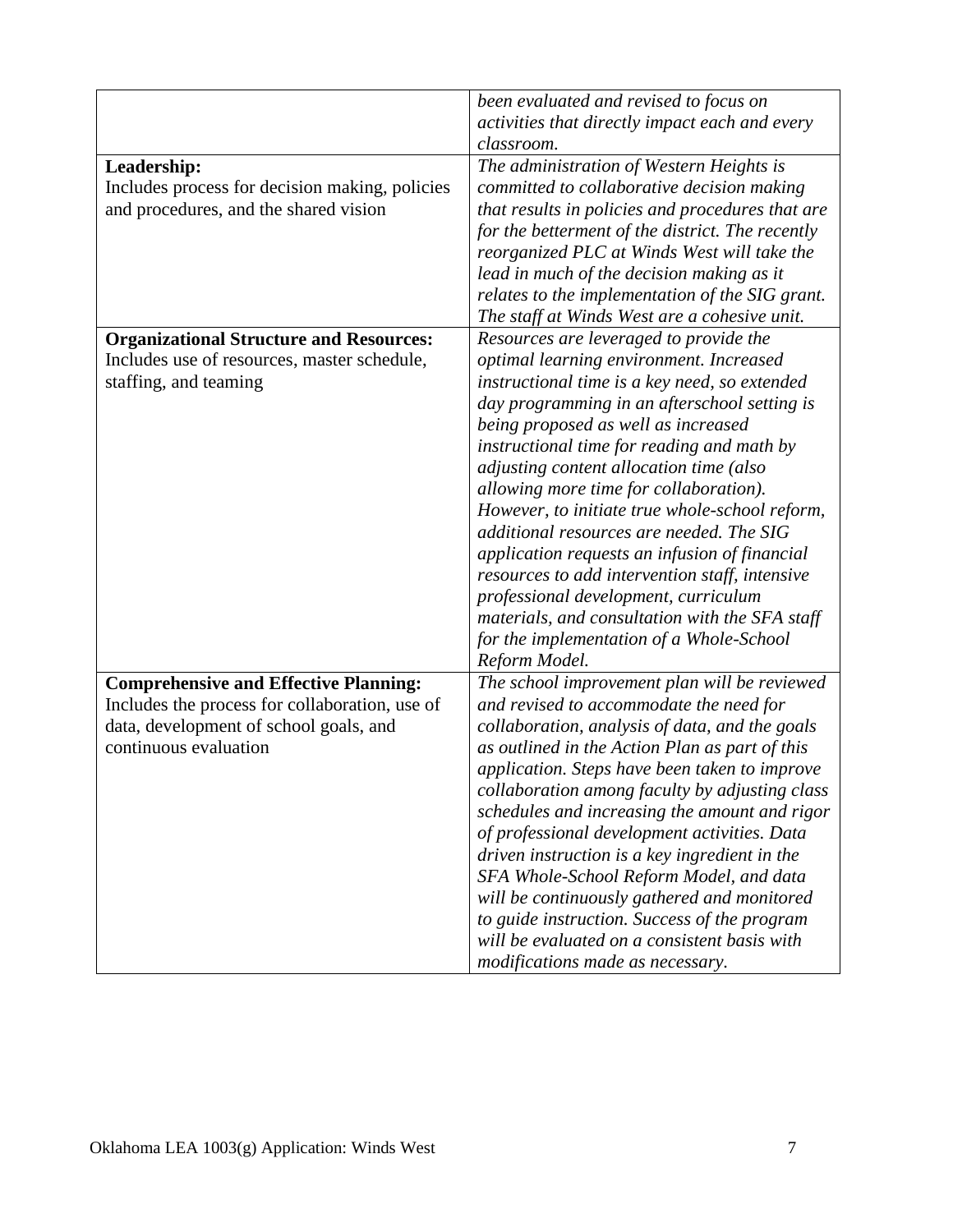| | |
|---|---|
| | *been evaluated and revised to focus on activities that directly impact each and every classroom.* |
| **Leadership:** Includes process for decision making, policies and procedures, and the shared vision | *The administration of Western Heights is committed to collaborative decision making that results in policies and procedures that are for the betterment of the district. The recently reorganized PLC at Winds West will take the lead in much of the decision making as it relates to the implementation of the SIG grant. The staff at Winds West are a cohesive unit.* |
| **Organizational Structure and Resources:** Includes use of resources, master schedule, staffing, and teaming | *Resources are leveraged to provide the optimal learning environment. Increased instructional time is a key need, so extended day programming in an afterschool setting is being proposed as well as increased instructional time for reading and math by adjusting content allocation time (also allowing more time for collaboration). However, to initiate true whole-school reform, additional resources are needed. The SIG application requests an infusion of financial resources to add intervention staff, intensive professional development, curriculum materials, and consultation with the SFA staff for the implementation of a Whole-School Reform Model.* |
| **Comprehensive and Effective Planning:** Includes the process for collaboration, use of data, development of school goals, and continuous evaluation | *The school improvement plan will be reviewed and revised to accommodate the need for collaboration, analysis of data, and the goals as outlined in the Action Plan as part of this application. Steps have been taken to improve collaboration among faculty by adjusting class schedules and increasing the amount and rigor of professional development activities. Data driven instruction is a key ingredient in the SFA Whole-School Reform Model, and data will be continuously gathered and monitored to guide instruction. Success of the program will be evaluated on a consistent basis with modifications made as necessary.* |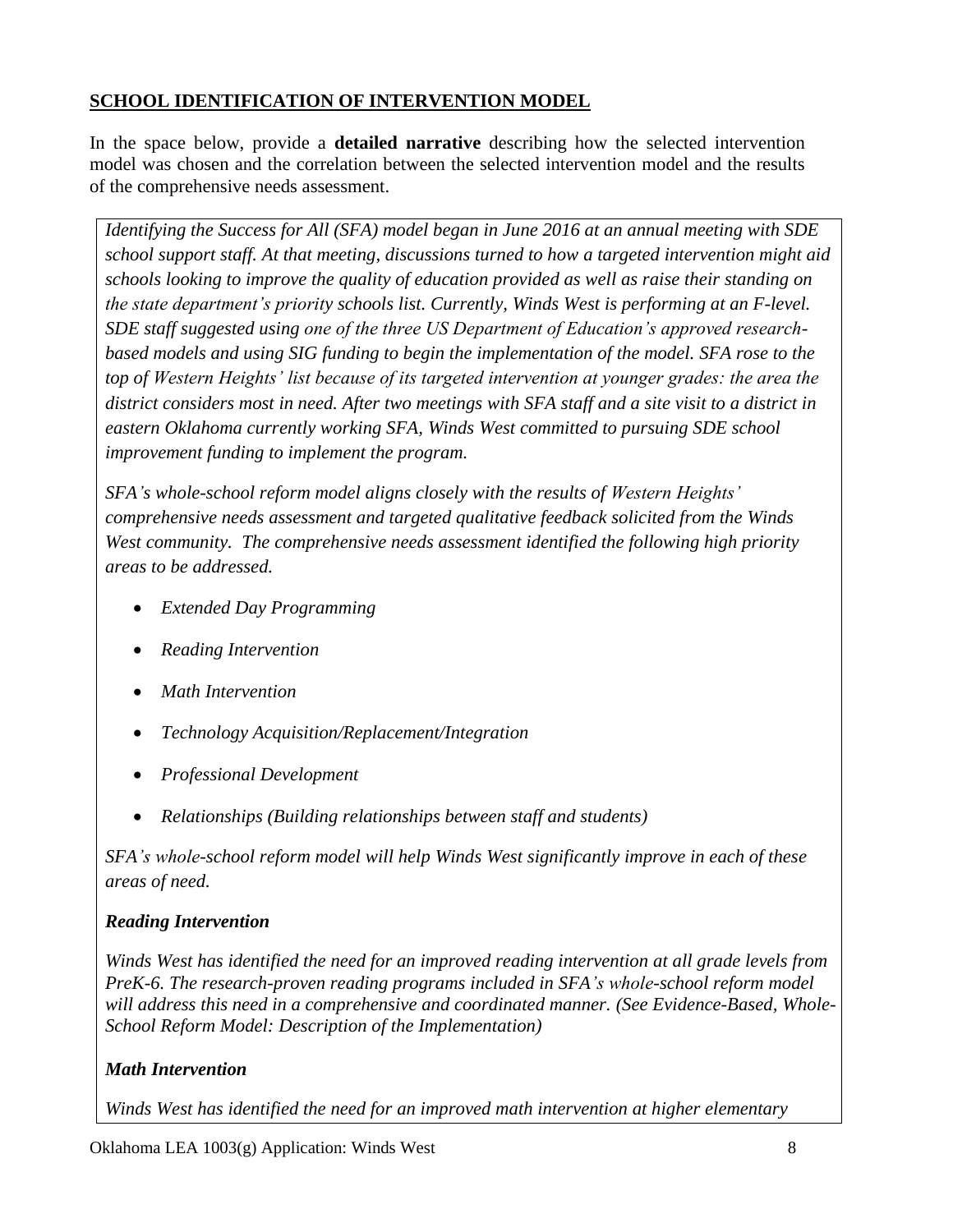## SCHOOL IDENTIFICATION OF INTERVENTION MODEL

In the space below, provide a **detailed narrative** describing how the selected intervention model was chosen and the correlation between the selected intervention model and the results of the comprehensive needs assessment.

*Identifying the Success for All (SFA) model began in June 2016 at an annual meeting with SDE school support staff. At that meeting, discussions turned to how a targeted intervention might aid schools looking to improve the quality of education provided as well as raise their standing on the state department's priority schools list. Currently, Winds West is performing at an F-level. SDE staff suggested using one of the three US Department of Education's approved research-based models and using SIG funding to begin the implementation of the model. SFA rose to the top of Western Heights' list because of its targeted intervention at younger grades: the area the district considers most in need. After two meetings with SFA staff and a site visit to a district in eastern Oklahoma currently working SFA, Winds West committed to pursuing SDE school improvement funding to implement the program.*

*SFA's whole-school reform model aligns closely with the results of Western Heights' comprehensive needs assessment and targeted qualitative feedback solicited from the Winds West community. The comprehensive needs assessment identified the following high priority areas to be addressed.*

- *Extended Day Programming*
- *Reading Intervention*
- *Math Intervention*
- *Technology Acquisition/Replacement/Integration*
- *Professional Development*
- *Relationships (Building relationships between staff and students)*

*SFA's whole-school reform model will help Winds West significantly improve in each of these areas of need.*

***Reading Intervention***

*Winds West has identified the need for an improved reading intervention at all grade levels from PreK-6. The research-proven reading programs included in SFA's whole-school reform model will address this need in a comprehensive and coordinated manner. (See Evidence-Based, Whole-School Reform Model: Description of the Implementation)*

***Math Intervention***

*Winds West has identified the need for an improved math intervention at higher elementary*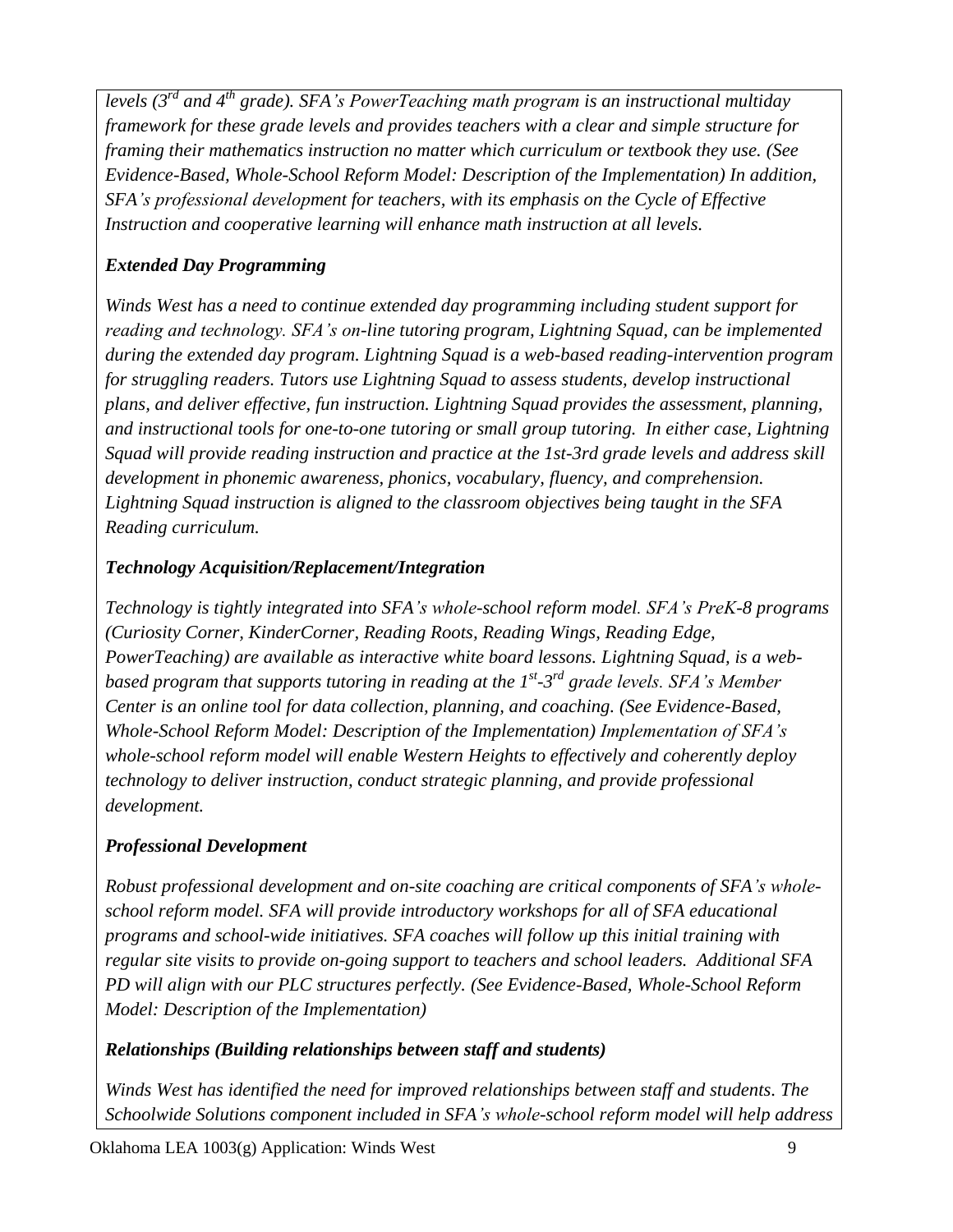*levels (3rd and 4th grade). SFA's PowerTeaching math program is an instructional multiday framework for these grade levels and provides teachers with a clear and simple structure for framing their mathematics instruction no matter which curriculum or textbook they use. (See Evidence-Based, Whole-School Reform Model: Description of the Implementation) In addition, SFA's professional development for teachers, with its emphasis on the Cycle of Effective Instruction and cooperative learning will enhance math instruction at all levels.*

***Extended Day Programming***

*Winds West has a need to continue extended day programming including student support for reading and technology. SFA's on-line tutoring program, Lightning Squad, can be implemented during the extended day program. Lightning Squad is a web-based reading-intervention program for struggling readers. Tutors use Lightning Squad to assess students, develop instructional plans, and deliver effective, fun instruction. Lightning Squad provides the assessment, planning, and instructional tools for one-to-one tutoring or small group tutoring. In either case, Lightning Squad will provide reading instruction and practice at the 1st-3rd grade levels and address skill development in phonemic awareness, phonics, vocabulary, fluency, and comprehension. Lightning Squad instruction is aligned to the classroom objectives being taught in the SFA Reading curriculum.*

***Technology Acquisition/Replacement/Integration***

*Technology is tightly integrated into SFA's whole-school reform model. SFA's PreK-8 programs (Curiosity Corner, KinderCorner, Reading Roots, Reading Wings, Reading Edge, PowerTeaching) are available as interactive white board lessons. Lightning Squad, is a web-based program that supports tutoring in reading at the 1st-3rd grade levels. SFA's Member Center is an online tool for data collection, planning, and coaching. (See Evidence-Based, Whole-School Reform Model: Description of the Implementation) Implementation of SFA's whole-school reform model will enable Western Heights to effectively and coherently deploy technology to deliver instruction, conduct strategic planning, and provide professional development.*

***Professional Development***

*Robust professional development and on-site coaching are critical components of SFA's whole-school reform model. SFA will provide introductory workshops for all of SFA educational programs and school-wide initiatives. SFA coaches will follow up this initial training with regular site visits to provide on-going support to teachers and school leaders. Additional SFA PD will align with our PLC structures perfectly. (See Evidence-Based, Whole-School Reform Model: Description of the Implementation)*

***Relationships (Building relationships between staff and students)***

*Winds West has identified the need for improved relationships between staff and students. The Schoolwide Solutions component included in SFA's whole-school reform model will help address*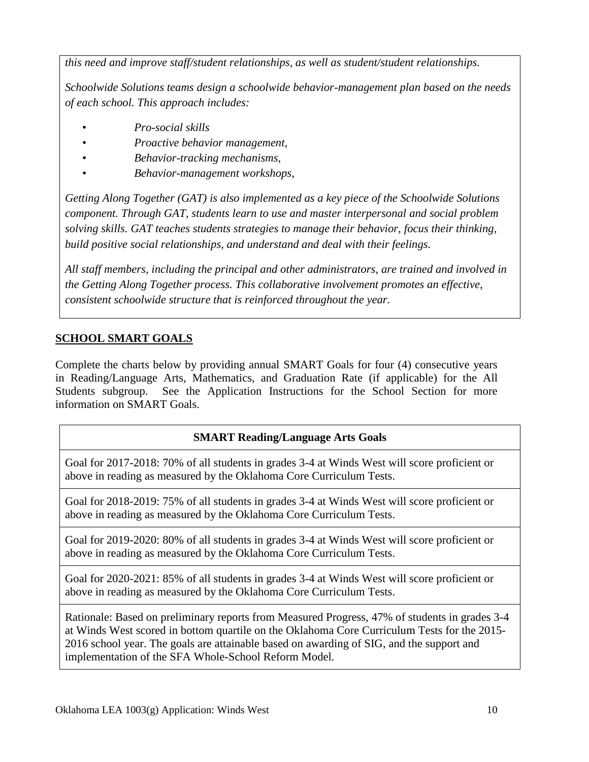*this need and improve staff/student relationships, as well as student/student relationships.*

*Schoolwide Solutions teams design a schoolwide behavior-management plan based on the needs of each school. This approach includes:*

- *Pro-social skills*
- *Proactive behavior management,*
- *Behavior-tracking mechanisms,*
- *Behavior-management workshops,*

*Getting Along Together (GAT) is also implemented as a key piece of the Schoolwide Solutions component. Through GAT, students learn to use and master interpersonal and social problem solving skills. GAT teaches students strategies to manage their behavior, focus their thinking, build positive social relationships, and understand and deal with their feelings.*

*All staff members, including the principal and other administrators, are trained and involved in the Getting Along Together process. This collaborative involvement promotes an effective, consistent schoolwide structure that is reinforced throughout the year.*

## SCHOOL SMART GOALS

Complete the charts below by providing annual SMART Goals for four (4) consecutive years in Reading/Language Arts, Mathematics, and Graduation Rate (if applicable) for the All Students subgroup. See the Application Instructions for the School Section for more information on SMART Goals.

| **SMART Reading/Language Arts Goals** |
|---|
| Goal for 2017-2018: 70% of all students in grades 3-4 at Winds West will score proficient or above in reading as measured by the Oklahoma Core Curriculum Tests. |
| Goal for 2018-2019: 75% of all students in grades 3-4 at Winds West will score proficient or above in reading as measured by the Oklahoma Core Curriculum Tests. |
| Goal for 2019-2020: 80% of all students in grades 3-4 at Winds West will score proficient or above in reading as measured by the Oklahoma Core Curriculum Tests. |
| Goal for 2020-2021: 85% of all students in grades 3-4 at Winds West will score proficient or above in reading as measured by the Oklahoma Core Curriculum Tests. |
| Rationale: Based on preliminary reports from Measured Progress, 47% of students in grades 3-4 at Winds West scored in bottom quartile on the Oklahoma Core Curriculum Tests for the 2015-2016 school year. The goals are attainable based on awarding of SIG, and the support and implementation of the SFA Whole-School Reform Model. |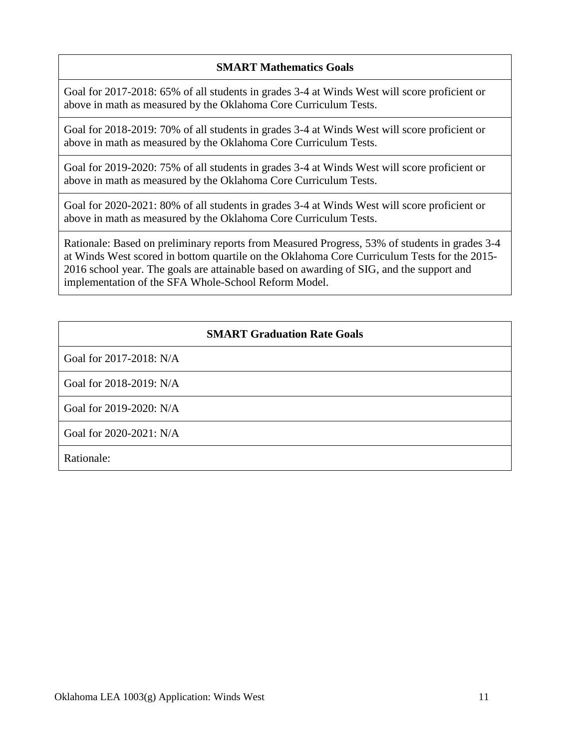| SMART Mathematics Goals |
|---|
| Goal for 2017-2018: 65% of all students in grades 3-4 at Winds West will score proficient or above in math as measured by the Oklahoma Core Curriculum Tests. |
| Goal for 2018-2019: 70% of all students in grades 3-4 at Winds West will score proficient or above in math as measured by the Oklahoma Core Curriculum Tests. |
| Goal for 2019-2020: 75% of all students in grades 3-4 at Winds West will score proficient or above in math as measured by the Oklahoma Core Curriculum Tests. |
| Goal for 2020-2021: 80% of all students in grades 3-4 at Winds West will score proficient or above in math as measured by the Oklahoma Core Curriculum Tests. |
| Rationale: Based on preliminary reports from Measured Progress, 53% of students in grades 3-4 at Winds West scored in bottom quartile on the Oklahoma Core Curriculum Tests for the 2015-2016 school year. The goals are attainable based on awarding of SIG, and the support and implementation of the SFA Whole-School Reform Model. |

| SMART Graduation Rate Goals |
|---|
| Goal for 2017-2018: N/A |
| Goal for 2018-2019: N/A |
| Goal for 2019-2020: N/A |
| Goal for 2020-2021: N/A |
| Rationale: |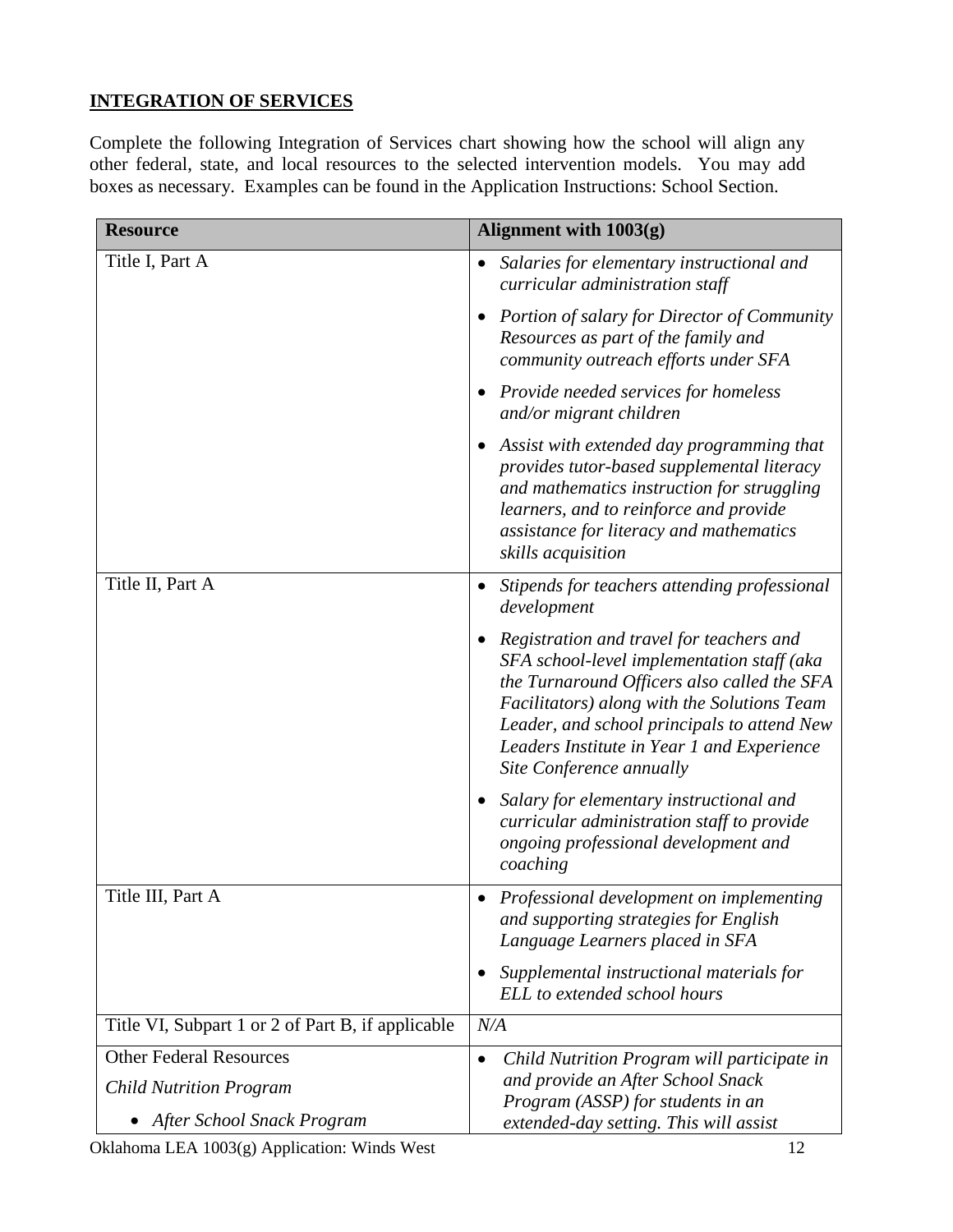## INTEGRATION OF SERVICES

Complete the following Integration of Services chart showing how the school will align any other federal, state, and local resources to the selected intervention models. You may add boxes as necessary. Examples can be found in the Application Instructions: School Section.

| Resource | Alignment with 1003(g) |
|---|---|
| Title I, Part A | • *Salaries for elementary instructional and curricular administration staff*<br>• *Portion of salary for Director of Community Resources as part of the family and community outreach efforts under SFA*<br>• *Provide needed services for homeless and/or migrant children*<br>• *Assist with extended day programming that provides tutor-based supplemental literacy and mathematics instruction for struggling learners, and to reinforce and provide assistance for literacy and mathematics skills acquisition* |
| Title II, Part A | • *Stipends for teachers attending professional development*<br>• *Registration and travel for teachers and SFA school-level implementation staff (aka the Turnaround Officers also called the SFA Facilitators) along with the Solutions Team Leader, and school principals to attend New Leaders Institute in Year 1 and Experience Site Conference annually*<br>• *Salary for elementary instructional and curricular administration staff to provide ongoing professional development and coaching* |
| Title III, Part A | • *Professional development on implementing and supporting strategies for English Language Learners placed in SFA*<br>• *Supplemental instructional materials for ELL to extended school hours* |
| Title VI, Subpart 1 or 2 of Part B, if applicable | *N/A* |
| Other Federal Resources<br>*Child Nutrition Program*<br>• *After School Snack Program* | • *Child Nutrition Program will participate in and provide an After School Snack Program (ASSP) for students in an extended-day setting. This will assist* |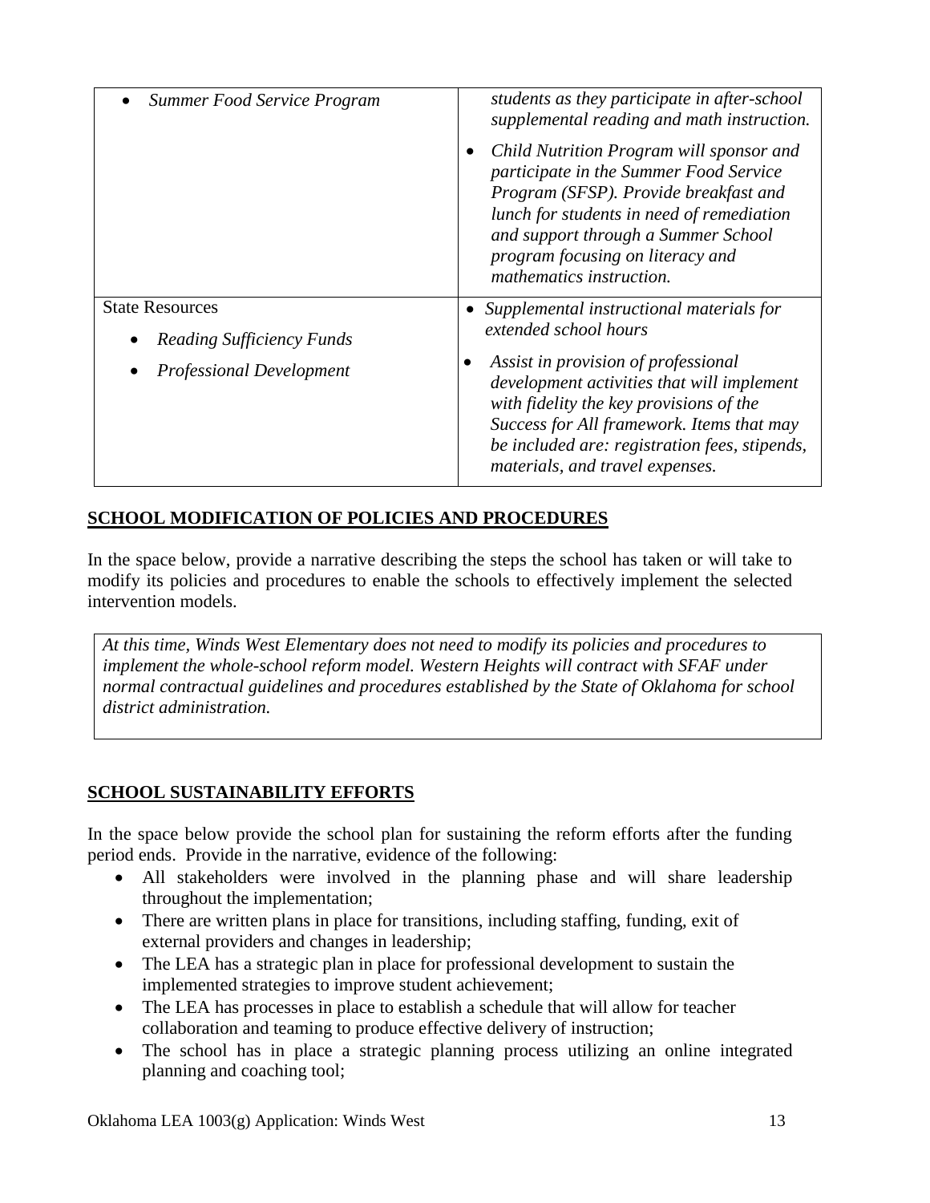| | |
|---|---|
| • *Summer Food Service Program* | *students as they participate in after-school supplemental reading and math instruction.*<br>• *Child Nutrition Program will sponsor and participate in the Summer Food Service Program (SFSP). Provide breakfast and lunch for students in need of remediation and support through a Summer School program focusing on literacy and mathematics instruction.* |
| State Resources<br>• *Reading Sufficiency Funds*<br>• *Professional Development* | • *Supplemental instructional materials for extended school hours*<br>• *Assist in provision of professional development activities that will implement with fidelity the key provisions of the Success for All framework. Items that may be included are: registration fees, stipends, materials, and travel expenses.* |

## SCHOOL MODIFICATION OF POLICIES AND PROCEDURES

In the space below, provide a narrative describing the steps the school has taken or will take to modify its policies and procedures to enable the schools to effectively implement the selected intervention models.

*At this time, Winds West Elementary does not need to modify its policies and procedures to implement the whole-school reform model. Western Heights will contract with SFAF under normal contractual guidelines and procedures established by the State of Oklahoma for school district administration.*

## SCHOOL SUSTAINABILITY EFFORTS

In the space below provide the school plan for sustaining the reform efforts after the funding period ends. Provide in the narrative, evidence of the following:

- All stakeholders were involved in the planning phase and will share leadership throughout the implementation;
- There are written plans in place for transitions, including staffing, funding, exit of external providers and changes in leadership;
- The LEA has a strategic plan in place for professional development to sustain the implemented strategies to improve student achievement;
- The LEA has processes in place to establish a schedule that will allow for teacher collaboration and teaming to produce effective delivery of instruction;
- The school has in place a strategic planning process utilizing an online integrated planning and coaching tool;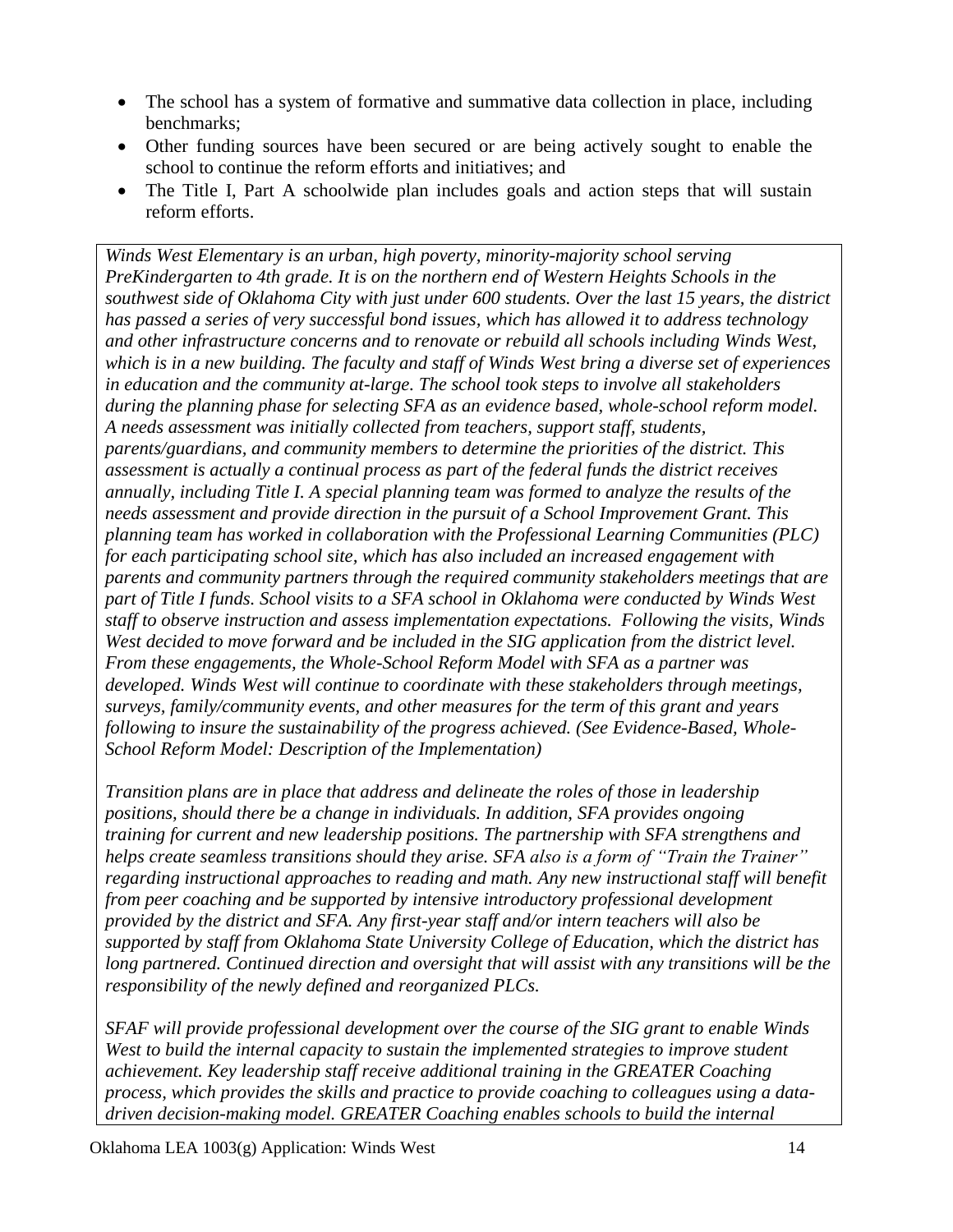- The school has a system of formative and summative data collection in place, including benchmarks;
- Other funding sources have been secured or are being actively sought to enable the school to continue the reform efforts and initiatives; and
- The Title I, Part A schoolwide plan includes goals and action steps that will sustain reform efforts.

*Winds West Elementary is an urban, high poverty, minority-majority school serving PreKindergarten to 4th grade. It is on the northern end of Western Heights Schools in the southwest side of Oklahoma City with just under 600 students. Over the last 15 years, the district has passed a series of very successful bond issues, which has allowed it to address technology and other infrastructure concerns and to renovate or rebuild all schools including Winds West, which is in a new building. The faculty and staff of Winds West bring a diverse set of experiences in education and the community at-large. The school took steps to involve all stakeholders during the planning phase for selecting SFA as an evidence based, whole-school reform model. A needs assessment was initially collected from teachers, support staff, students, parents/guardians, and community members to determine the priorities of the district. This assessment is actually a continual process as part of the federal funds the district receives annually, including Title I. A special planning team was formed to analyze the results of the needs assessment and provide direction in the pursuit of a School Improvement Grant. This planning team has worked in collaboration with the Professional Learning Communities (PLC) for each participating school site, which has also included an increased engagement with parents and community partners through the required community stakeholders meetings that are part of Title I funds. School visits to a SFA school in Oklahoma were conducted by Winds West staff to observe instruction and assess implementation expectations. Following the visits, Winds West decided to move forward and be included in the SIG application from the district level. From these engagements, the Whole-School Reform Model with SFA as a partner was developed. Winds West will continue to coordinate with these stakeholders through meetings, surveys, family/community events, and other measures for the term of this grant and years following to insure the sustainability of the progress achieved. (See Evidence-Based, Whole-School Reform Model: Description of the Implementation)*

*Transition plans are in place that address and delineate the roles of those in leadership positions, should there be a change in individuals. In addition, SFA provides ongoing training for current and new leadership positions. The partnership with SFA strengthens and helps create seamless transitions should they arise. SFA also is a form of "Train the Trainer" regarding instructional approaches to reading and math. Any new instructional staff will benefit from peer coaching and be supported by intensive introductory professional development provided by the district and SFA. Any first-year staff and/or intern teachers will also be supported by staff from Oklahoma State University College of Education, which the district has long partnered. Continued direction and oversight that will assist with any transitions will be the responsibility of the newly defined and reorganized PLCs.*

*SFAF will provide professional development over the course of the SIG grant to enable Winds West to build the internal capacity to sustain the implemented strategies to improve student achievement. Key leadership staff receive additional training in the GREATER Coaching process, which provides the skills and practice to provide coaching to colleagues using a data-driven decision-making model. GREATER Coaching enables schools to build the internal*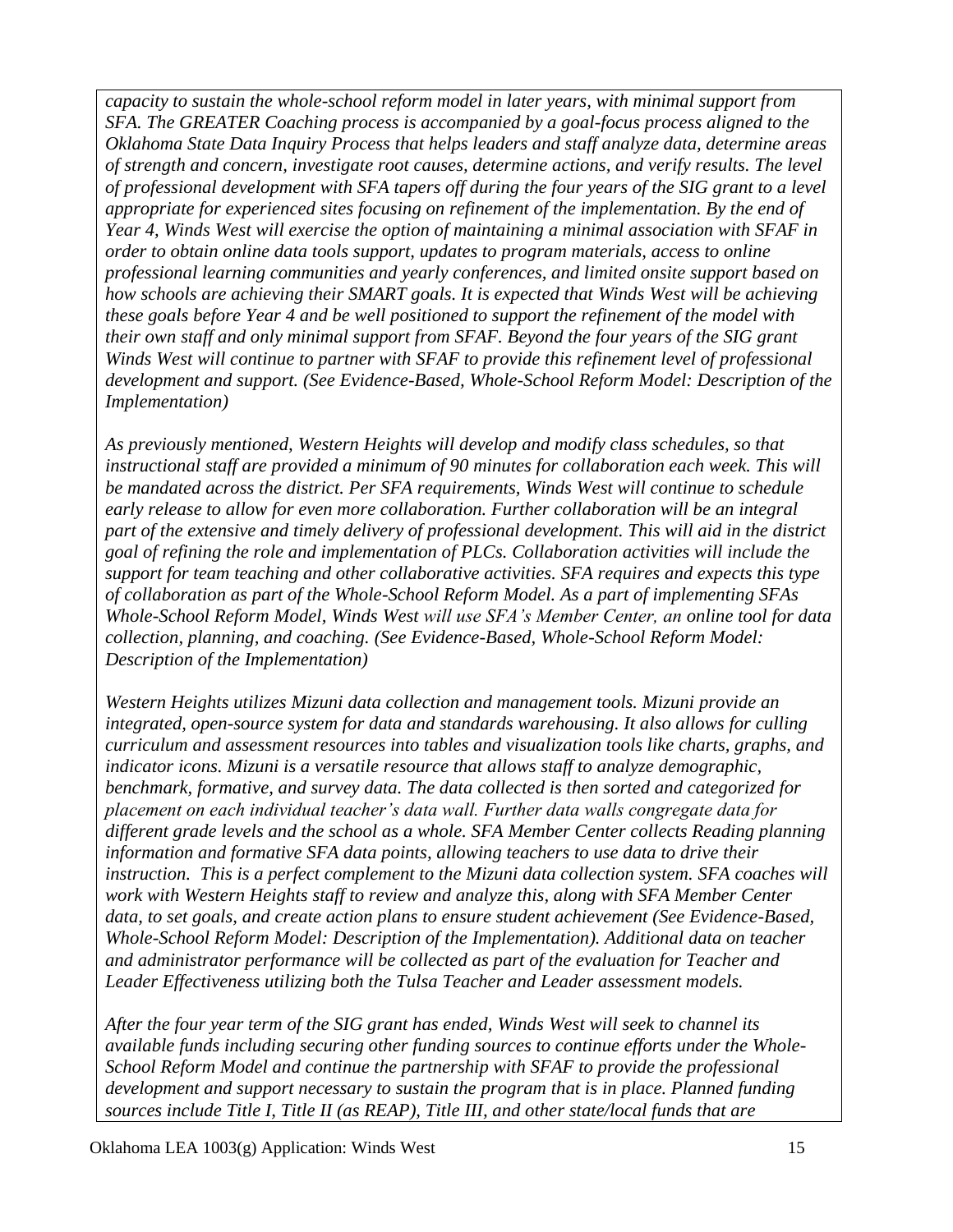*capacity to sustain the whole-school reform model in later years, with minimal support from SFA. The GREATER Coaching process is accompanied by a goal-focus process aligned to the Oklahoma State Data Inquiry Process that helps leaders and staff analyze data, determine areas of strength and concern, investigate root causes, determine actions, and verify results. The level of professional development with SFA tapers off during the four years of the SIG grant to a level appropriate for experienced sites focusing on refinement of the implementation. By the end of Year 4, Winds West will exercise the option of maintaining a minimal association with SFAF in order to obtain online data tools support, updates to program materials, access to online professional learning communities and yearly conferences, and limited onsite support based on how schools are achieving their SMART goals. It is expected that Winds West will be achieving these goals before Year 4 and be well positioned to support the refinement of the model with their own staff and only minimal support from SFAF. Beyond the four years of the SIG grant Winds West will continue to partner with SFAF to provide this refinement level of professional development and support. (See Evidence-Based, Whole-School Reform Model: Description of the Implementation)*

*As previously mentioned, Western Heights will develop and modify class schedules, so that instructional staff are provided a minimum of 90 minutes for collaboration each week. This will be mandated across the district. Per SFA requirements, Winds West will continue to schedule early release to allow for even more collaboration. Further collaboration will be an integral part of the extensive and timely delivery of professional development. This will aid in the district goal of refining the role and implementation of PLCs. Collaboration activities will include the support for team teaching and other collaborative activities. SFA requires and expects this type of collaboration as part of the Whole-School Reform Model. As a part of implementing SFAs Whole-School Reform Model, Winds West will use SFA's Member Center, an online tool for data collection, planning, and coaching. (See Evidence-Based, Whole-School Reform Model: Description of the Implementation)*

*Western Heights utilizes Mizuni data collection and management tools. Mizuni provide an integrated, open-source system for data and standards warehousing. It also allows for culling curriculum and assessment resources into tables and visualization tools like charts, graphs, and indicator icons. Mizuni is a versatile resource that allows staff to analyze demographic, benchmark, formative, and survey data. The data collected is then sorted and categorized for placement on each individual teacher's data wall. Further data walls congregate data for different grade levels and the school as a whole. SFA Member Center collects Reading planning information and formative SFA data points, allowing teachers to use data to drive their instruction. This is a perfect complement to the Mizuni data collection system. SFA coaches will work with Western Heights staff to review and analyze this, along with SFA Member Center data, to set goals, and create action plans to ensure student achievement (See Evidence-Based, Whole-School Reform Model: Description of the Implementation). Additional data on teacher and administrator performance will be collected as part of the evaluation for Teacher and Leader Effectiveness utilizing both the Tulsa Teacher and Leader assessment models.*

*After the four year term of the SIG grant has ended, Winds West will seek to channel its available funds including securing other funding sources to continue efforts under the Whole-School Reform Model and continue the partnership with SFAF to provide the professional development and support necessary to sustain the program that is in place. Planned funding sources include Title I, Title II (as REAP), Title III, and other state/local funds that are*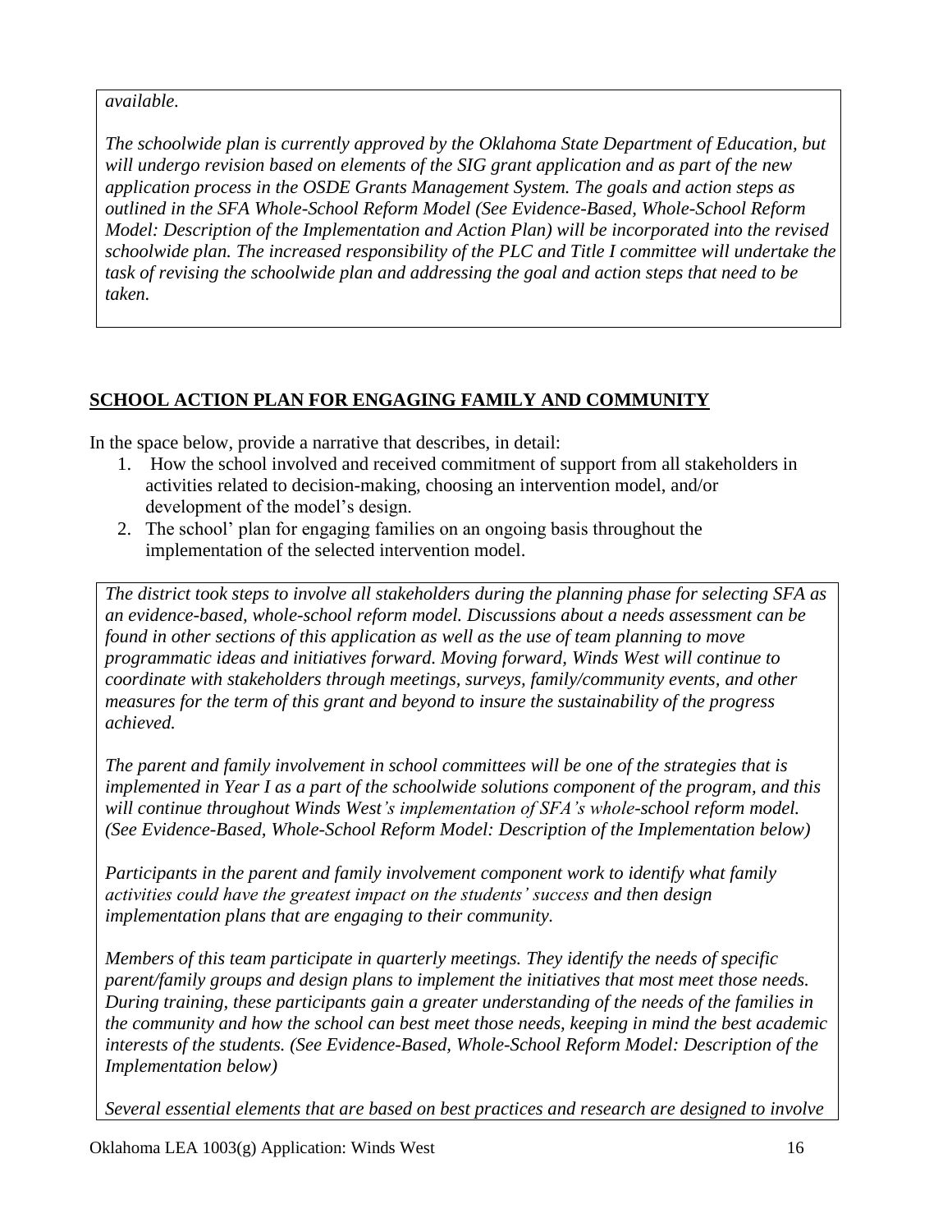*available.*

*The schoolwide plan is currently approved by the Oklahoma State Department of Education, but will undergo revision based on elements of the SIG grant application and as part of the new application process in the OSDE Grants Management System. The goals and action steps as outlined in the SFA Whole-School Reform Model (See Evidence-Based, Whole-School Reform Model: Description of the Implementation and Action Plan) will be incorporated into the revised schoolwide plan. The increased responsibility of the PLC and Title I committee will undertake the task of revising the schoolwide plan and addressing the goal and action steps that need to be taken.*

## SCHOOL ACTION PLAN FOR ENGAGING FAMILY AND COMMUNITY

In the space below, provide a narrative that describes, in detail:

1. How the school involved and received commitment of support from all stakeholders in activities related to decision-making, choosing an intervention model, and/or development of the model's design.
2. The school' plan for engaging families on an ongoing basis throughout the implementation of the selected intervention model.

*The district took steps to involve all stakeholders during the planning phase for selecting SFA as an evidence-based, whole-school reform model. Discussions about a needs assessment can be found in other sections of this application as well as the use of team planning to move programmatic ideas and initiatives forward. Moving forward, Winds West will continue to coordinate with stakeholders through meetings, surveys, family/community events, and other measures for the term of this grant and beyond to insure the sustainability of the progress achieved.*

*The parent and family involvement in school committees will be one of the strategies that is implemented in Year I as a part of the schoolwide solutions component of the program, and this will continue throughout Winds West's implementation of SFA's whole-school reform model. (See Evidence-Based, Whole-School Reform Model: Description of the Implementation below)*

*Participants in the parent and family involvement component work to identify what family activities could have the greatest impact on the students' success and then design implementation plans that are engaging to their community.*

*Members of this team participate in quarterly meetings. They identify the needs of specific parent/family groups and design plans to implement the initiatives that most meet those needs. During training, these participants gain a greater understanding of the needs of the families in the community and how the school can best meet those needs, keeping in mind the best academic interests of the students. (See Evidence-Based, Whole-School Reform Model: Description of the Implementation below)*

*Several essential elements that are based on best practices and research are designed to involve*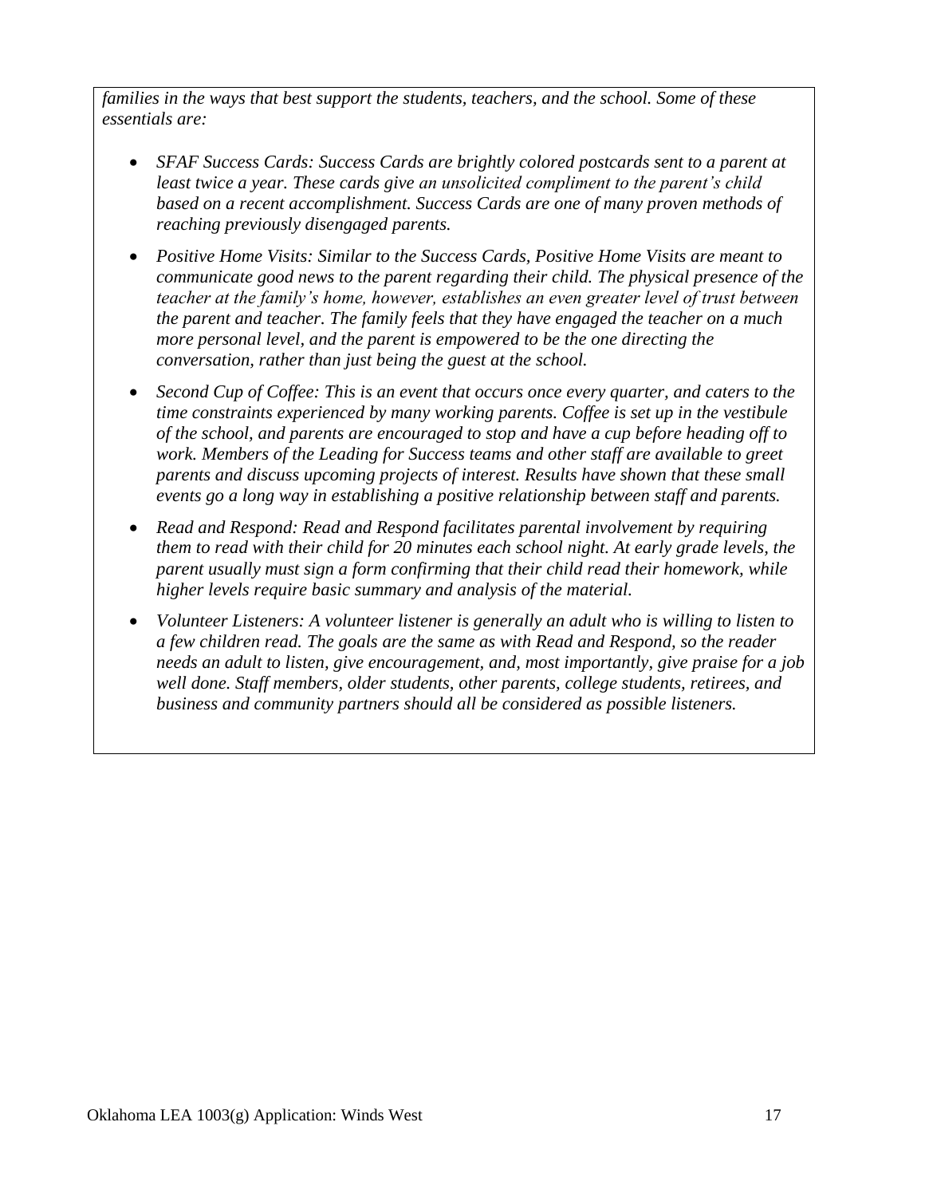*families in the ways that best support the students, teachers, and the school. Some of these essentials are:*

- *SFAF Success Cards: Success Cards are brightly colored postcards sent to a parent at least twice a year. These cards give an unsolicited compliment to the parent's child based on a recent accomplishment. Success Cards are one of many proven methods of reaching previously disengaged parents.*
- *Positive Home Visits: Similar to the Success Cards, Positive Home Visits are meant to communicate good news to the parent regarding their child. The physical presence of the teacher at the family's home, however, establishes an even greater level of trust between the parent and teacher. The family feels that they have engaged the teacher on a much more personal level, and the parent is empowered to be the one directing the conversation, rather than just being the guest at the school.*
- *Second Cup of Coffee: This is an event that occurs once every quarter, and caters to the time constraints experienced by many working parents. Coffee is set up in the vestibule of the school, and parents are encouraged to stop and have a cup before heading off to work. Members of the Leading for Success teams and other staff are available to greet parents and discuss upcoming projects of interest. Results have shown that these small events go a long way in establishing a positive relationship between staff and parents.*
- *Read and Respond: Read and Respond facilitates parental involvement by requiring them to read with their child for 20 minutes each school night. At early grade levels, the parent usually must sign a form confirming that their child read their homework, while higher levels require basic summary and analysis of the material.*
- *Volunteer Listeners: A volunteer listener is generally an adult who is willing to listen to a few children read. The goals are the same as with Read and Respond, so the reader needs an adult to listen, give encouragement, and, most importantly, give praise for a job well done. Staff members, older students, other parents, college students, retirees, and business and community partners should all be considered as possible listeners.*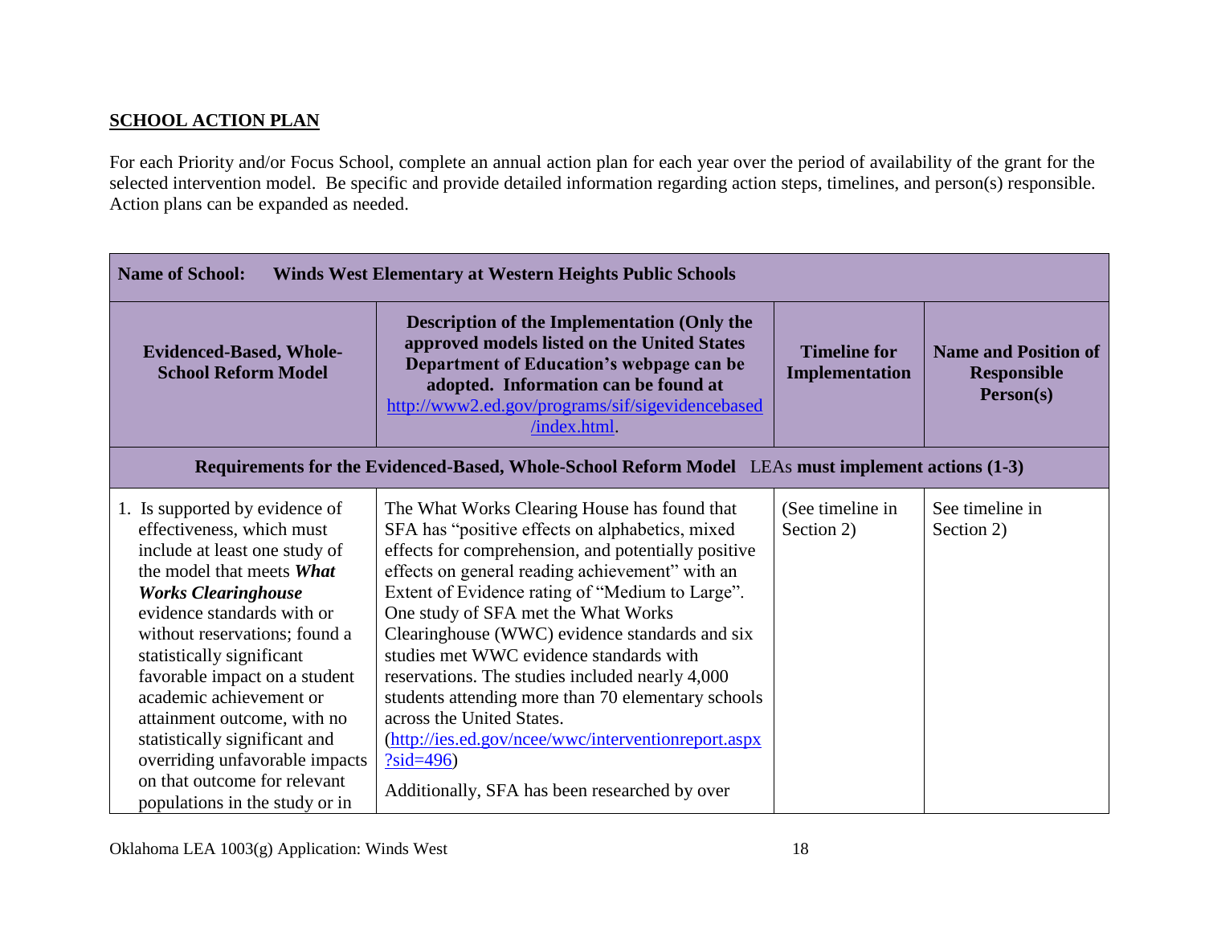**SCHOOL ACTION PLAN**

For each Priority and/or Focus School, complete an annual action plan for each year over the period of availability of the grant for the selected intervention model. Be specific and provide detailed information regarding action steps, timelines, and person(s) responsible. Action plans can be expanded as needed.

| **Name of School: Winds West Elementary at Western Heights Public Schools** | | | |
|---|---|---|---|
| **Evidenced-Based, Whole-School Reform Model** | **Description of the Implementation (Only the approved models listed on the United States Department of Education's webpage can be adopted. Information can be found at [http://www2.ed.gov/programs/sif/sigevidencebased/index.html](http://www2.ed.gov/programs/sif/sigevidencebased/index.html).** | **Timeline for Implementation** | **Name and Position of Responsible Person(s)** |
| **Requirements for the Evidenced-Based, Whole-School Reform Model** LEAs **must implement actions (1-3)** | | | |
| 1. Is supported by evidence of effectiveness, which must include at least one study of the model that meets ***What Works Clearinghouse*** evidence standards with or without reservations; found a statistically significant favorable impact on a student academic achievement or attainment outcome, with no statistically significant and overriding unfavorable impacts on that outcome for relevant populations in the study or in | The What Works Clearing House has found that SFA has "positive effects on alphabetics, mixed effects for comprehension, and potentially positive effects on general reading achievement" with an Extent of Evidence rating of "Medium to Large". One study of SFA met the What Works Clearinghouse (WWC) evidence standards and six studies met WWC evidence standards with reservations. The studies included nearly 4,000 students attending more than 70 elementary schools across the United States. ([http://ies.ed.gov/ncee/wwc/interventionreport.aspx?sid=496](http://ies.ed.gov/ncee/wwc/interventionreport.aspx?sid=496)) <br><br> Additionally, SFA has been researched by over | (See timeline in Section 2) | See timeline in Section 2) |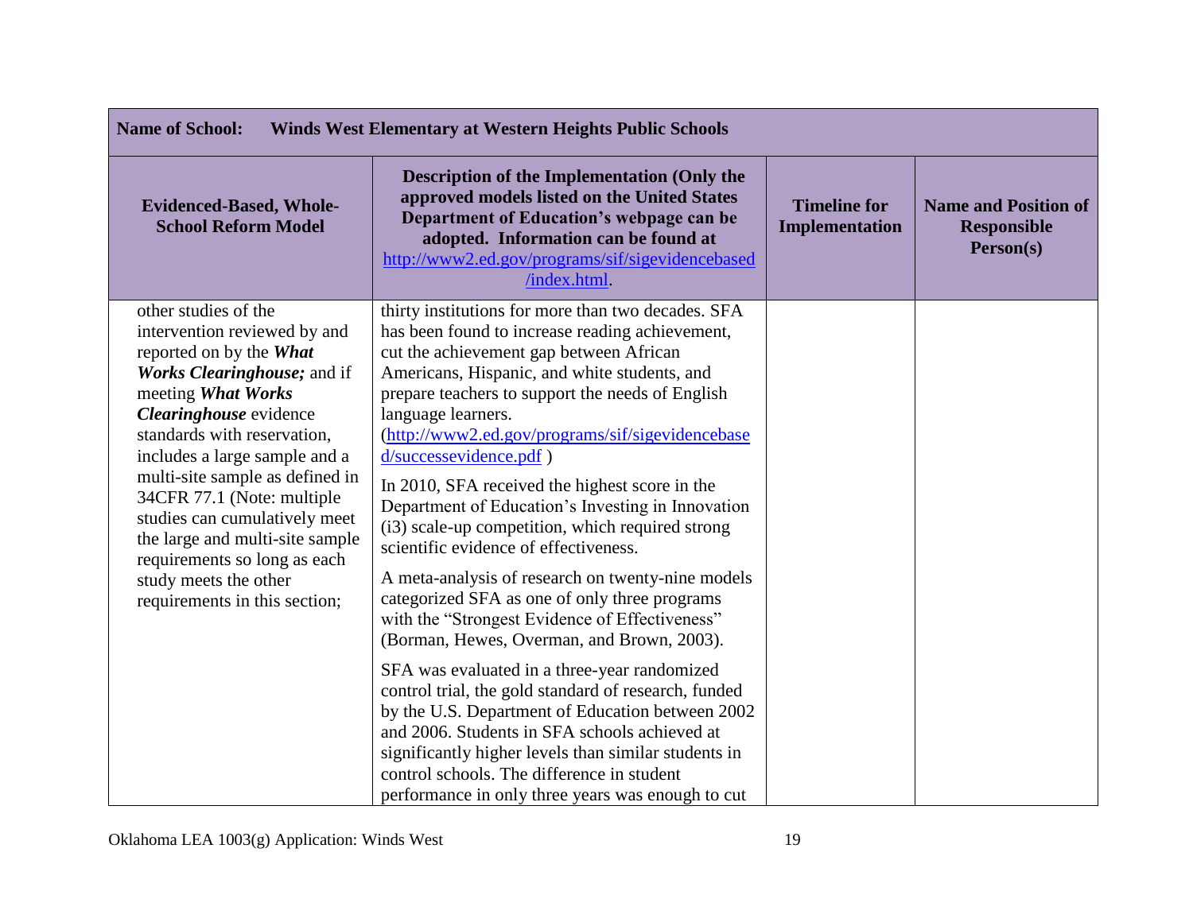| Name of School: Winds West Elementary at Western Heights Public Schools | | | |
|---|---|---|---|
| **Evidenced-Based, Whole-School Reform Model** | **Description of the Implementation (Only the approved models listed on the United States Department of Education's webpage can be adopted. Information can be found at http://www2.ed.gov/programs/sif/sigevidencebased/index.html.** | **Timeline for Implementation** | **Name and Position of Responsible Person(s)** |
| other studies of the intervention reviewed by and reported on by the ***What Works Clearinghouse;*** and if meeting ***What Works Clearinghouse*** evidence standards with reservation, includes a large sample and a multi-site sample as defined in 34CFR 77.1 (Note: multiple studies can cumulatively meet the large and multi-site sample requirements so long as each study meets the other requirements in this section; | thirty institutions for more than two decades. SFA has been found to increase reading achievement, cut the achievement gap between African Americans, Hispanic, and white students, and prepare teachers to support the needs of English language learners. (http://www2.ed.gov/programs/sif/sigevidencebased/successevidence.pdf ) <br><br> In 2010, SFA received the highest score in the Department of Education's Investing in Innovation (i3) scale-up competition, which required strong scientific evidence of effectiveness. <br><br> A meta-analysis of research on twenty-nine models categorized SFA as one of only three programs with the "Strongest Evidence of Effectiveness" (Borman, Hewes, Overman, and Brown, 2003). <br><br> SFA was evaluated in a three-year randomized control trial, the gold standard of research, funded by the U.S. Department of Education between 2002 and 2006. Students in SFA schools achieved at significantly higher levels than similar students in control schools. The difference in student performance in only three years was enough to cut | | |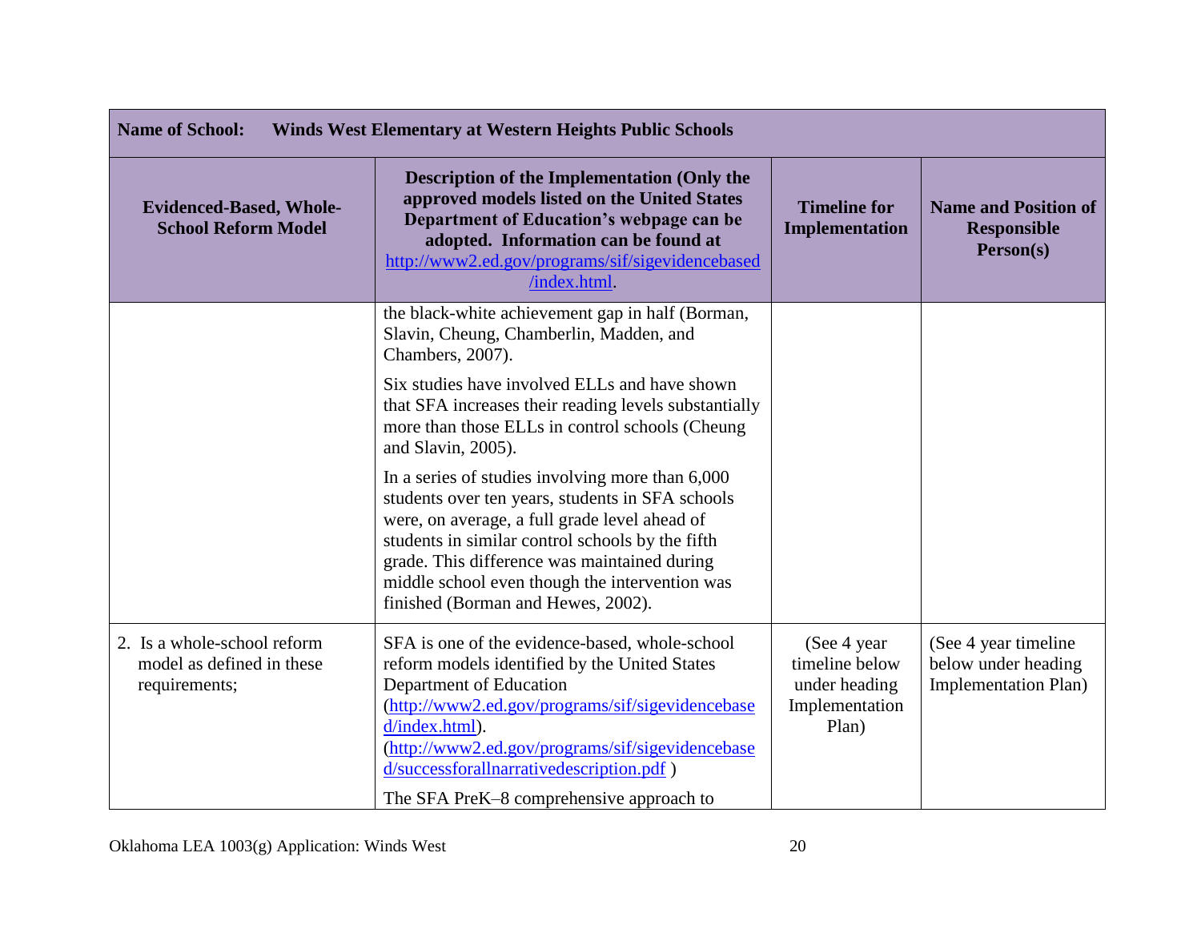| Name of School: Winds West Elementary at Western Heights Public Schools | | | |
|---|---|---|---|
| **Evidenced-Based, Whole-School Reform Model** | **Description of the Implementation (Only the approved models listed on the United States Department of Education's webpage can be adopted. Information can be found at [http://www2.ed.gov/programs/sif/sigevidencebased/index.html](http://www2.ed.gov/programs/sif/sigevidencebased/index.html).** | **Timeline for Implementation** | **Name and Position of Responsible Person(s)** |
| | the black-white achievement gap in half (Borman, Slavin, Cheung, Chamberlin, Madden, and Chambers, 2007).<br><br>Six studies have involved ELLs and have shown that SFA increases their reading levels substantially more than those ELLs in control schools (Cheung and Slavin, 2005).<br><br>In a series of studies involving more than 6,000 students over ten years, students in SFA schools were, on average, a full grade level ahead of students in similar control schools by the fifth grade. This difference was maintained during middle school even though the intervention was finished (Borman and Hewes, 2002). | | |
| 2. Is a whole-school reform model as defined in these requirements; | SFA is one of the evidence-based, whole-school reform models identified by the United States Department of Education ([http://www2.ed.gov/programs/sif/sigevidencebased/index.html](http://www2.ed.gov/programs/sif/sigevidencebased/index.html)). ([http://www2.ed.gov/programs/sif/sigevidencebased/successforallnarrativedescription.pdf](http://www2.ed.gov/programs/sif/sigevidencebased/successforallnarrativedescription.pdf) )<br><br>The SFA PreK–8 comprehensive approach to | (See 4 year timeline below under heading Implementation Plan) | (See 4 year timeline below under heading Implementation Plan) |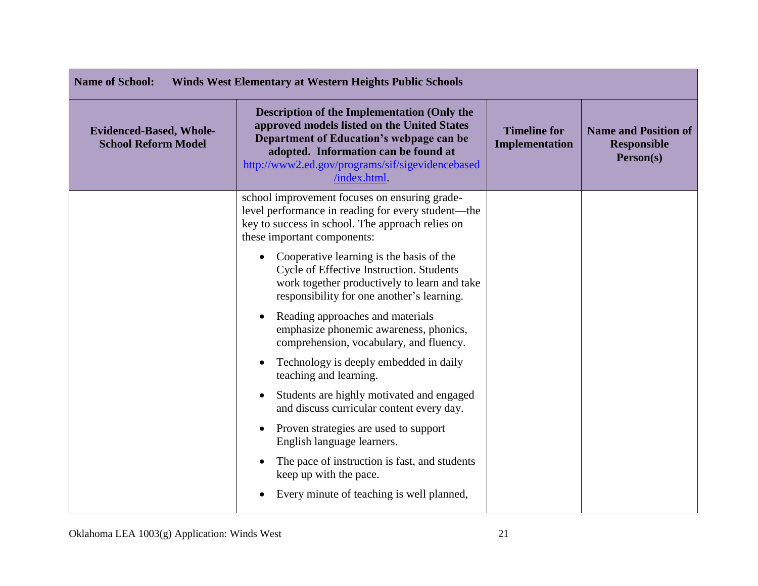| Name of School: Winds West Elementary at Western Heights Public Schools | | | |
|---|---|---|---|
| **Evidenced-Based, Whole-School Reform Model** | **Description of the Implementation (Only the approved models listed on the United States Department of Education's webpage can be adopted. Information can be found at [http://www2.ed.gov/programs/sif/sigevidencebased/index.html](http://www2.ed.gov/programs/sif/sigevidencebased/index.html).** | **Timeline for Implementation** | **Name and Position of Responsible Person(s)** |
| | school improvement focuses on ensuring grade-level performance in reading for every student—the key to success in school. The approach relies on these important components:<br><br>• Cooperative learning is the basis of the Cycle of Effective Instruction. Students work together productively to learn and take responsibility for one another's learning.<br>• Reading approaches and materials emphasize phonemic awareness, phonics, comprehension, vocabulary, and fluency.<br>• Technology is deeply embedded in daily teaching and learning.<br>• Students are highly motivated and engaged and discuss curricular content every day.<br>• Proven strategies are used to support English language learners.<br>• The pace of instruction is fast, and students keep up with the pace.<br>• Every minute of teaching is well planned, | | |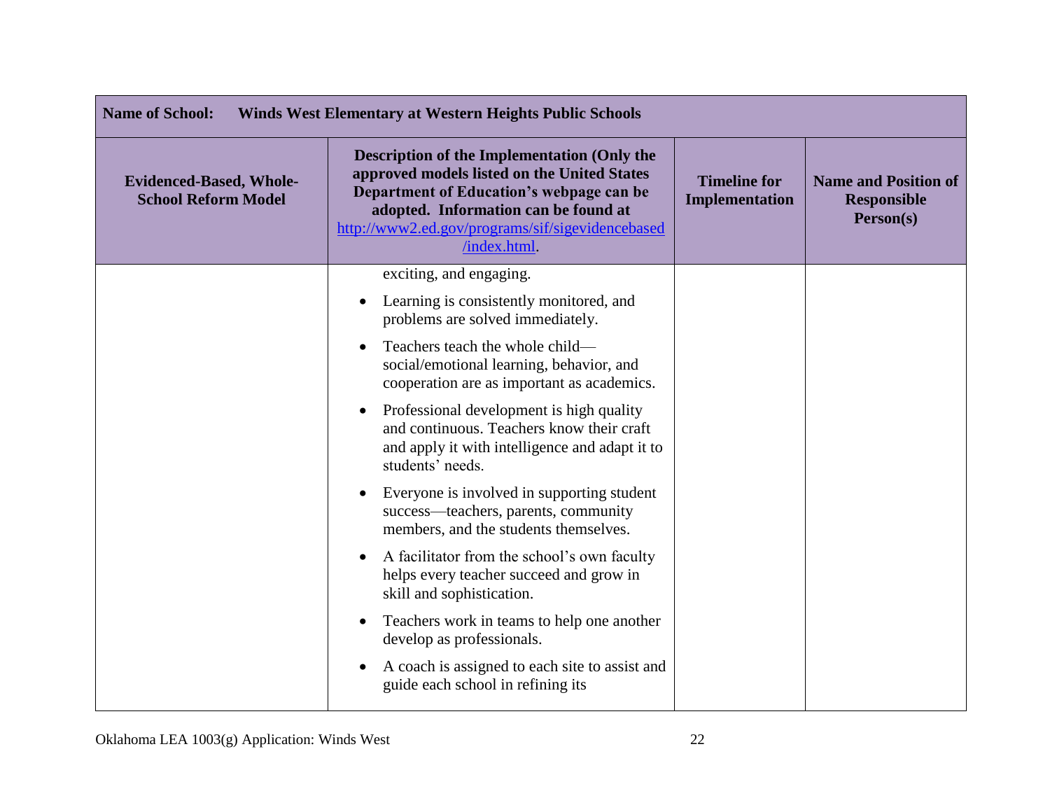| Name of School: Winds West Elementary at Western Heights Public Schools | | | |
|---|---|---|---|
| **Evidenced-Based, Whole-School Reform Model** | **Description of the Implementation (Only the approved models listed on the United States Department of Education's webpage can be adopted. Information can be found at [http://www2.ed.gov/programs/sif/sigevidencebased/index.html](http://www2.ed.gov/programs/sif/sigevidencebased/index.html).** | **Timeline for Implementation** | **Name and Position of Responsible Person(s)** |
| | exciting, and engaging.<br>• Learning is consistently monitored, and problems are solved immediately.<br>• Teachers teach the whole child—social/emotional learning, behavior, and cooperation are as important as academics.<br>• Professional development is high quality and continuous. Teachers know their craft and apply it with intelligence and adapt it to students' needs.<br>• Everyone is involved in supporting student success—teachers, parents, community members, and the students themselves.<br>• A facilitator from the school's own faculty helps every teacher succeed and grow in skill and sophistication.<br>• Teachers work in teams to help one another develop as professionals.<br>• A coach is assigned to each site to assist and guide each school in refining its | | |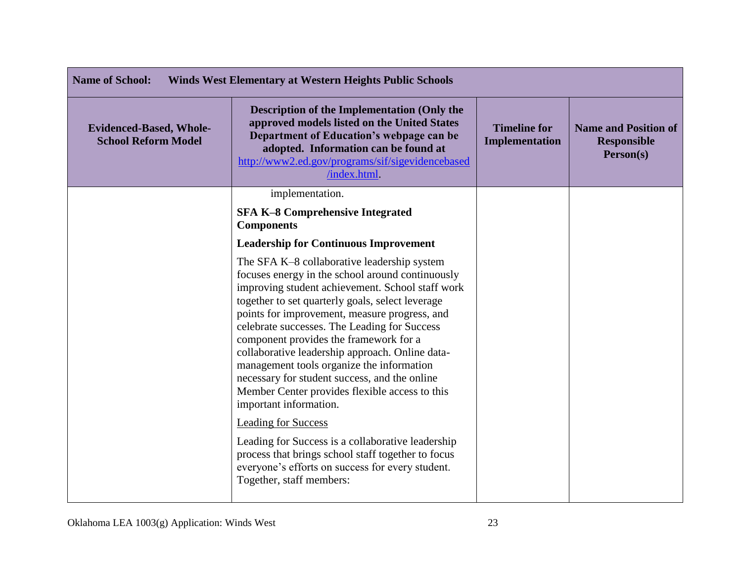**Name of School: Winds West Elementary at Western Heights Public Schools**

| Evidenced-Based, Whole-School Reform Model | Description of the Implementation (Only the approved models listed on the United States Department of Education's webpage can be adopted. Information can be found at [http://www2.ed.gov/programs/sif/sigevidencebased/index.html](http://www2.ed.gov/programs/sif/sigevidencebased/index.html). | Timeline for Implementation | Name and Position of Responsible Person(s) |
|---|---|---|---|
| | implementation.<br><br>**SFA K–8 Comprehensive Integrated Components**<br><br>**Leadership for Continuous Improvement**<br><br>The SFA K–8 collaborative leadership system focuses energy in the school around continuously improving student achievement. School staff work together to set quarterly goals, select leverage points for improvement, measure progress, and celebrate successes. The Leading for Success component provides the framework for a collaborative leadership approach. Online data-management tools organize the information necessary for student success, and the online Member Center provides flexible access to this important information.<br><br><u>Leading for Success</u><br><br>Leading for Success is a collaborative leadership process that brings school staff together to focus everyone's efforts on success for every student. Together, staff members: | | |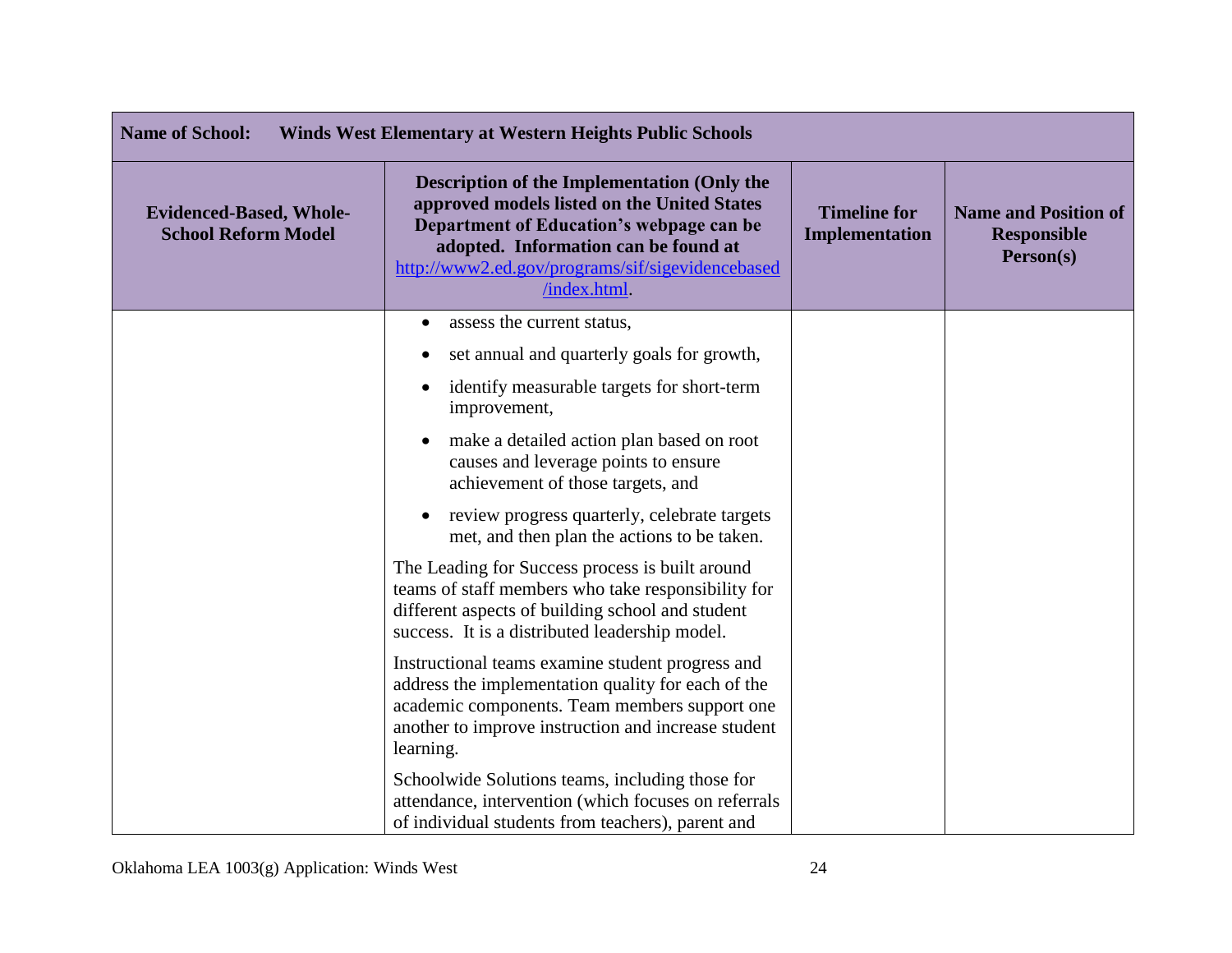| Name of School: Winds West Elementary at Western Heights Public Schools | | | |
|---|---|---|---|
| **Evidenced-Based, Whole-School Reform Model** | **Description of the Implementation (Only the approved models listed on the United States Department of Education's webpage can be adopted. Information can be found at [http://www2.ed.gov/programs/sif/sigevidencebased/index.html](http://www2.ed.gov/programs/sif/sigevidencebased/index.html).** | **Timeline for Implementation** | **Name and Position of Responsible Person(s)** |
| | • assess the current status,<br>• set annual and quarterly goals for growth,<br>• identify measurable targets for short-term improvement,<br>• make a detailed action plan based on root causes and leverage points to ensure achievement of those targets, and<br>• review progress quarterly, celebrate targets met, and then plan the actions to be taken.<br><br>The Leading for Success process is built around teams of staff members who take responsibility for different aspects of building school and student success. It is a distributed leadership model.<br><br>Instructional teams examine student progress and address the implementation quality for each of the academic components. Team members support one another to improve instruction and increase student learning.<br><br>Schoolwide Solutions teams, including those for attendance, intervention (which focuses on referrals of individual students from teachers), parent and | | |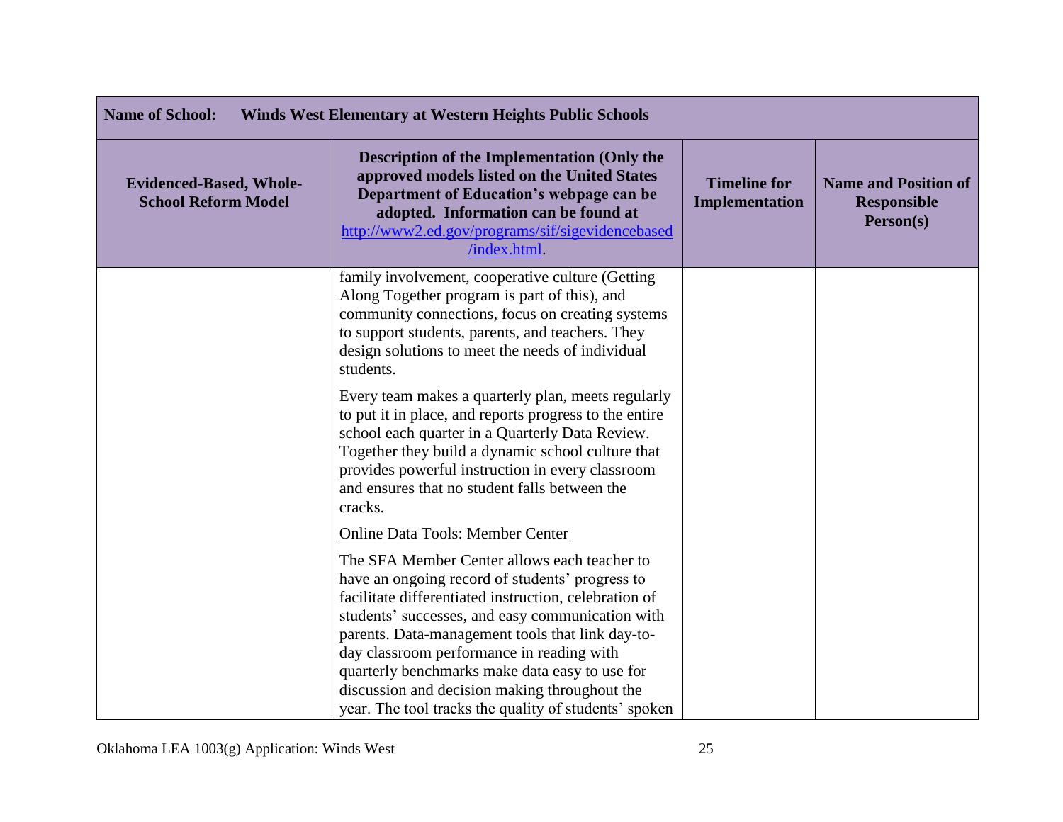| **Name of School:** **Winds West Elementary at Western Heights Public Schools** | | | |
|---|---|---|---|
| **Evidenced-Based, Whole-School Reform Model** | **Description of the Implementation (Only the approved models listed on the United States Department of Education's webpage can be adopted. Information can be found at [http://www2.ed.gov/programs/sif/sigevidencebased/index.html](http://www2.ed.gov/programs/sif/sigevidencebased/index.html).** | **Timeline for Implementation** | **Name and Position of Responsible Person(s)** |
| | family involvement, cooperative culture (Getting Along Together program is part of this), and community connections, focus on creating systems to support students, parents, and teachers. They design solutions to meet the needs of individual students.<br><br>Every team makes a quarterly plan, meets regularly to put it in place, and reports progress to the entire school each quarter in a Quarterly Data Review. Together they build a dynamic school culture that provides powerful instruction in every classroom and ensures that no student falls between the cracks.<br><br><u>Online Data Tools: Member Center</u><br><br>The SFA Member Center allows each teacher to have an ongoing record of students' progress to facilitate differentiated instruction, celebration of students' successes, and easy communication with parents. Data-management tools that link day-to-day classroom performance in reading with quarterly benchmarks make data easy to use for discussion and decision making throughout the year. The tool tracks the quality of students' spoken | | |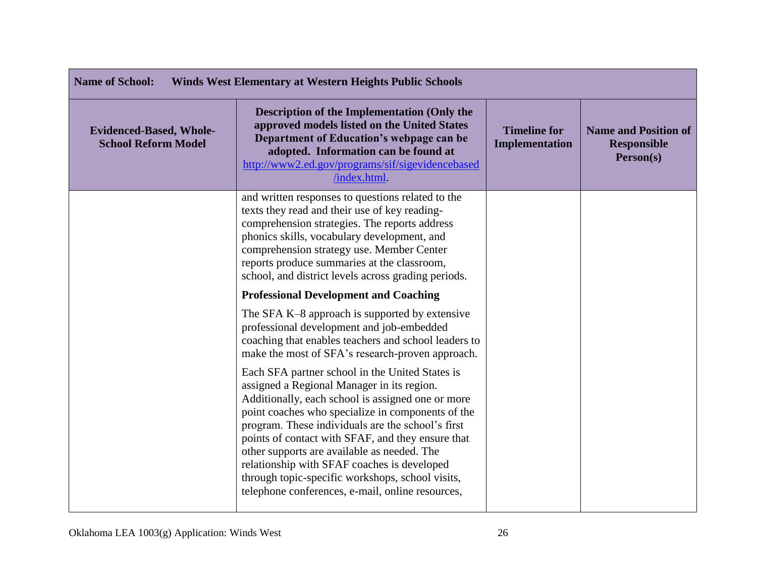| Name of School: Winds West Elementary at Western Heights Public Schools | | | |
|---|---|---|---|
| **Evidenced-Based, Whole-School Reform Model** | **Description of the Implementation (Only the approved models listed on the United States Department of Education's webpage can be adopted. Information can be found at [http://www2.ed.gov/programs/sif/sigevidencebased/index.html](http://www2.ed.gov/programs/sif/sigevidencebased/index.html).** | **Timeline for Implementation** | **Name and Position of Responsible Person(s)** |
| | and written responses to questions related to the texts they read and their use of key reading-comprehension strategies. The reports address phonics skills, vocabulary development, and comprehension strategy use. Member Center reports produce summaries at the classroom, school, and district levels across grading periods.<br><br>**Professional Development and Coaching**<br><br>The SFA K–8 approach is supported by extensive professional development and job-embedded coaching that enables teachers and school leaders to make the most of SFA's research-proven approach.<br><br>Each SFA partner school in the United States is assigned a Regional Manager in its region. Additionally, each school is assigned one or more point coaches who specialize in components of the program. These individuals are the school's first points of contact with SFAF, and they ensure that other supports are available as needed. The relationship with SFAF coaches is developed through topic-specific workshops, school visits, telephone conferences, e-mail, online resources, | | |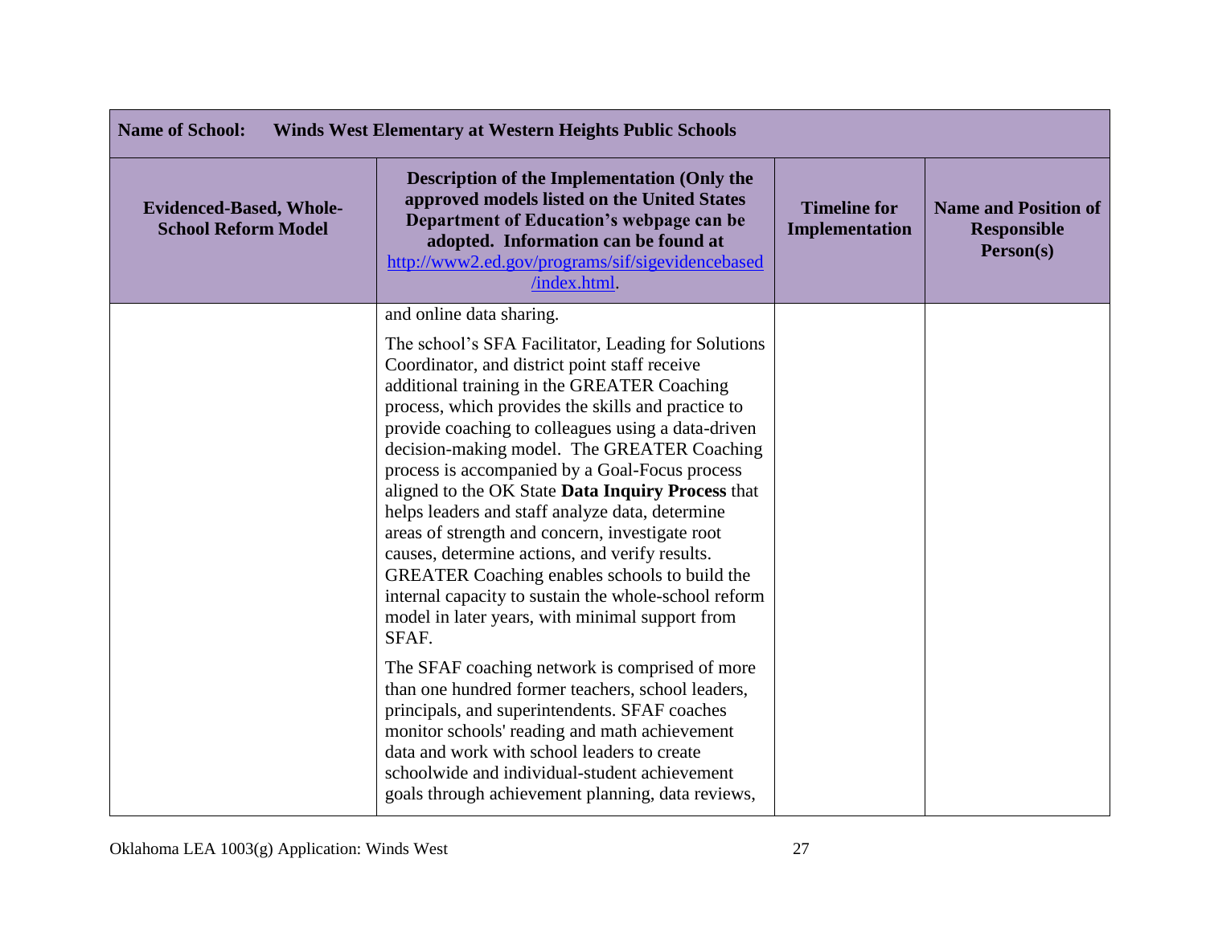| **Name of School:** **Winds West Elementary at Western Heights Public Schools** | | | |
|---|---|---|---|
| **Evidenced-Based, Whole-School Reform Model** | **Description of the Implementation (Only the approved models listed on the United States Department of Education's webpage can be adopted. Information can be found at [http://www2.ed.gov/programs/sif/sigevidencebased/index.html](http://www2.ed.gov/programs/sif/sigevidencebased/index.html).** | **Timeline for Implementation** | **Name and Position of Responsible Person(s)** |
| | and online data sharing.<br><br>The school's SFA Facilitator, Leading for Solutions Coordinator, and district point staff receive additional training in the GREATER Coaching process, which provides the skills and practice to provide coaching to colleagues using a data-driven decision-making model. The GREATER Coaching process is accompanied by a Goal-Focus process aligned to the OK State **Data Inquiry Process** that helps leaders and staff analyze data, determine areas of strength and concern, investigate root causes, determine actions, and verify results. GREATER Coaching enables schools to build the internal capacity to sustain the whole-school reform model in later years, with minimal support from SFAF.<br><br>The SFAF coaching network is comprised of more than one hundred former teachers, school leaders, principals, and superintendents. SFAF coaches monitor schools' reading and math achievement data and work with school leaders to create schoolwide and individual-student achievement goals through achievement planning, data reviews, | | |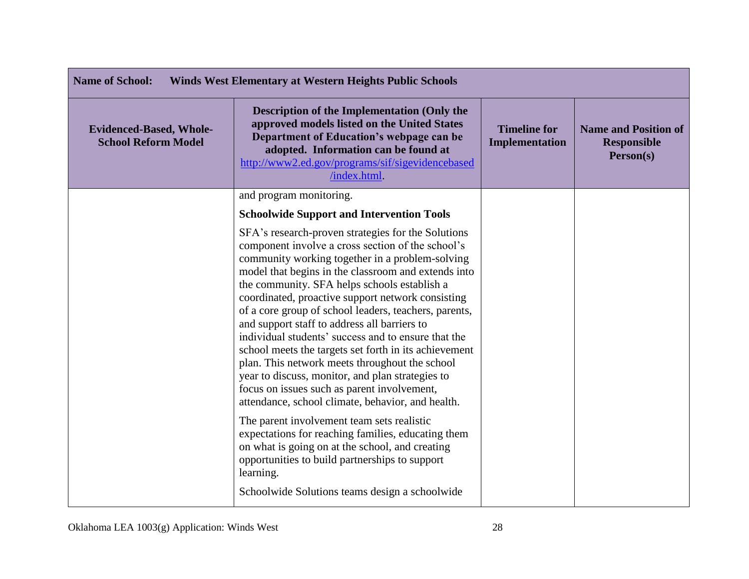| Name of School: Winds West Elementary at Western Heights Public Schools | | | |
|---|---|---|---|
| **Evidenced-Based, Whole-School Reform Model** | **Description of the Implementation (Only the approved models listed on the United States Department of Education's webpage can be adopted. Information can be found at [http://www2.ed.gov/programs/sif/sigevidencebased/index.html](http://www2.ed.gov/programs/sif/sigevidencebased/index.html).** | **Timeline for Implementation** | **Name and Position of Responsible Person(s)** |
| | and program monitoring.<br><br>**Schoolwide Support and Intervention Tools**<br><br>SFA's research-proven strategies for the Solutions component involve a cross section of the school's community working together in a problem-solving model that begins in the classroom and extends into the community. SFA helps schools establish a coordinated, proactive support network consisting of a core group of school leaders, teachers, parents, and support staff to address all barriers to individual students' success and to ensure that the school meets the targets set forth in its achievement plan. This network meets throughout the school year to discuss, monitor, and plan strategies to focus on issues such as parent involvement, attendance, school climate, behavior, and health.<br><br>The parent involvement team sets realistic expectations for reaching families, educating them on what is going on at the school, and creating opportunities to build partnerships to support learning.<br><br>Schoolwide Solutions teams design a schoolwide | | |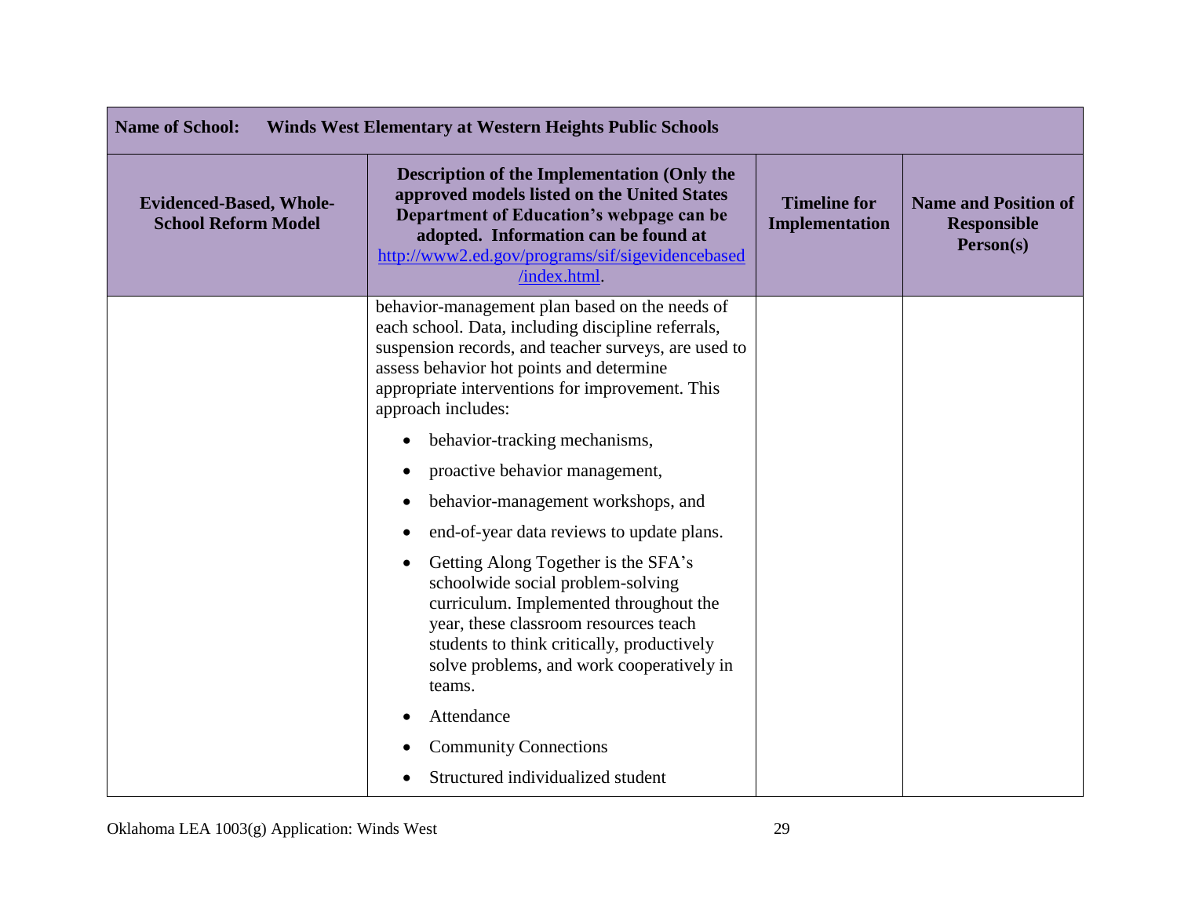| Name of School: Winds West Elementary at Western Heights Public Schools | | | |
|---|---|---|---|
| **Evidenced-Based, Whole-School Reform Model** | **Description of the Implementation (Only the approved models listed on the United States Department of Education's webpage can be adopted. Information can be found at [http://www2.ed.gov/programs/sif/sigevidencebased/index.html](http://www2.ed.gov/programs/sif/sigevidencebased/index.html).** | **Timeline for Implementation** | **Name and Position of Responsible Person(s)** |
| | behavior-management plan based on the needs of each school. Data, including discipline referrals, suspension records, and teacher surveys, are used to assess behavior hot points and determine appropriate interventions for improvement. This approach includes:<br>• behavior-tracking mechanisms,<br>• proactive behavior management,<br>• behavior-management workshops, and<br>• end-of-year data reviews to update plans.<br>• Getting Along Together is the SFA's schoolwide social problem-solving curriculum. Implemented throughout the year, these classroom resources teach students to think critically, productively solve problems, and work cooperatively in teams.<br>• Attendance<br>• Community Connections<br>• Structured individualized student | | |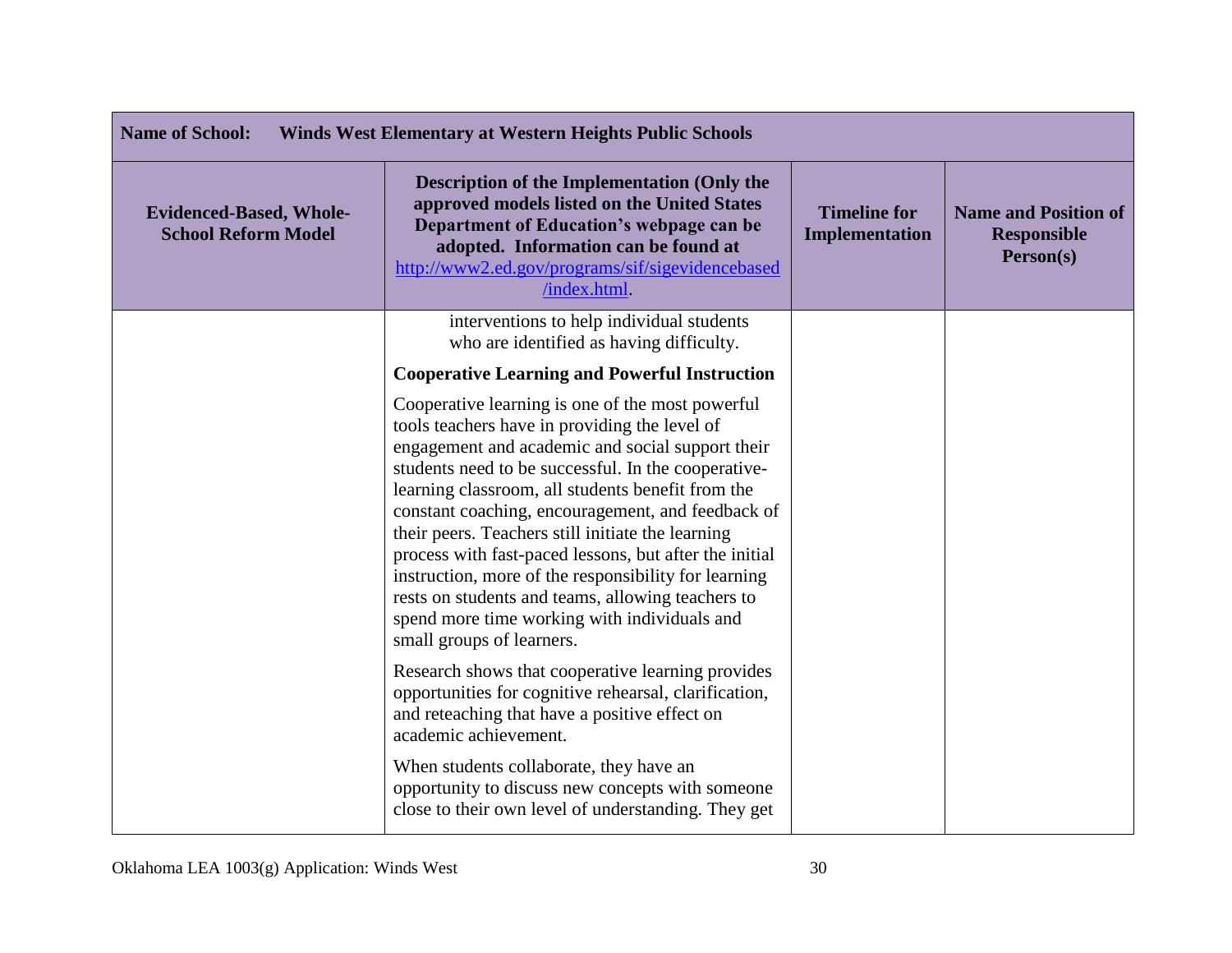| Name of School: Winds West Elementary at Western Heights Public Schools | | | |
|---|---|---|---|
| **Evidenced-Based, Whole-School Reform Model** | **Description of the Implementation (Only the approved models listed on the United States Department of Education's webpage can be adopted. Information can be found at [http://www2.ed.gov/programs/sif/sigevidencebased/index.html](http://www2.ed.gov/programs/sif/sigevidencebased/index.html).** | **Timeline for Implementation** | **Name and Position of Responsible Person(s)** |
| | interventions to help individual students who are identified as having difficulty.<br><br>**Cooperative Learning and Powerful Instruction**<br><br>Cooperative learning is one of the most powerful tools teachers have in providing the level of engagement and academic and social support their students need to be successful. In the cooperative-learning classroom, all students benefit from the constant coaching, encouragement, and feedback of their peers. Teachers still initiate the learning process with fast-paced lessons, but after the initial instruction, more of the responsibility for learning rests on students and teams, allowing teachers to spend more time working with individuals and small groups of learners.<br><br>Research shows that cooperative learning provides opportunities for cognitive rehearsal, clarification, and reteaching that have a positive effect on academic achievement.<br><br>When students collaborate, they have an opportunity to discuss new concepts with someone close to their own level of understanding. They get | | |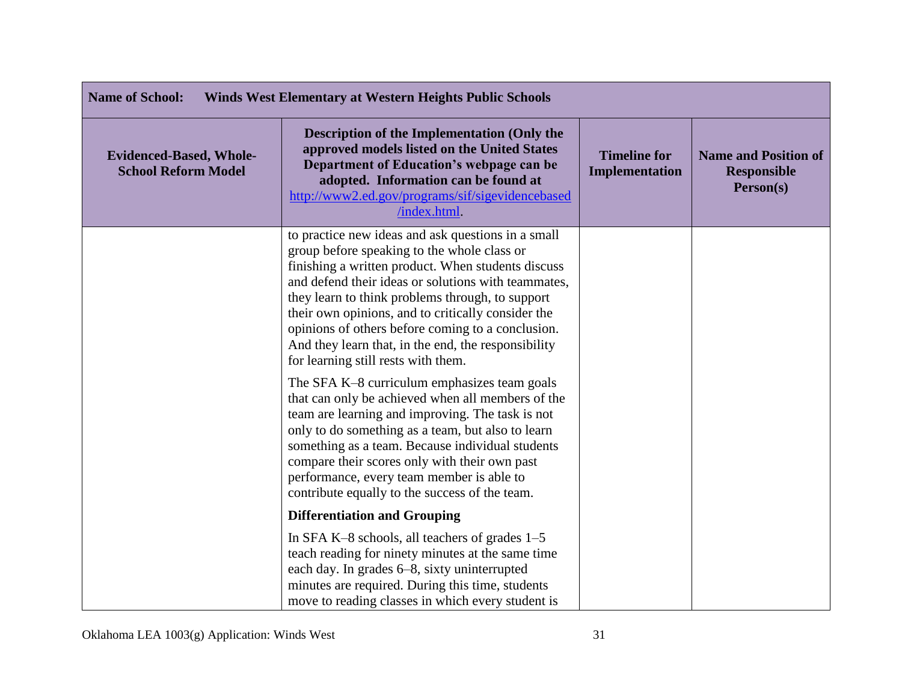| Name of School: Winds West Elementary at Western Heights Public Schools | | | |
|---|---|---|---|
| **Evidenced-Based, Whole-School Reform Model** | **Description of the Implementation (Only the approved models listed on the United States Department of Education's webpage can be adopted. Information can be found at [http://www2.ed.gov/programs/sif/sigevidencebased/index.html](http://www2.ed.gov/programs/sif/sigevidencebased/index.html).** | **Timeline for Implementation** | **Name and Position of Responsible Person(s)** |
| | to practice new ideas and ask questions in a small group before speaking to the whole class or finishing a written product. When students discuss and defend their ideas or solutions with teammates, they learn to think problems through, to support their own opinions, and to critically consider the opinions of others before coming to a conclusion. And they learn that, in the end, the responsibility for learning still rests with them.<br><br>The SFA K–8 curriculum emphasizes team goals that can only be achieved when all members of the team are learning and improving. The task is not only to do something as a team, but also to learn something as a team. Because individual students compare their scores only with their own past performance, every team member is able to contribute equally to the success of the team.<br><br>**Differentiation and Grouping**<br><br>In SFA K–8 schools, all teachers of grades 1–5 teach reading for ninety minutes at the same time each day. In grades 6–8, sixty uninterrupted minutes are required. During this time, students move to reading classes in which every student is | | |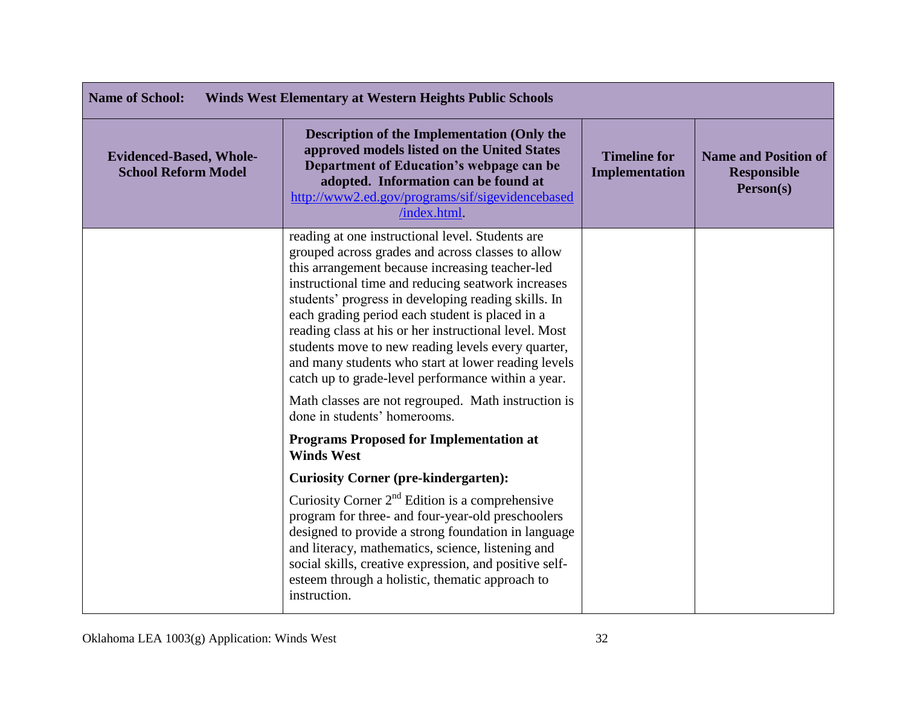| Name of School: Winds West Elementary at Western Heights Public Schools | | | |
|---|---|---|---|
| **Evidenced-Based, Whole-School Reform Model** | **Description of the Implementation (Only the approved models listed on the United States Department of Education's webpage can be adopted. Information can be found at [http://www2.ed.gov/programs/sif/sigevidencebased/index.html](http://www2.ed.gov/programs/sif/sigevidencebased/index.html).** | **Timeline for Implementation** | **Name and Position of Responsible Person(s)** |
| | reading at one instructional level. Students are grouped across grades and across classes to allow this arrangement because increasing teacher-led instructional time and reducing seatwork increases students' progress in developing reading skills. In each grading period each student is placed in a reading class at his or her instructional level. Most students move to new reading levels every quarter, and many students who start at lower reading levels catch up to grade-level performance within a year.<br><br>Math classes are not regrouped. Math instruction is done in students' homerooms.<br><br>**Programs Proposed for Implementation at Winds West**<br><br>**Curiosity Corner (pre-kindergarten):**<br><br>Curiosity Corner 2nd Edition is a comprehensive program for three- and four-year-old preschoolers designed to provide a strong foundation in language and literacy, mathematics, science, listening and social skills, creative expression, and positive self-esteem through a holistic, thematic approach to instruction. | | |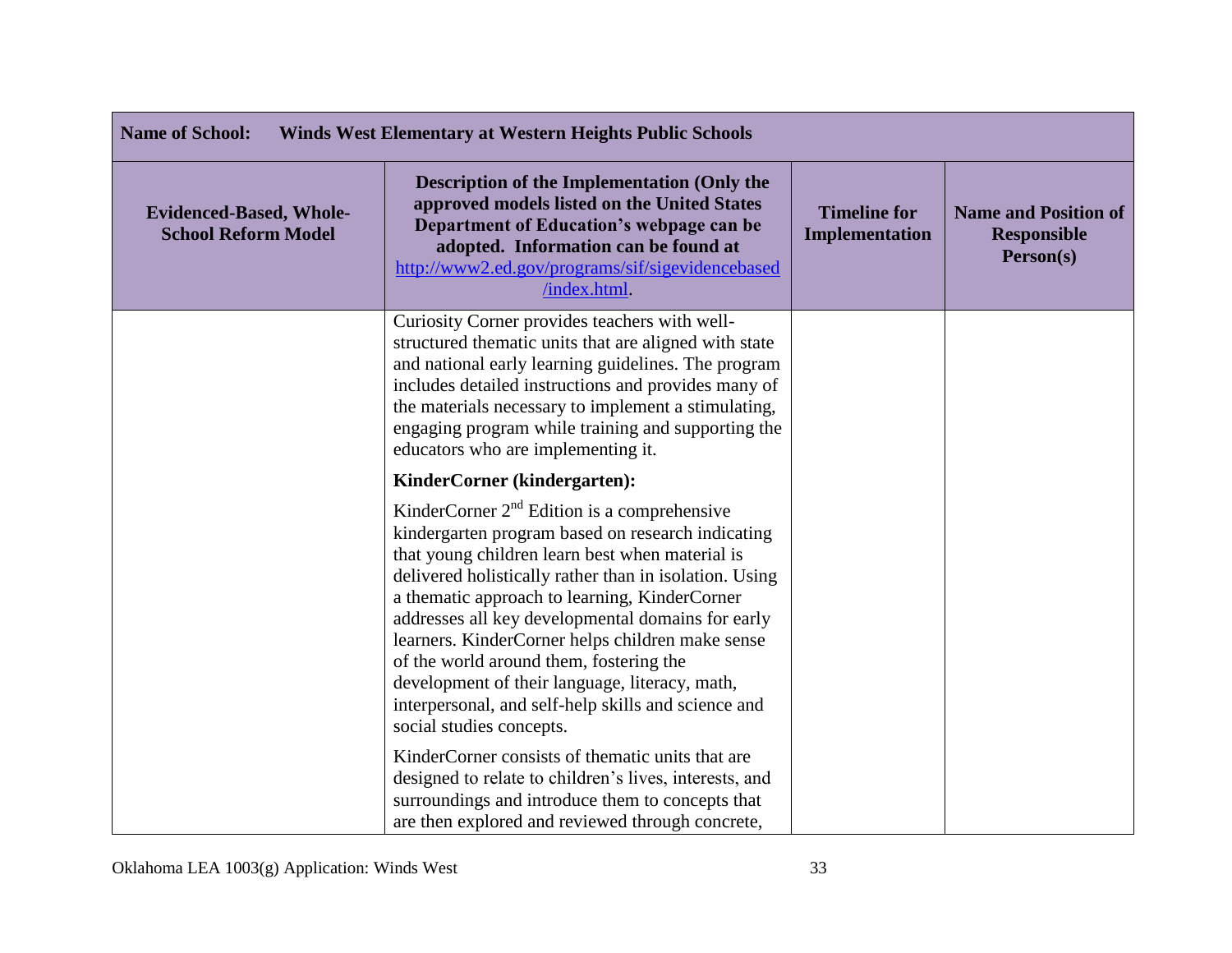| Name of School: Winds West Elementary at Western Heights Public Schools | | | |
|---|---|---|---|
| **Evidenced-Based, Whole-School Reform Model** | **Description of the Implementation (Only the approved models listed on the United States Department of Education's webpage can be adopted. Information can be found at http://www2.ed.gov/programs/sif/sigevidencebased/index.html.** | **Timeline for Implementation** | **Name and Position of Responsible Person(s)** |
| | Curiosity Corner provides teachers with well-structured thematic units that are aligned with state and national early learning guidelines. The program includes detailed instructions and provides many of the materials necessary to implement a stimulating, engaging program while training and supporting the educators who are implementing it.<br><br>**KinderCorner (kindergarten):**<br><br>KinderCorner 2nd Edition is a comprehensive kindergarten program based on research indicating that young children learn best when material is delivered holistically rather than in isolation. Using a thematic approach to learning, KinderCorner addresses all key developmental domains for early learners. KinderCorner helps children make sense of the world around them, fostering the development of their language, literacy, math, interpersonal, and self-help skills and science and social studies concepts.<br><br>KinderCorner consists of thematic units that are designed to relate to children's lives, interests, and surroundings and introduce them to concepts that are then explored and reviewed through concrete, | | |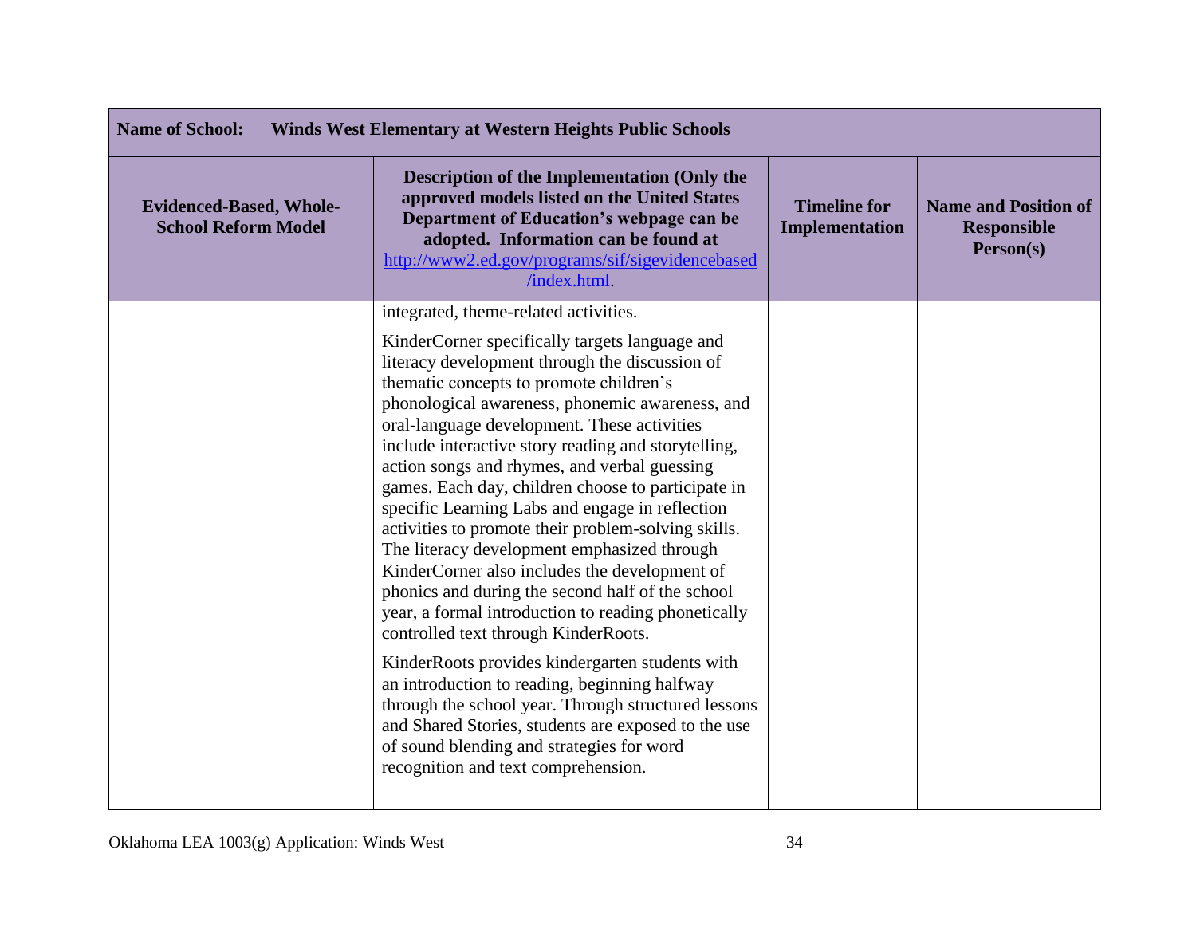| Name of School: Winds West Elementary at Western Heights Public Schools | | | |
|---|---|---|---|
| **Evidenced-Based, Whole-School Reform Model** | **Description of the Implementation (Only the approved models listed on the United States Department of Education's webpage can be adopted. Information can be found at [http://www2.ed.gov/programs/sif/sigevidencebased/index.html](http://www2.ed.gov/programs/sif/sigevidencebased/index.html).** | **Timeline for Implementation** | **Name and Position of Responsible Person(s)** |
| | integrated, theme-related activities.<br><br>KinderCorner specifically targets language and literacy development through the discussion of thematic concepts to promote children's phonological awareness, phonemic awareness, and oral-language development. These activities include interactive story reading and storytelling, action songs and rhymes, and verbal guessing games. Each day, children choose to participate in specific Learning Labs and engage in reflection activities to promote their problem-solving skills. The literacy development emphasized through KinderCorner also includes the development of phonics and during the second half of the school year, a formal introduction to reading phonetically controlled text through KinderRoots.<br><br>KinderRoots provides kindergarten students with an introduction to reading, beginning halfway through the school year. Through structured lessons and Shared Stories, students are exposed to the use of sound blending and strategies for word recognition and text comprehension. | | |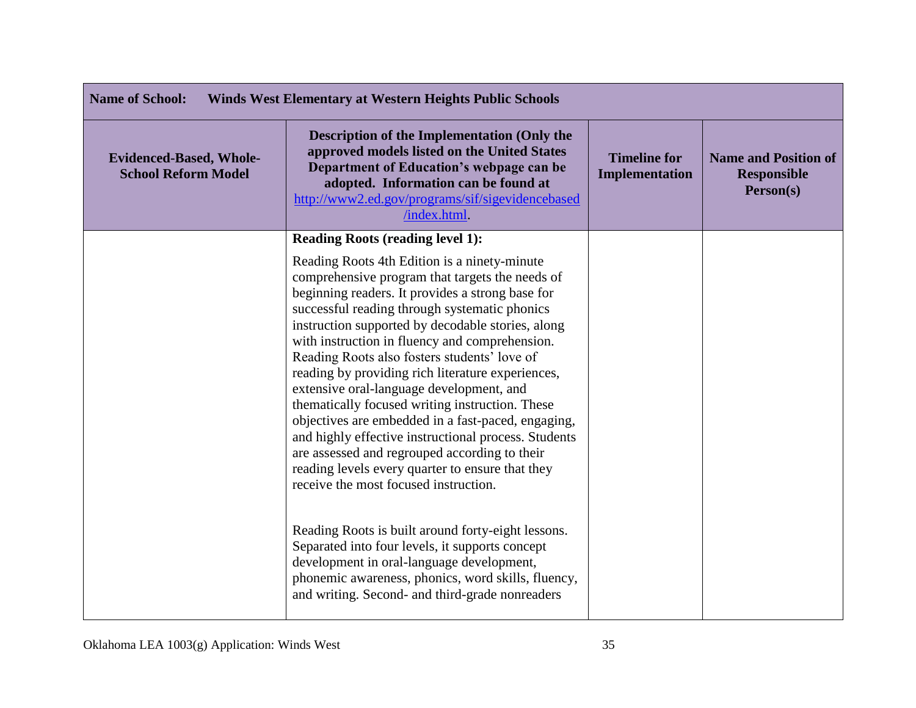| Name of School: Winds West Elementary at Western Heights Public Schools | | | |
|---|---|---|---|
| **Evidenced-Based, Whole-School Reform Model** | **Description of the Implementation (Only the approved models listed on the United States Department of Education's webpage can be adopted. Information can be found at [http://www2.ed.gov/programs/sif/sigevidencebased/index.html](http://www2.ed.gov/programs/sif/sigevidencebased/index.html).** | **Timeline for Implementation** | **Name and Position of Responsible Person(s)** |
| | **Reading Roots (reading level 1):**<br><br>Reading Roots 4th Edition is a ninety-minute comprehensive program that targets the needs of beginning readers. It provides a strong base for successful reading through systematic phonics instruction supported by decodable stories, along with instruction in fluency and comprehension. Reading Roots also fosters students' love of reading by providing rich literature experiences, extensive oral-language development, and thematically focused writing instruction. These objectives are embedded in a fast-paced, engaging, and highly effective instructional process. Students are assessed and regrouped according to their reading levels every quarter to ensure that they receive the most focused instruction.<br><br>Reading Roots is built around forty-eight lessons. Separated into four levels, it supports concept development in oral-language development, phonemic awareness, phonics, word skills, fluency, and writing. Second- and third-grade nonreaders | | |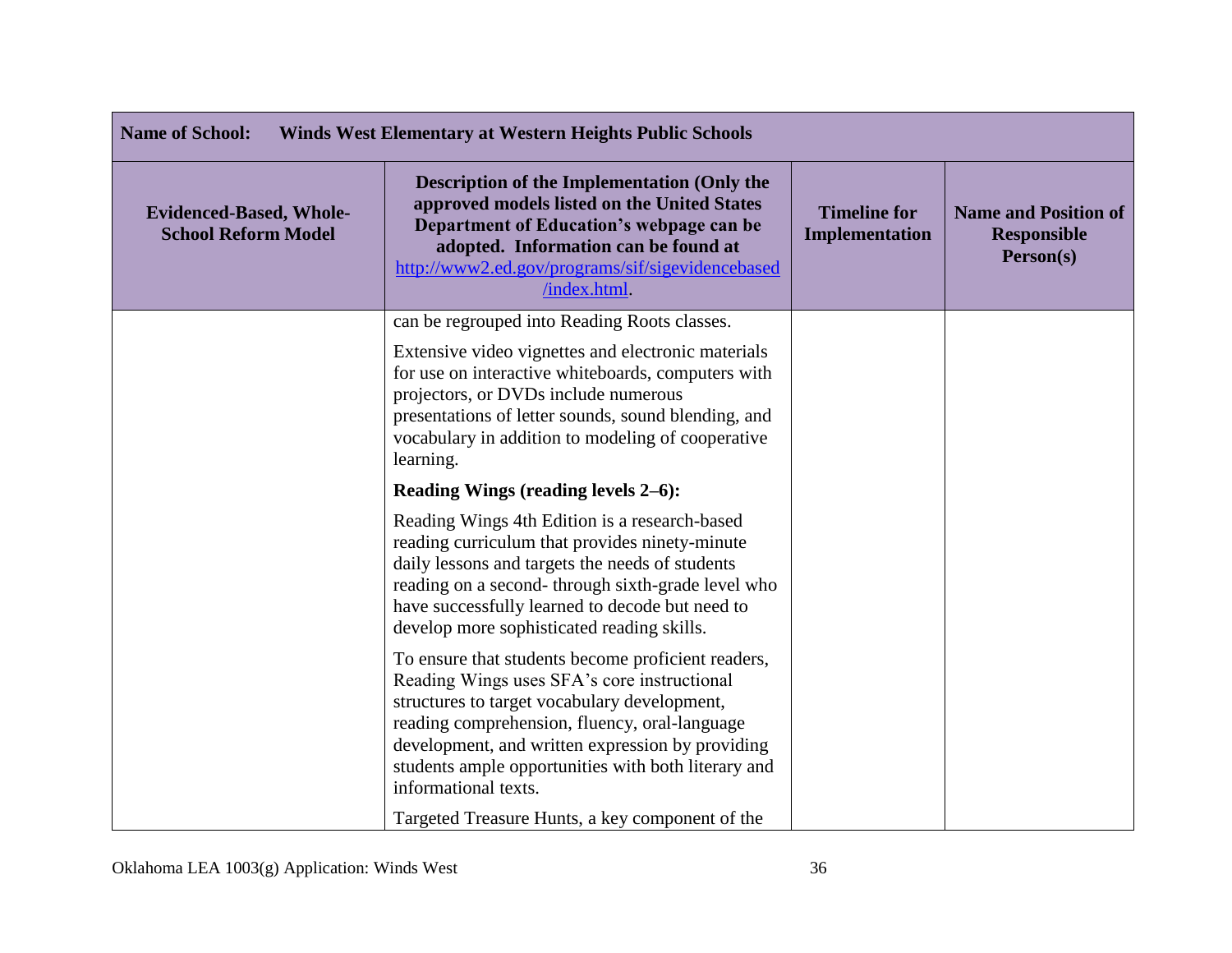| Name of School: Winds West Elementary at Western Heights Public Schools | | | |
|---|---|---|---|
| **Evidenced-Based, Whole-School Reform Model** | **Description of the Implementation (Only the approved models listed on the United States Department of Education's webpage can be adopted. Information can be found at [http://www2.ed.gov/programs/sif/sigevidencebased/index.html](http://www2.ed.gov/programs/sif/sigevidencebased/index.html).** | **Timeline for Implementation** | **Name and Position of Responsible Person(s)** |
| | can be regrouped into Reading Roots classes.<br><br>Extensive video vignettes and electronic materials for use on interactive whiteboards, computers with projectors, or DVDs include numerous presentations of letter sounds, sound blending, and vocabulary in addition to modeling of cooperative learning.<br><br>**Reading Wings (reading levels 2–6):**<br><br>Reading Wings 4th Edition is a research-based reading curriculum that provides ninety-minute daily lessons and targets the needs of students reading on a second- through sixth-grade level who have successfully learned to decode but need to develop more sophisticated reading skills.<br><br>To ensure that students become proficient readers, Reading Wings uses SFA's core instructional structures to target vocabulary development, reading comprehension, fluency, oral-language development, and written expression by providing students ample opportunities with both literary and informational texts.<br><br>Targeted Treasure Hunts, a key component of the | | |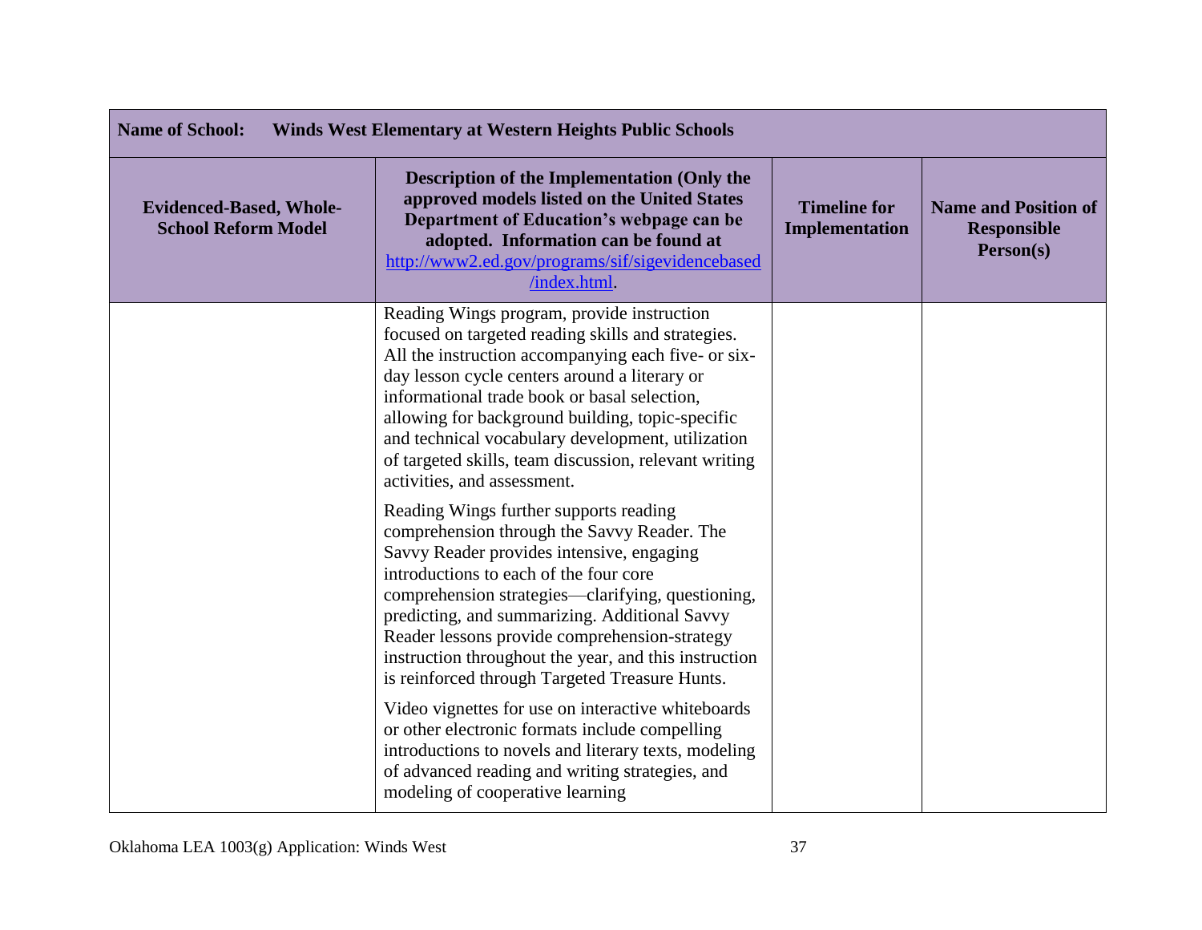| Name of School: Winds West Elementary at Western Heights Public Schools | | | |
|---|---|---|---|
| **Evidenced-Based, Whole-School Reform Model** | **Description of the Implementation (Only the approved models listed on the United States Department of Education's webpage can be adopted. Information can be found at [http://www2.ed.gov/programs/sif/sigevidencebased/index.html](http://www2.ed.gov/programs/sif/sigevidencebased/index.html).** | **Timeline for Implementation** | **Name and Position of Responsible Person(s)** |
| | Reading Wings program, provide instruction focused on targeted reading skills and strategies. All the instruction accompanying each five- or six-day lesson cycle centers around a literary or informational trade book or basal selection, allowing for background building, topic-specific and technical vocabulary development, utilization of targeted skills, team discussion, relevant writing activities, and assessment.<br><br>Reading Wings further supports reading comprehension through the Savvy Reader. The Savvy Reader provides intensive, engaging introductions to each of the four core comprehension strategies—clarifying, questioning, predicting, and summarizing. Additional Savvy Reader lessons provide comprehension-strategy instruction throughout the year, and this instruction is reinforced through Targeted Treasure Hunts.<br><br>Video vignettes for use on interactive whiteboards or other electronic formats include compelling introductions to novels and literary texts, modeling of advanced reading and writing strategies, and modeling of cooperative learning | | |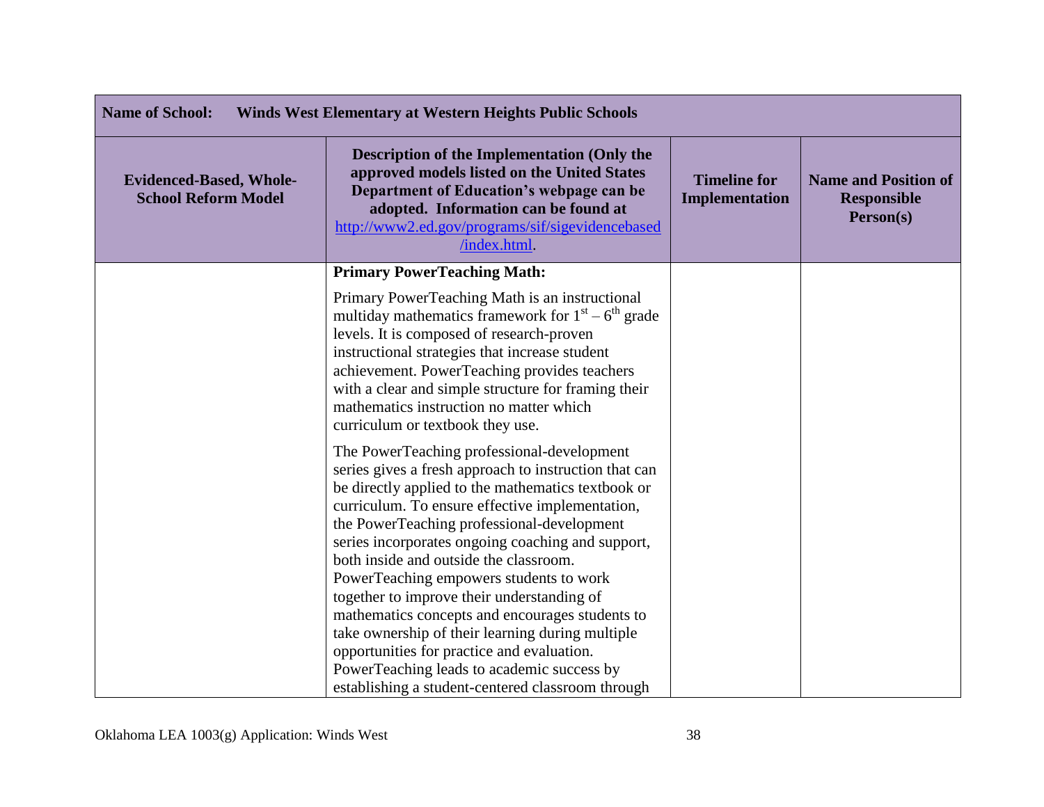| Name of School: Winds West Elementary at Western Heights Public Schools | | | |
|---|---|---|---|
| **Evidenced-Based, Whole-School Reform Model** | **Description of the Implementation (Only the approved models listed on the United States Department of Education's webpage can be adopted. Information can be found at [http://www2.ed.gov/programs/sif/sigevidencebased/index.html](http://www2.ed.gov/programs/sif/sigevidencebased/index.html).** | **Timeline for Implementation** | **Name and Position of Responsible Person(s)** |
| | **Primary PowerTeaching Math:**<br><br>Primary PowerTeaching Math is an instructional multiday mathematics framework for 1st – 6th grade levels. It is composed of research-proven instructional strategies that increase student achievement. PowerTeaching provides teachers with a clear and simple structure for framing their mathematics instruction no matter which curriculum or textbook they use.<br><br>The PowerTeaching professional-development series gives a fresh approach to instruction that can be directly applied to the mathematics textbook or curriculum. To ensure effective implementation, the PowerTeaching professional-development series incorporates ongoing coaching and support, both inside and outside the classroom. PowerTeaching empowers students to work together to improve their understanding of mathematics concepts and encourages students to take ownership of their learning during multiple opportunities for practice and evaluation. PowerTeaching leads to academic success by establishing a student-centered classroom through | | |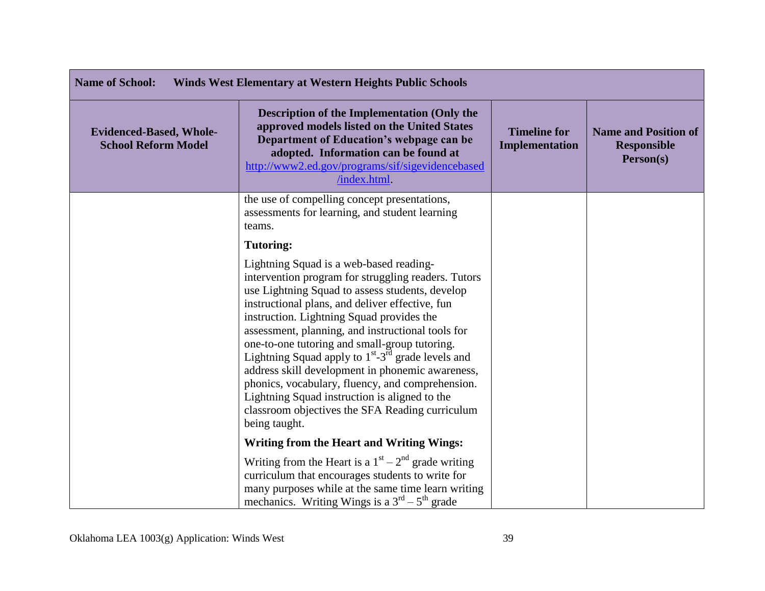| Name of School: Winds West Elementary at Western Heights Public Schools | | | |
|---|---|---|---|
| **Evidenced-Based, Whole-School Reform Model** | **Description of the Implementation (Only the approved models listed on the United States Department of Education's webpage can be adopted. Information can be found at [http://www2.ed.gov/programs/sif/sigevidencebased/index.html](http://www2.ed.gov/programs/sif/sigevidencebased/index.html).** | **Timeline for Implementation** | **Name and Position of Responsible Person(s)** |
| | the use of compelling concept presentations, assessments for learning, and student learning teams.<br><br>**Tutoring:**<br><br>Lightning Squad is a web-based reading-intervention program for struggling readers. Tutors use Lightning Squad to assess students, develop instructional plans, and deliver effective, fun instruction. Lightning Squad provides the assessment, planning, and instructional tools for one-to-one tutoring and small-group tutoring. Lightning Squad apply to 1st-3rd grade levels and address skill development in phonemic awareness, phonics, vocabulary, fluency, and comprehension. Lightning Squad instruction is aligned to the classroom objectives the SFA Reading curriculum being taught.<br><br>**Writing from the Heart and Writing Wings:**<br><br>Writing from the Heart is a 1st – 2nd grade writing curriculum that encourages students to write for many purposes while at the same time learn writing mechanics. Writing Wings is a 3rd – 5th grade | | |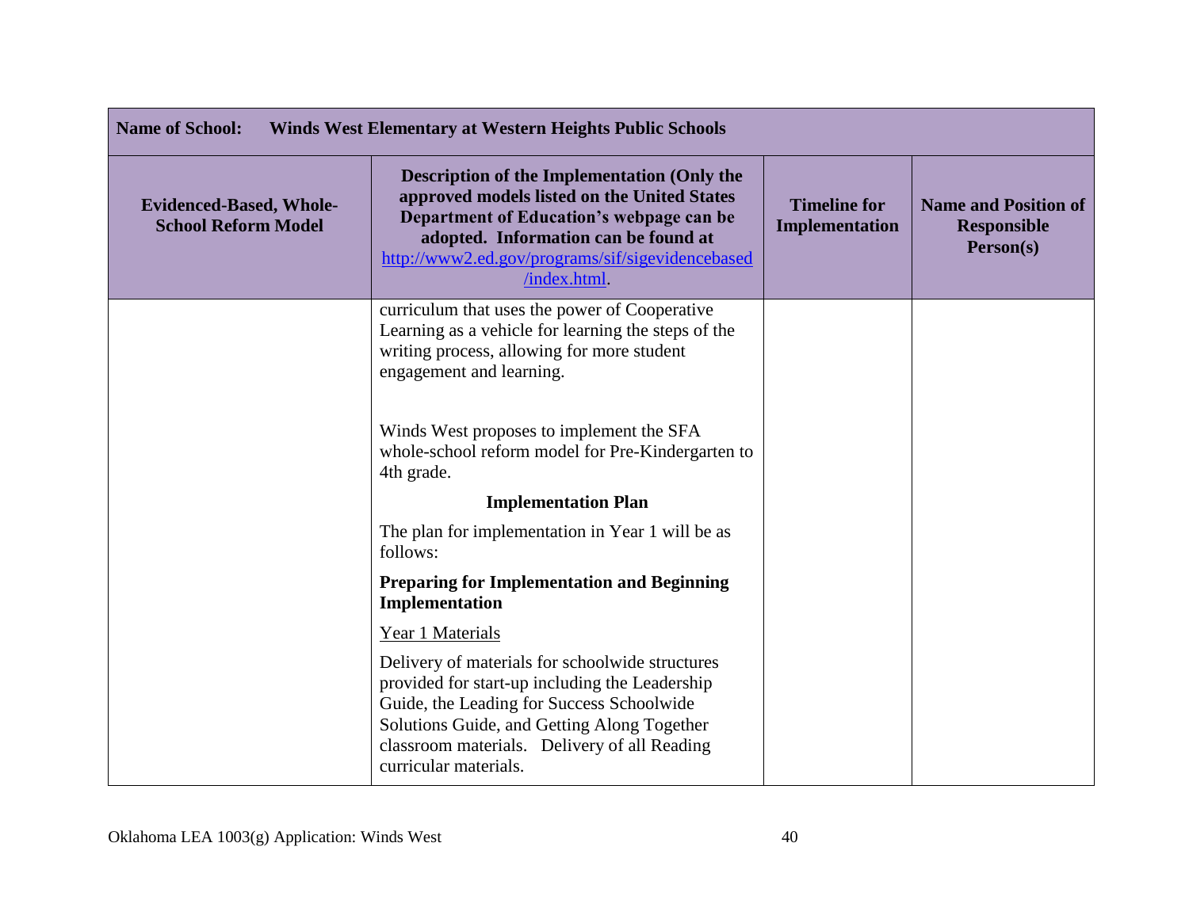| Name of School: Winds West Elementary at Western Heights Public Schools | | | |
|---|---|---|---|
| **Evidenced-Based, Whole-School Reform Model** | **Description of the Implementation (Only the approved models listed on the United States Department of Education's webpage can be adopted. Information can be found at http://www2.ed.gov/programs/sif/sigevidencebased/index.html.** | **Timeline for Implementation** | **Name and Position of Responsible Person(s)** |
| | curriculum that uses the power of Cooperative Learning as a vehicle for learning the steps of the writing process, allowing for more student engagement and learning.<br><br>Winds West proposes to implement the SFA whole-school reform model for Pre-Kindergarten to 4th grade.<br><br>**Implementation Plan**<br><br>The plan for implementation in Year 1 will be as follows:<br><br>**Preparing for Implementation and Beginning Implementation**<br><br><u>Year 1 Materials</u><br><br>Delivery of materials for schoolwide structures provided for start-up including the Leadership Guide, the Leading for Success Schoolwide Solutions Guide, and Getting Along Together classroom materials. Delivery of all Reading curricular materials. | | |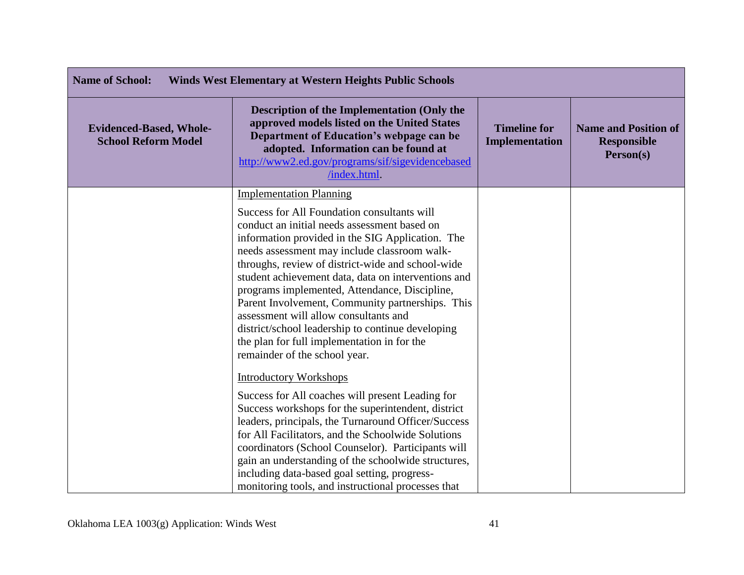| **Name of School:** Winds West Elementary at Western Heights Public Schools | | | |
|---|---|---|---|
| **Evidenced-Based, Whole-School Reform Model** | **Description of the Implementation (Only the approved models listed on the United States Department of Education's webpage can be adopted. Information can be found at [http://www2.ed.gov/programs/sif/sigevidencebased/index.html](http://www2.ed.gov/programs/sif/sigevidencebased/index.html).** | **Timeline for Implementation** | **Name and Position of Responsible Person(s)** |
| | Implementation Planning<br><br>Success for All Foundation consultants will conduct an initial needs assessment based on information provided in the SIG Application. The needs assessment may include classroom walk-throughs, review of district-wide and school-wide student achievement data, data on interventions and programs implemented, Attendance, Discipline, Parent Involvement, Community partnerships. This assessment will allow consultants and district/school leadership to continue developing the plan for full implementation in for the remainder of the school year.<br><br>Introductory Workshops<br><br>Success for All coaches will present Leading for Success workshops for the superintendent, district leaders, principals, the Turnaround Officer/Success for All Facilitators, and the Schoolwide Solutions coordinators (School Counselor). Participants will gain an understanding of the schoolwide structures, including data-based goal setting, progress-monitoring tools, and instructional processes that | | |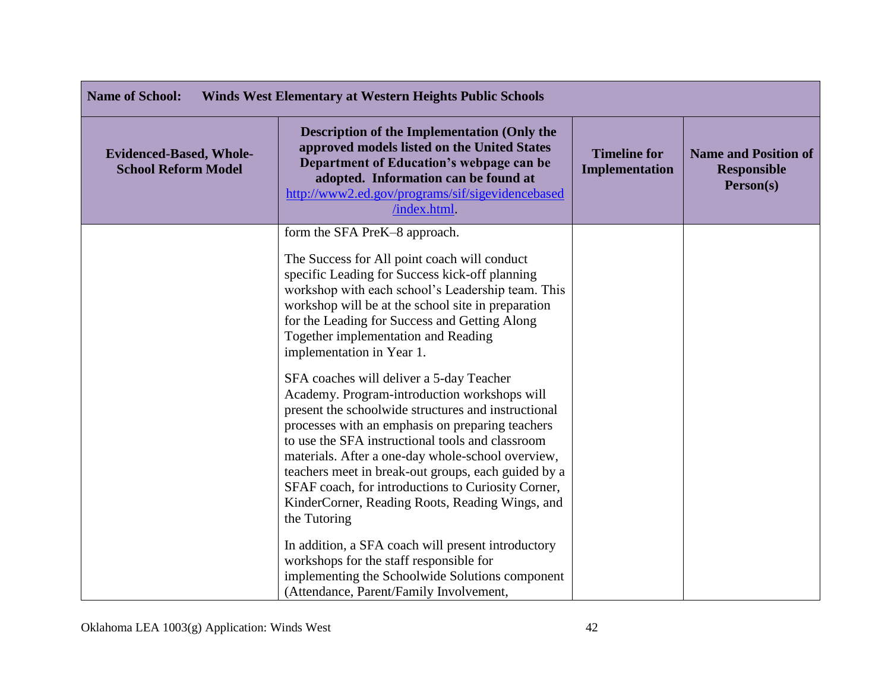| Name of School: Winds West Elementary at Western Heights Public Schools | | | |
|---|---|---|---|
| **Evidenced-Based, Whole-School Reform Model** | **Description of the Implementation (Only the approved models listed on the United States Department of Education's webpage can be adopted. Information can be found at http://www2.ed.gov/programs/sif/sigevidencebased/index.html.** | **Timeline for Implementation** | **Name and Position of Responsible Person(s)** |
| | form the SFA PreK–8 approach.<br><br>The Success for All point coach will conduct specific Leading for Success kick-off planning workshop with each school's Leadership team. This workshop will be at the school site in preparation for the Leading for Success and Getting Along Together implementation and Reading implementation in Year 1.<br><br>SFA coaches will deliver a 5-day Teacher Academy. Program-introduction workshops will present the schoolwide structures and instructional processes with an emphasis on preparing teachers to use the SFA instructional tools and classroom materials. After a one-day whole-school overview, teachers meet in break-out groups, each guided by a SFAF coach, for introductions to Curiosity Corner, KinderCorner, Reading Roots, Reading Wings, and the Tutoring<br><br>In addition, a SFA coach will present introductory workshops for the staff responsible for implementing the Schoolwide Solutions component (Attendance, Parent/Family Involvement, | | |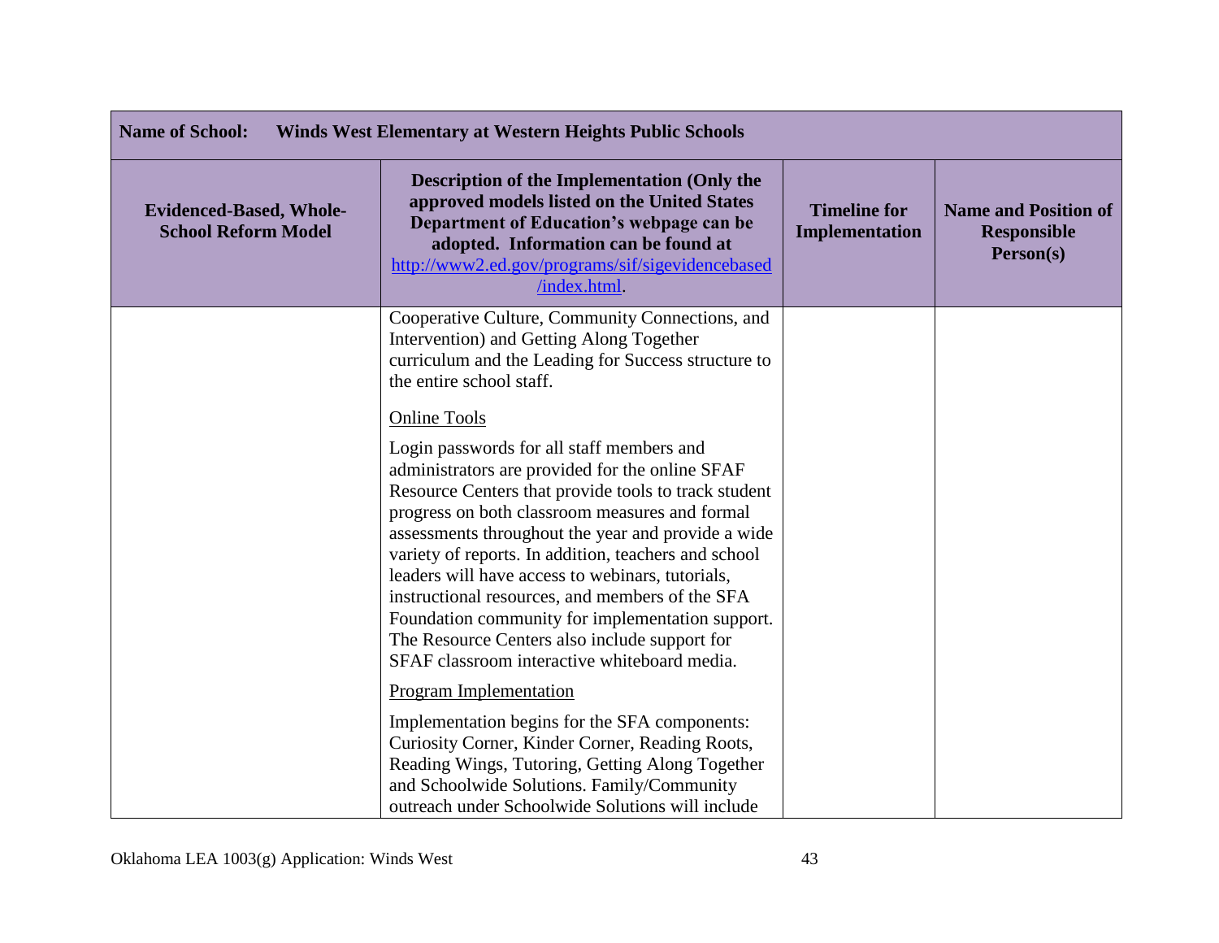| Name of School: Winds West Elementary at Western Heights Public Schools | | | |
|---|---|---|---|
| **Evidenced-Based, Whole-School Reform Model** | **Description of the Implementation (Only the approved models listed on the United States Department of Education's webpage can be adopted. Information can be found at http://www2.ed.gov/programs/sif/sigevidencebased/index.html.** | **Timeline for Implementation** | **Name and Position of Responsible Person(s)** |
| | Cooperative Culture, Community Connections, and Intervention) and Getting Along Together curriculum and the Leading for Success structure to the entire school staff.<br><br><u>Online Tools</u><br><br>Login passwords for all staff members and administrators are provided for the online SFAF Resource Centers that provide tools to track student progress on both classroom measures and formal assessments throughout the year and provide a wide variety of reports. In addition, teachers and school leaders will have access to webinars, tutorials, instructional resources, and members of the SFA Foundation community for implementation support. The Resource Centers also include support for SFAF classroom interactive whiteboard media.<br><br><u>Program Implementation</u><br><br>Implementation begins for the SFA components: Curiosity Corner, Kinder Corner, Reading Roots, Reading Wings, Tutoring, Getting Along Together and Schoolwide Solutions. Family/Community outreach under Schoolwide Solutions will include | | |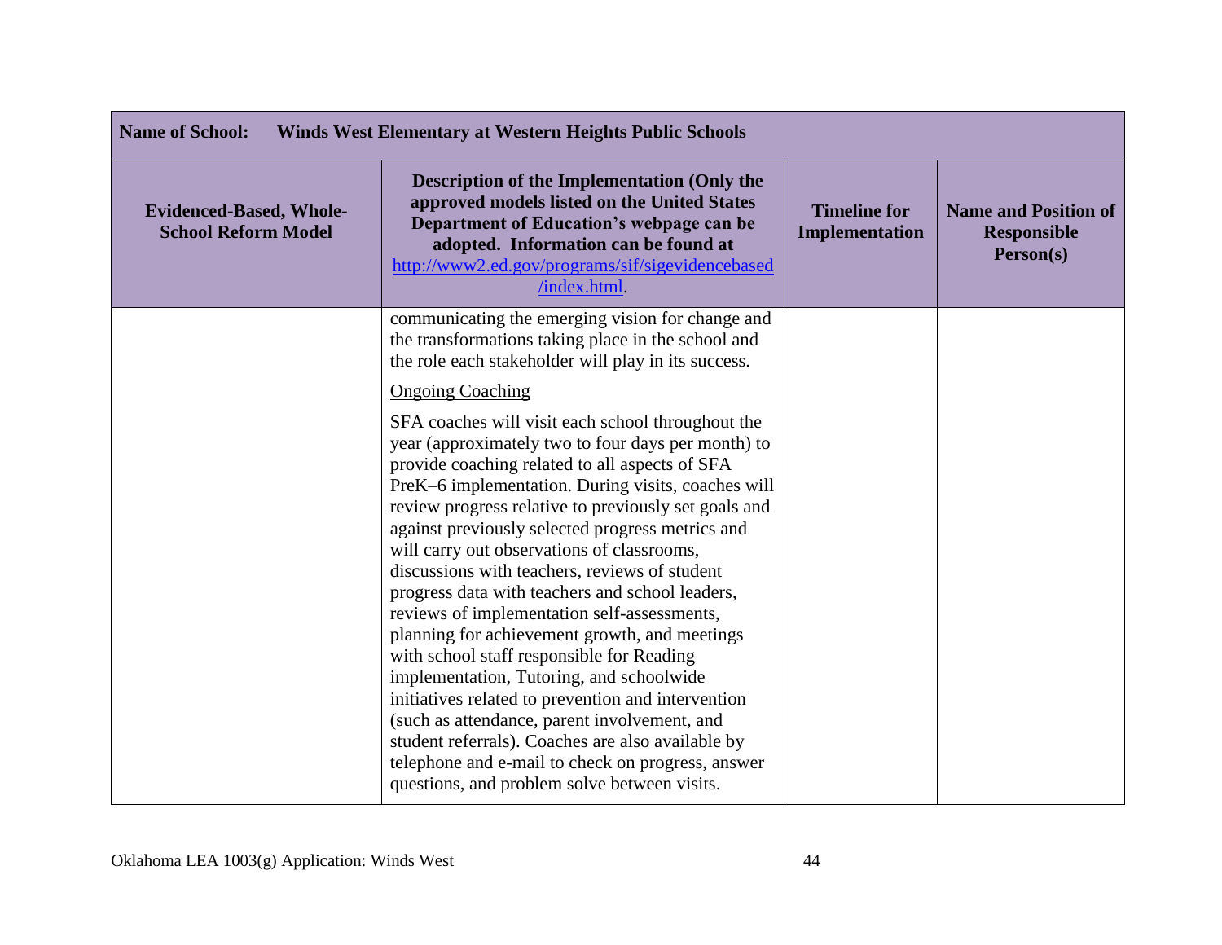| Name of School: Winds West Elementary at Western Heights Public Schools | | | |
|---|---|---|---|
| **Evidenced-Based, Whole-School Reform Model** | **Description of the Implementation (Only the approved models listed on the United States Department of Education's webpage can be adopted. Information can be found at [http://www2.ed.gov/programs/sif/sigevidencebased/index.html](http://www2.ed.gov/programs/sif/sigevidencebased/index.html).** | **Timeline for Implementation** | **Name and Position of Responsible Person(s)** |
| | communicating the emerging vision for change and the transformations taking place in the school and the role each stakeholder will play in its success.<br><br><u>Ongoing Coaching</u><br><br>SFA coaches will visit each school throughout the year (approximately two to four days per month) to provide coaching related to all aspects of SFA PreK–6 implementation. During visits, coaches will review progress relative to previously set goals and against previously selected progress metrics and will carry out observations of classrooms, discussions with teachers, reviews of student progress data with teachers and school leaders, reviews of implementation self-assessments, planning for achievement growth, and meetings with school staff responsible for Reading implementation, Tutoring, and schoolwide initiatives related to prevention and intervention (such as attendance, parent involvement, and student referrals). Coaches are also available by telephone and e-mail to check on progress, answer questions, and problem solve between visits. | | |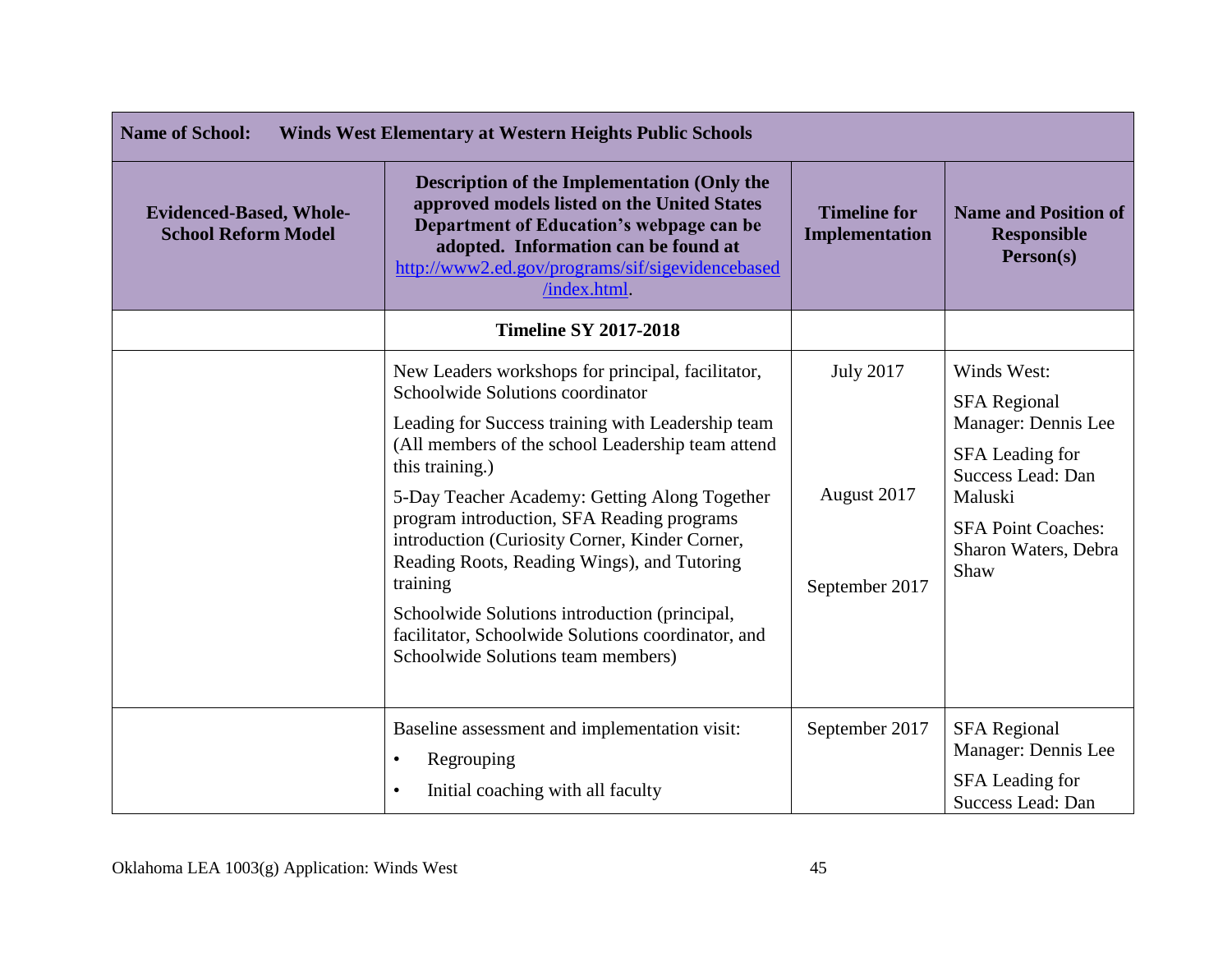| Name of School: Winds West Elementary at Western Heights Public Schools | | | |
|---|---|---|---|
| **Evidenced-Based, Whole-School Reform Model** | **Description of the Implementation (Only the approved models listed on the United States Department of Education's webpage can be adopted. Information can be found at [http://www2.ed.gov/programs/sif/sigevidencebased/index.html](http://www2.ed.gov/programs/sif/sigevidencebased/index.html).** | **Timeline for Implementation** | **Name and Position of Responsible Person(s)** |
| | **Timeline SY 2017-2018** | | |
| | New Leaders workshops for principal, facilitator, Schoolwide Solutions coordinator<br><br>Leading for Success training with Leadership team (All members of the school Leadership team attend this training.)<br><br>5-Day Teacher Academy: Getting Along Together program introduction, SFA Reading programs introduction (Curiosity Corner, Kinder Corner, Reading Roots, Reading Wings), and Tutoring training<br><br>Schoolwide Solutions introduction (principal, facilitator, Schoolwide Solutions coordinator, and Schoolwide Solutions team members) | July 2017<br><br>August 2017<br><br>September 2017 | Winds West:<br><br>SFA Regional Manager: Dennis Lee<br><br>SFA Leading for Success Lead: Dan Maluski<br><br>SFA Point Coaches: Sharon Waters, Debra Shaw |
| | Baseline assessment and implementation visit:<br>• Regrouping<br>• Initial coaching with all faculty | September 2017 | SFA Regional Manager: Dennis Lee<br><br>SFA Leading for Success Lead: Dan |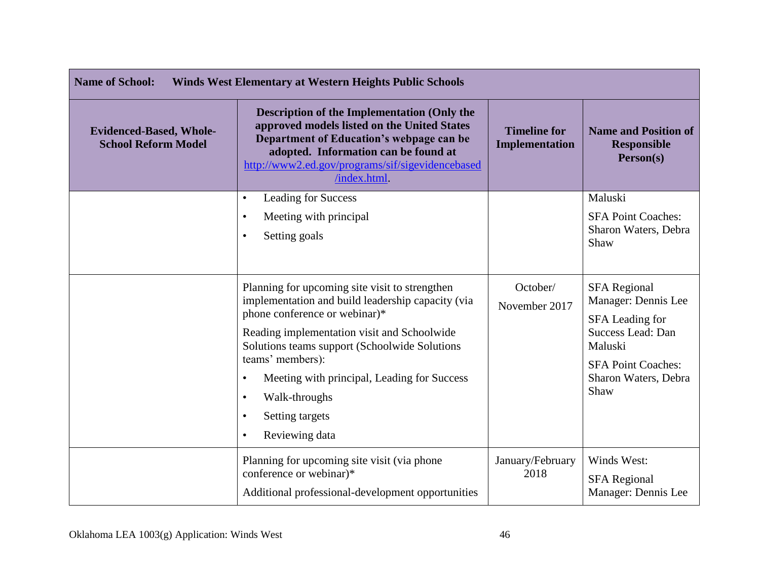| Name of School: Winds West Elementary at Western Heights Public Schools | | | |
|---|---|---|---|
| **Evidenced-Based, Whole-School Reform Model** | **Description of the Implementation (Only the approved models listed on the United States Department of Education's webpage can be adopted. Information can be found at [http://www2.ed.gov/programs/sif/sigevidencebased/index.html](http://www2.ed.gov/programs/sif/sigevidencebased/index.html).** | **Timeline for Implementation** | **Name and Position of Responsible Person(s)** |
| | • Leading for Success<br>• Meeting with principal<br>• Setting goals | | Maluski<br>SFA Point Coaches: Sharon Waters, Debra Shaw |
| | Planning for upcoming site visit to strengthen implementation and build leadership capacity (via phone conference or webinar)*<br>Reading implementation visit and Schoolwide Solutions teams support (Schoolwide Solutions teams' members):<br>• Meeting with principal, Leading for Success<br>• Walk-throughs<br>• Setting targets<br>• Reviewing data | October/ November 2017 | SFA Regional Manager: Dennis Lee<br>SFA Leading for Success Lead: Dan Maluski<br>SFA Point Coaches: Sharon Waters, Debra Shaw |
| | Planning for upcoming site visit (via phone conference or webinar)*<br>Additional professional-development opportunities | January/February 2018 | Winds West:<br>SFA Regional Manager: Dennis Lee |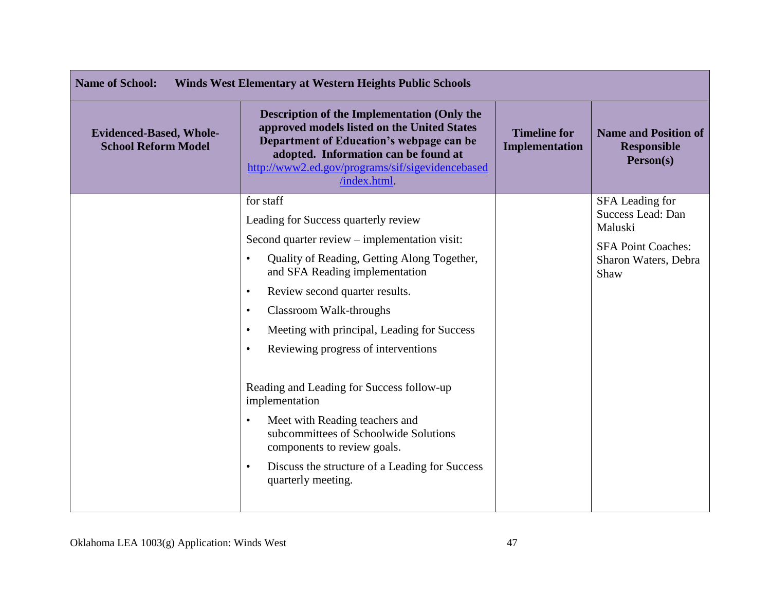| Name of School: Winds West Elementary at Western Heights Public Schools | | | |
|---|---|---|---|
| **Evidenced-Based, Whole-School Reform Model** | **Description of the Implementation (Only the approved models listed on the United States Department of Education's webpage can be adopted. Information can be found at http://www2.ed.gov/programs/sif/sigevidencebased/index.html.** | **Timeline for Implementation** | **Name and Position of Responsible Person(s)** |
| | for staff<br><br>Leading for Success quarterly review<br><br>Second quarter review – implementation visit:<br>• Quality of Reading, Getting Along Together, and SFA Reading implementation<br>• Review second quarter results.<br>• Classroom Walk-throughs<br>• Meeting with principal, Leading for Success<br>• Reviewing progress of interventions<br><br>Reading and Leading for Success follow-up implementation<br>• Meet with Reading teachers and subcommittees of Schoolwide Solutions components to review goals.<br>• Discuss the structure of a Leading for Success quarterly meeting. | | SFA Leading for Success Lead: Dan Maluski<br><br>SFA Point Coaches: Sharon Waters, Debra Shaw |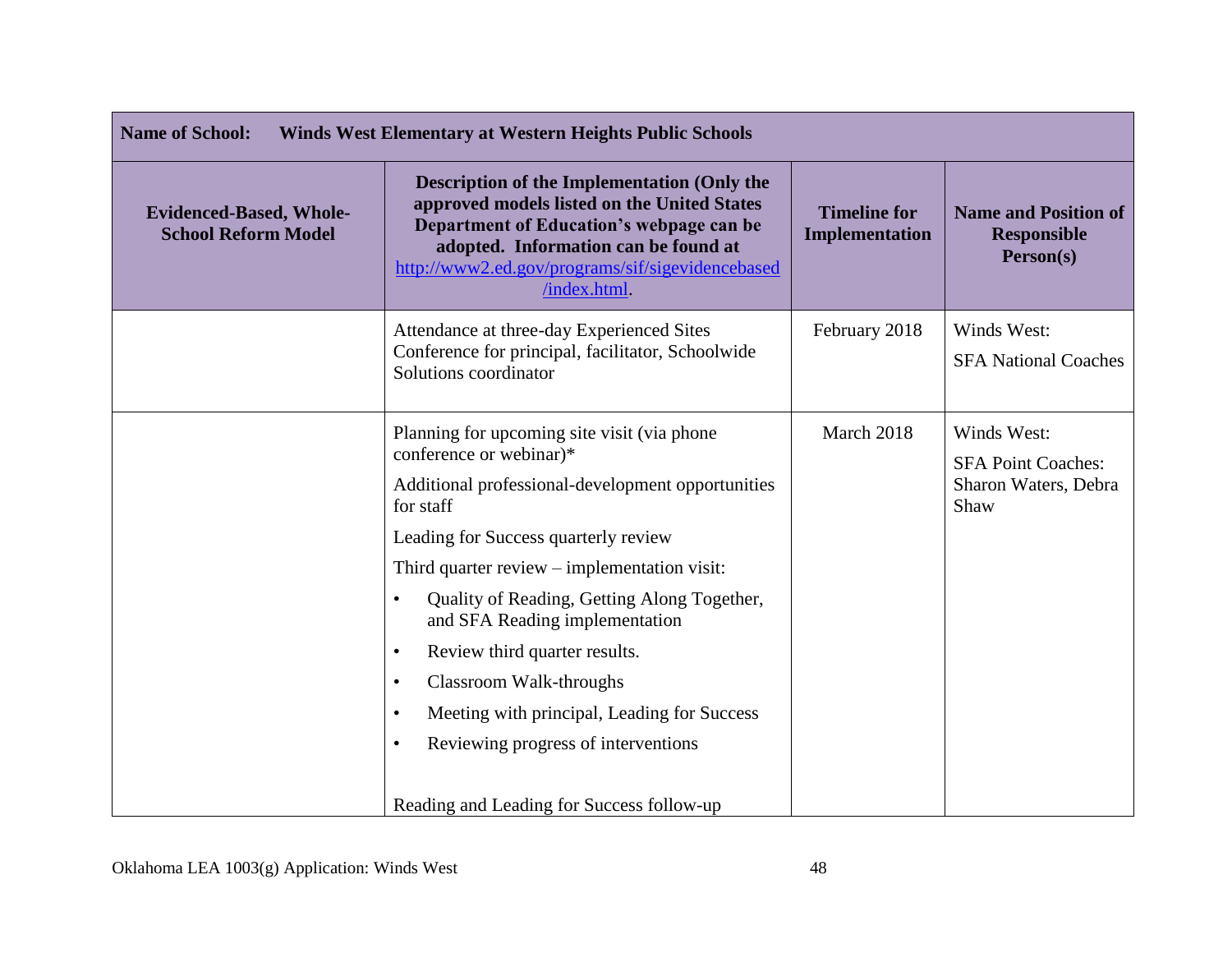| **Name of School:** **Winds West Elementary at Western Heights Public Schools** | | | |
|---|---|---|---|
| **Evidenced-Based, Whole-School Reform Model** | **Description of the Implementation (Only the approved models listed on the United States Department of Education's webpage can be adopted. Information can be found at [http://www2.ed.gov/programs/sif/sigevidencebased/index.html](http://www2.ed.gov/programs/sif/sigevidencebased/index.html).** | **Timeline for Implementation** | **Name and Position of Responsible Person(s)** |
| | Attendance at three-day Experienced Sites Conference for principal, facilitator, Schoolwide Solutions coordinator | February 2018 | Winds West:<br>SFA National Coaches |
| | Planning for upcoming site visit (via phone conference or webinar)*<br>Additional professional-development opportunities for staff<br>Leading for Success quarterly review<br>Third quarter review – implementation visit:<br>• Quality of Reading, Getting Along Together, and SFA Reading implementation<br>• Review third quarter results.<br>• Classroom Walk-throughs<br>• Meeting with principal, Leading for Success<br>• Reviewing progress of interventions<br><br>Reading and Leading for Success follow-up | March 2018 | Winds West:<br>SFA Point Coaches: Sharon Waters, Debra Shaw |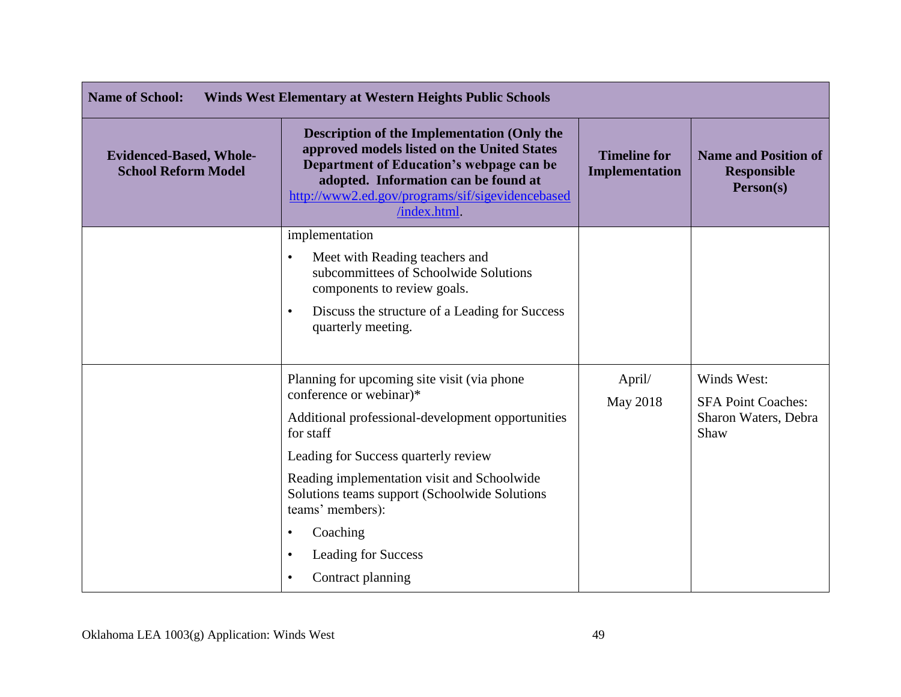| Name of School: Winds West Elementary at Western Heights Public Schools | | | |
|---|---|---|---|
| **Evidenced-Based, Whole-School Reform Model** | **Description of the Implementation (Only the approved models listed on the United States Department of Education's webpage can be adopted. Information can be found at [http://www2.ed.gov/programs/sif/sigevidencebased/index.html](http://www2.ed.gov/programs/sif/sigevidencebased/index.html).** | **Timeline for Implementation** | **Name and Position of Responsible Person(s)** |
| | implementation<br>• Meet with Reading teachers and subcommittees of Schoolwide Solutions components to review goals.<br>• Discuss the structure of a Leading for Success quarterly meeting. | | |
| | Planning for upcoming site visit (via phone conference or webinar)*<br>Additional professional-development opportunities for staff<br>Leading for Success quarterly review<br>Reading implementation visit and Schoolwide Solutions teams support (Schoolwide Solutions teams' members):<br>• Coaching<br>• Leading for Success<br>• Contract planning | April/<br>May 2018 | Winds West:<br>SFA Point Coaches: Sharon Waters, Debra Shaw |

Oklahoma LEA 1003(g) Application: Winds West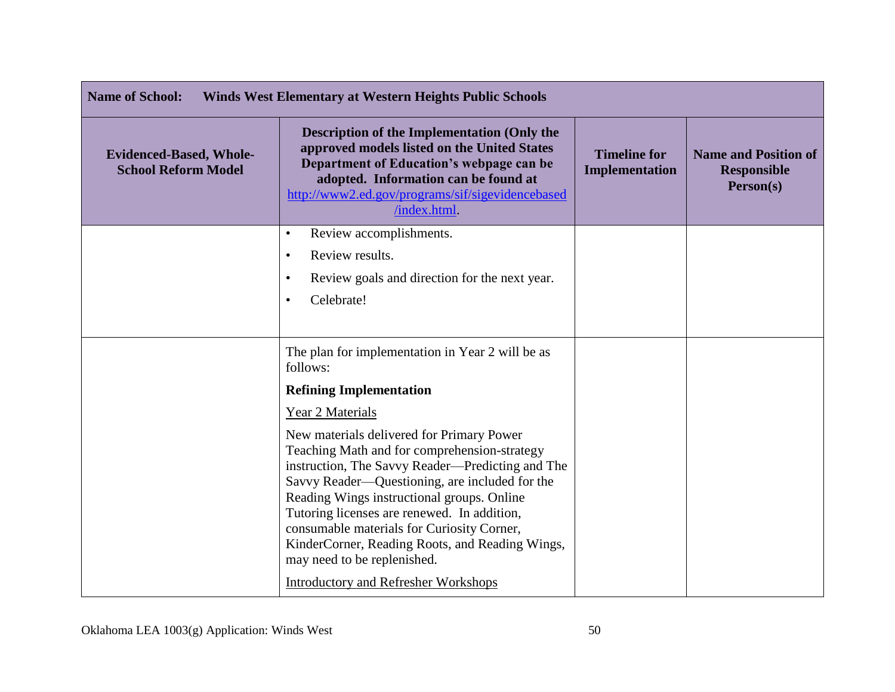| Name of School: Winds West Elementary at Western Heights Public Schools | | | |
|---|---|---|---|
| **Evidenced-Based, Whole-School Reform Model** | **Description of the Implementation (Only the approved models listed on the United States Department of Education's webpage can be adopted. Information can be found at [http://www2.ed.gov/programs/sif/sigevidencebased/index.html](http://www2.ed.gov/programs/sif/sigevidencebased/index.html).** | **Timeline for Implementation** | **Name and Position of Responsible Person(s)** |
| | • Review accomplishments.<br>• Review results.<br>• Review goals and direction for the next year.<br>• Celebrate! | | |
| | The plan for implementation in Year 2 will be as follows:<br>**Refining Implementation**<br><u>Year 2 Materials</u><br>New materials delivered for Primary Power Teaching Math and for comprehension-strategy instruction, The Savvy Reader—Predicting and The Savvy Reader—Questioning, are included for the Reading Wings instructional groups. Online Tutoring licenses are renewed. In addition, consumable materials for Curiosity Corner, KinderCorner, Reading Roots, and Reading Wings, may need to be replenished.<br><u>Introductory and Refresher Workshops</u> | | |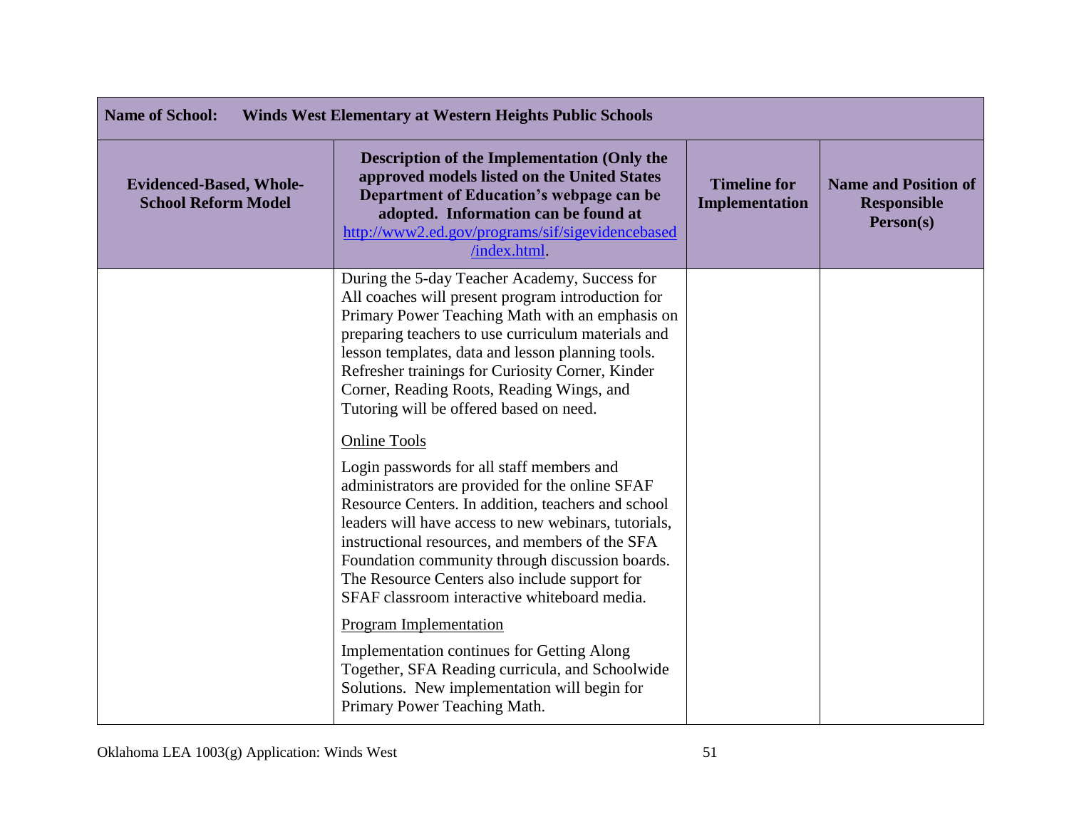| **Name of School:** **Winds West Elementary at Western Heights Public Schools** | | | |
|---|---|---|---|
| **Evidenced-Based, Whole-School Reform Model** | **Description of the Implementation (Only the approved models listed on the United States Department of Education's webpage can be adopted. Information can be found at [http://www2.ed.gov/programs/sif/sigevidencebased/index.html](http://www2.ed.gov/programs/sif/sigevidencebased/index.html).** | **Timeline for Implementation** | **Name and Position of Responsible Person(s)** |
| | During the 5-day Teacher Academy, Success for All coaches will present program introduction for Primary Power Teaching Math with an emphasis on preparing teachers to use curriculum materials and lesson templates, data and lesson planning tools. Refresher trainings for Curiosity Corner, Kinder Corner, Reading Roots, Reading Wings, and Tutoring will be offered based on need.<br><br><u>Online Tools</u><br><br>Login passwords for all staff members and administrators are provided for the online SFAF Resource Centers. In addition, teachers and school leaders will have access to new webinars, tutorials, instructional resources, and members of the SFA Foundation community through discussion boards. The Resource Centers also include support for SFAF classroom interactive whiteboard media.<br><br><u>Program Implementation</u><br><br>Implementation continues for Getting Along Together, SFA Reading curricula, and Schoolwide Solutions. New implementation will begin for Primary Power Teaching Math. | | |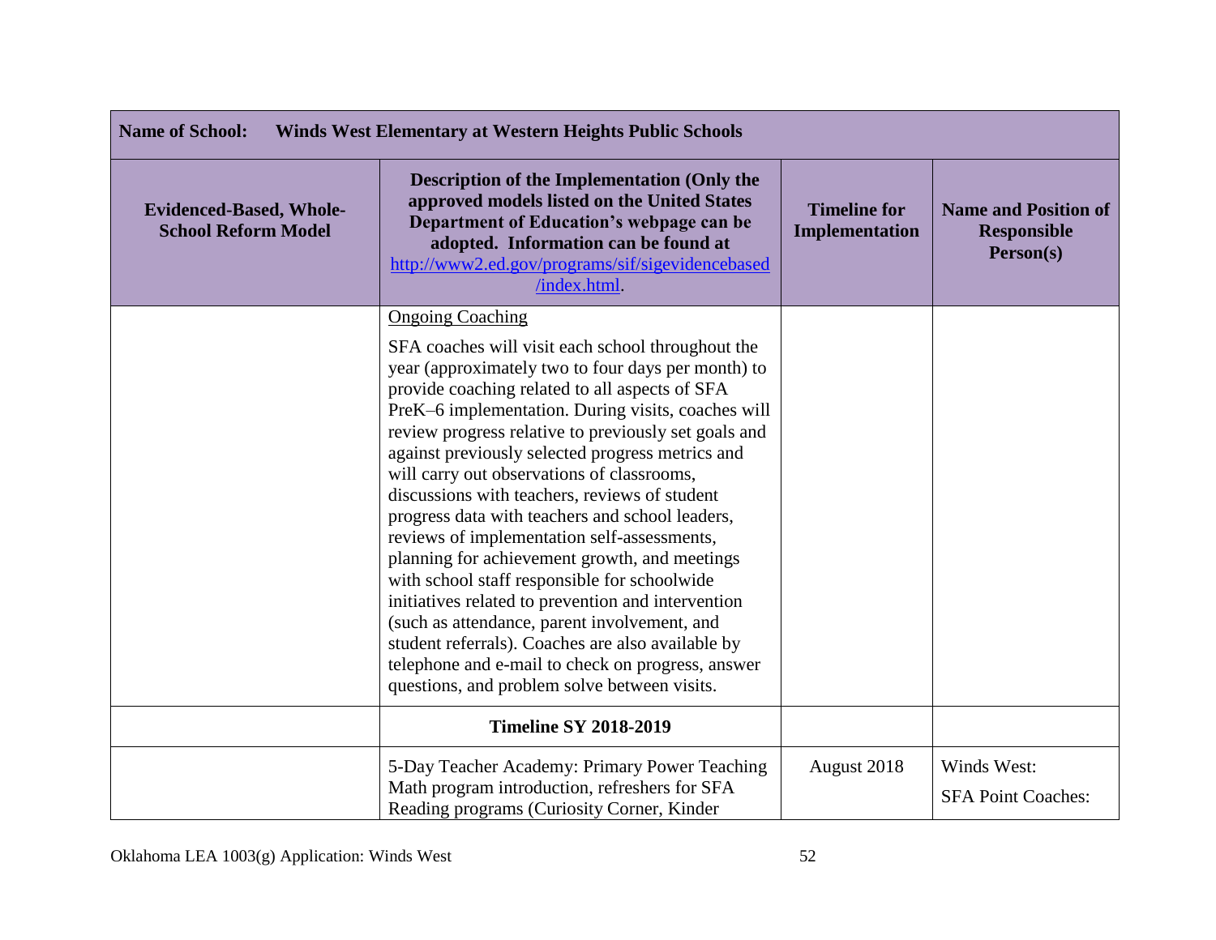| Name of School: Winds West Elementary at Western Heights Public Schools | | | |
|---|---|---|---|
| **Evidenced-Based, Whole-School Reform Model** | **Description of the Implementation (Only the approved models listed on the United States Department of Education's webpage can be adopted. Information can be found at [http://www2.ed.gov/programs/sif/sigevidencebased/index.html](http://www2.ed.gov/programs/sif/sigevidencebased/index.html).** | **Timeline for Implementation** | **Name and Position of Responsible Person(s)** |
| | Ongoing Coaching<br><br>SFA coaches will visit each school throughout the year (approximately two to four days per month) to provide coaching related to all aspects of SFA PreK–6 implementation. During visits, coaches will review progress relative to previously set goals and against previously selected progress metrics and will carry out observations of classrooms, discussions with teachers, reviews of student progress data with teachers and school leaders, reviews of implementation self-assessments, planning for achievement growth, and meetings with school staff responsible for schoolwide initiatives related to prevention and intervention (such as attendance, parent involvement, and student referrals). Coaches are also available by telephone and e-mail to check on progress, answer questions, and problem solve between visits. | | |
| | **Timeline SY 2018-2019** | | |
| | 5-Day Teacher Academy: Primary Power Teaching Math program introduction, refreshers for SFA Reading programs (Curiosity Corner, Kinder | August 2018 | Winds West:<br><br>SFA Point Coaches: |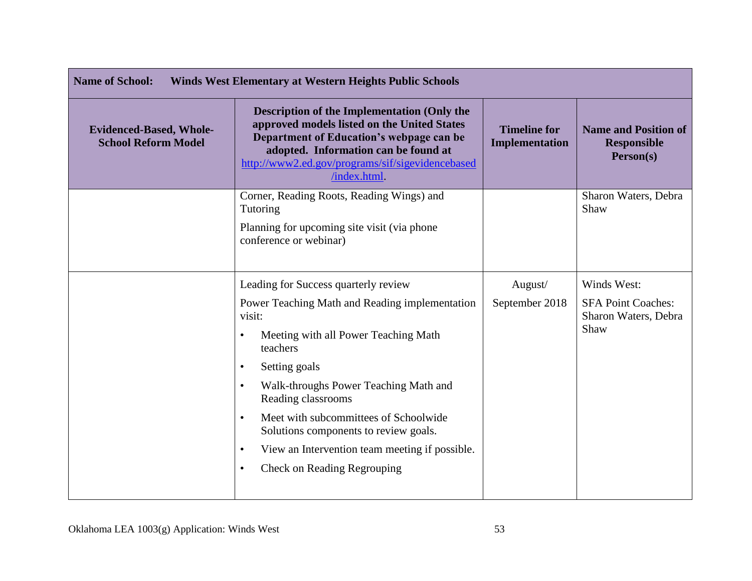| Name of School: Winds West Elementary at Western Heights Public Schools | | | |
|---|---|---|---|
| **Evidenced-Based, Whole-School Reform Model** | **Description of the Implementation (Only the approved models listed on the United States Department of Education's webpage can be adopted. Information can be found at [http://www2.ed.gov/programs/sif/sigevidencebased/index.html](http://www2.ed.gov/programs/sif/sigevidencebased/index.html).** | **Timeline for Implementation** | **Name and Position of Responsible Person(s)** |
| | Corner, Reading Roots, Reading Wings) and Tutoring<br><br>Planning for upcoming site visit (via phone conference or webinar) | | Sharon Waters, Debra Shaw |
| | Leading for Success quarterly review<br><br>Power Teaching Math and Reading implementation visit:<br>• Meeting with all Power Teaching Math teachers<br>• Setting goals<br>• Walk-throughs Power Teaching Math and Reading classrooms<br>• Meet with subcommittees of Schoolwide Solutions components to review goals.<br>• View an Intervention team meeting if possible.<br>• Check on Reading Regrouping | August/<br>September 2018 | Winds West:<br><br>SFA Point Coaches: Sharon Waters, Debra Shaw |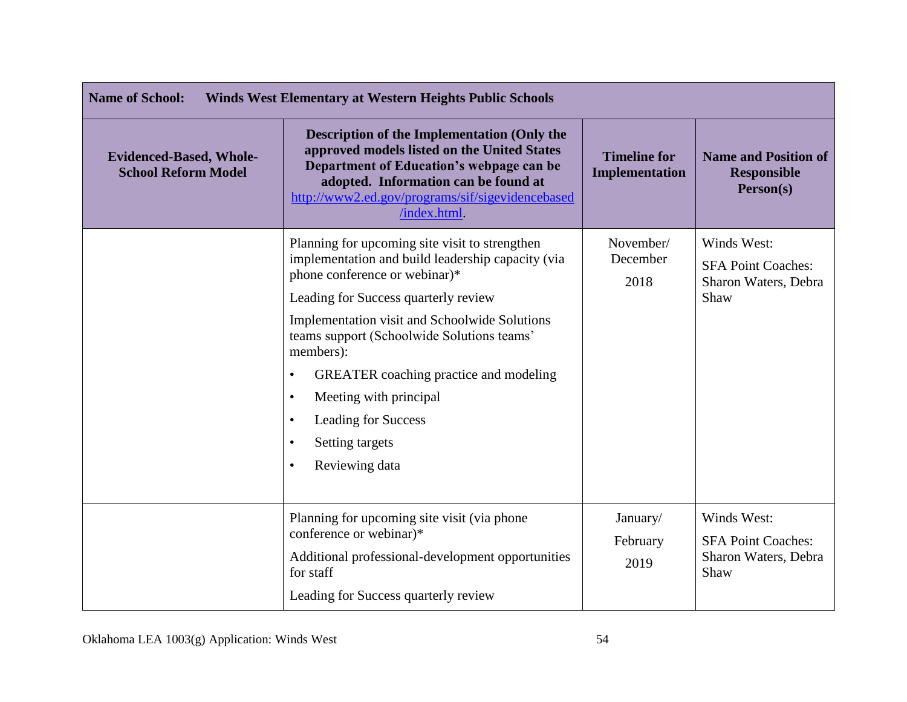| **Name of School:** **Winds West Elementary at Western Heights Public Schools** | | | |
|---|---|---|---|
| **Evidenced-Based, Whole-School Reform Model** | **Description of the Implementation (Only the approved models listed on the United States Department of Education's webpage can be adopted. Information can be found at [http://www2.ed.gov/programs/sif/sigevidencebased/index.html](http://www2.ed.gov/programs/sif/sigevidencebased/index.html).** | **Timeline for Implementation** | **Name and Position of Responsible Person(s)** |
| | Planning for upcoming site visit to strengthen implementation and build leadership capacity (via phone conference or webinar)*<br>Leading for Success quarterly review<br>Implementation visit and Schoolwide Solutions teams support (Schoolwide Solutions teams' members):<br>• GREATER coaching practice and modeling<br>• Meeting with principal<br>• Leading for Success<br>• Setting targets<br>• Reviewing data | November/ December 2018 | Winds West:<br>SFA Point Coaches: Sharon Waters, Debra Shaw |
| | Planning for upcoming site visit (via phone conference or webinar)*<br>Additional professional-development opportunities for staff<br>Leading for Success quarterly review | January/ February 2019 | Winds West:<br>SFA Point Coaches: Sharon Waters, Debra Shaw |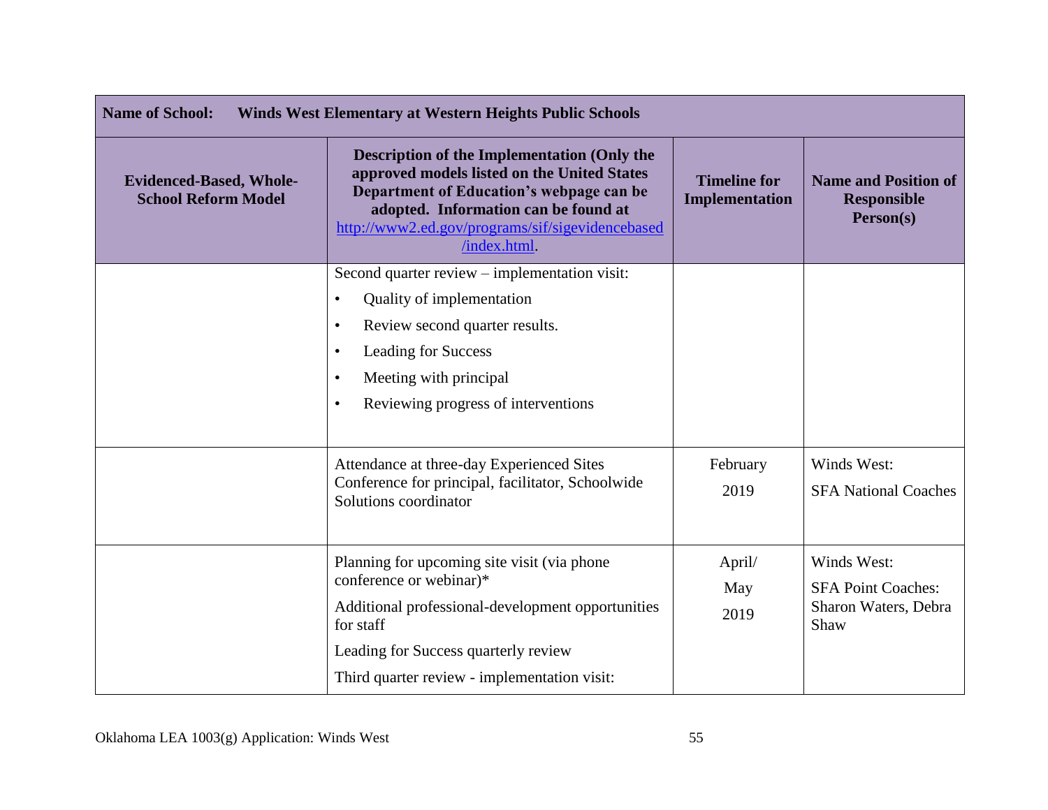| **Name of School:** Winds West Elementary at Western Heights Public Schools | | | |
|---|---|---|---|
| **Evidenced-Based, Whole-School Reform Model** | **Description of the Implementation (Only the approved models listed on the United States Department of Education's webpage can be adopted. Information can be found at [http://www2.ed.gov/programs/sif/sigevidencebased/index.html](http://www2.ed.gov/programs/sif/sigevidencebased/index.html).** | **Timeline for Implementation** | **Name and Position of Responsible Person(s)** |
| | Second quarter review – implementation visit:<br>• Quality of implementation<br>• Review second quarter results.<br>• Leading for Success<br>• Meeting with principal<br>• Reviewing progress of interventions | | |
| | Attendance at three-day Experienced Sites Conference for principal, facilitator, Schoolwide Solutions coordinator | February 2019 | Winds West:<br>SFA National Coaches |
| | Planning for upcoming site visit (via phone conference or webinar)*<br>Additional professional-development opportunities for staff<br>Leading for Success quarterly review<br>Third quarter review - implementation visit: | April/ May 2019 | Winds West:<br>SFA Point Coaches: Sharon Waters, Debra Shaw |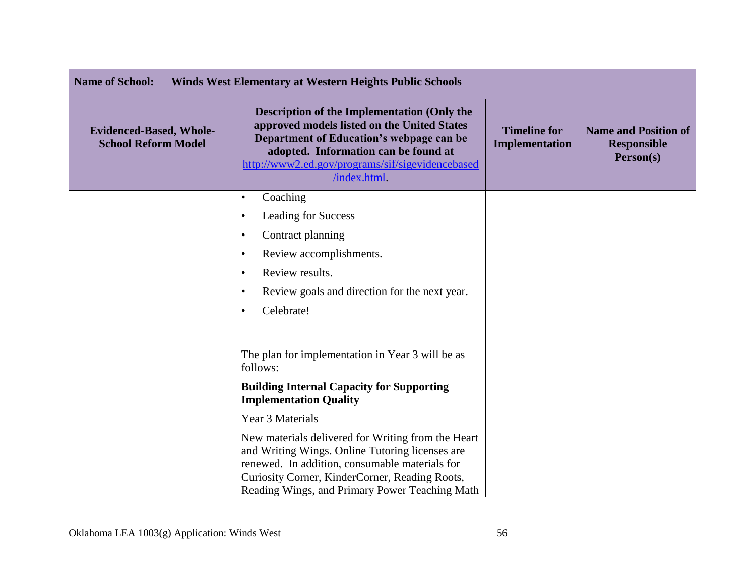| Name of School: Winds West Elementary at Western Heights Public Schools | | | |
|---|---|---|---|
| **Evidenced-Based, Whole-School Reform Model** | **Description of the Implementation (Only the approved models listed on the United States Department of Education's webpage can be adopted. Information can be found at [http://www2.ed.gov/programs/sif/sigevidencebased/index.html](http://www2.ed.gov/programs/sif/sigevidencebased/index.html).** | **Timeline for Implementation** | **Name and Position of Responsible Person(s)** |
| | • Coaching<br>• Leading for Success<br>• Contract planning<br>• Review accomplishments.<br>• Review results.<br>• Review goals and direction for the next year.<br>• Celebrate! | | |
| | The plan for implementation in Year 3 will be as follows:<br><br>**Building Internal Capacity for Supporting Implementation Quality**<br><br><u>Year 3 Materials</u><br><br>New materials delivered for Writing from the Heart and Writing Wings. Online Tutoring licenses are renewed. In addition, consumable materials for Curiosity Corner, KinderCorner, Reading Roots, Reading Wings, and Primary Power Teaching Math | | |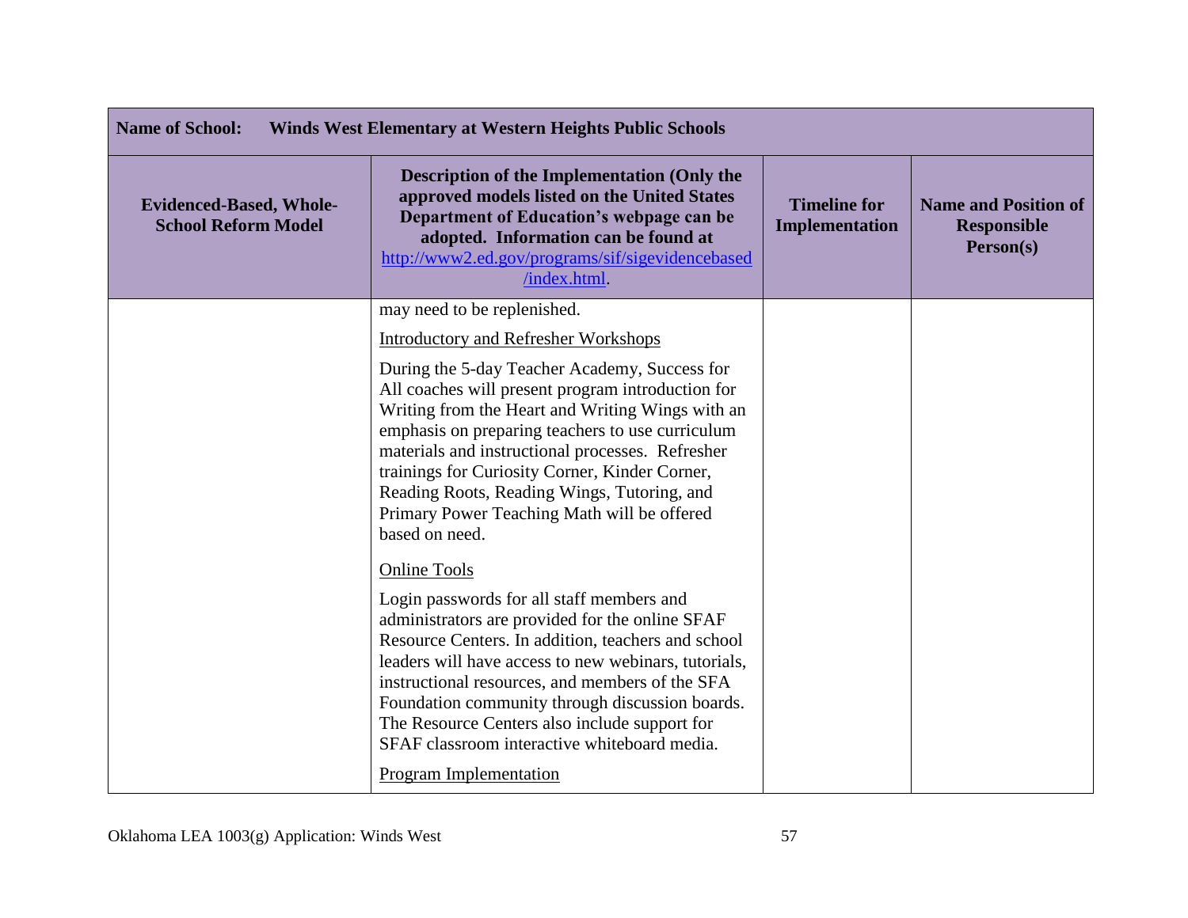| Name of School: Winds West Elementary at Western Heights Public Schools | | | |
| --- | --- | --- | --- |
| **Evidenced-Based, Whole-School Reform Model** | **Description of the Implementation (Only the approved models listed on the United States Department of Education's webpage can be adopted. Information can be found at [http://www2.ed.gov/programs/sif/sigevidencebased/index.html](http://www2.ed.gov/programs/sif/sigevidencebased/index.html).** | **Timeline for Implementation** | **Name and Position of Responsible Person(s)** |
| | may need to be replenished.<br><br><u>Introductory and Refresher Workshops</u><br><br>During the 5-day Teacher Academy, Success for All coaches will present program introduction for Writing from the Heart and Writing Wings with an emphasis on preparing teachers to use curriculum materials and instructional processes. Refresher trainings for Curiosity Corner, Kinder Corner, Reading Roots, Reading Wings, Tutoring, and Primary Power Teaching Math will be offered based on need.<br><br><u>Online Tools</u><br><br>Login passwords for all staff members and administrators are provided for the online SFAF Resource Centers. In addition, teachers and school leaders will have access to new webinars, tutorials, instructional resources, and members of the SFA Foundation community through discussion boards. The Resource Centers also include support for SFAF classroom interactive whiteboard media.<br><br><u>Program Implementation</u> | | |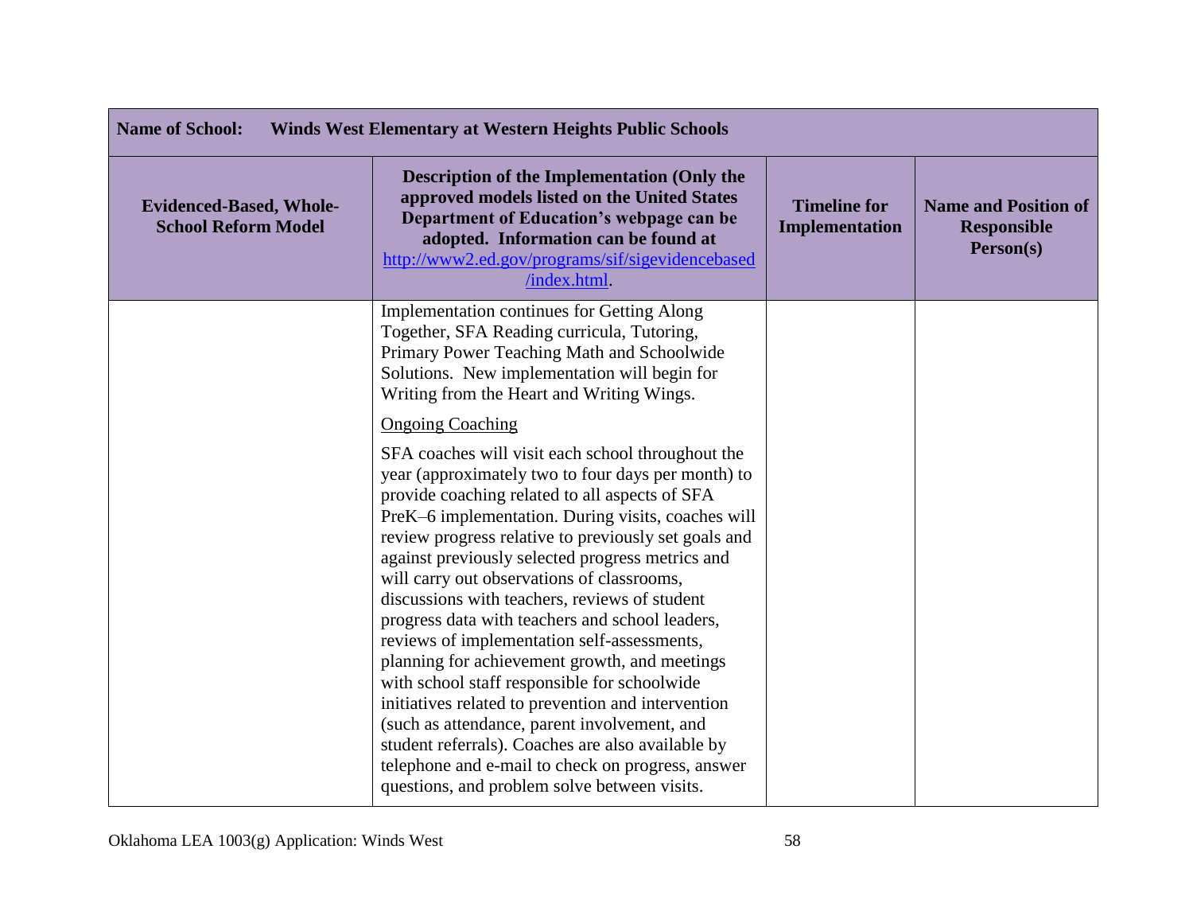| Name of School: Winds West Elementary at Western Heights Public Schools | | | |
|---|---|---|---|
| **Evidenced-Based, Whole-School Reform Model** | **Description of the Implementation (Only the approved models listed on the United States Department of Education's webpage can be adopted. Information can be found at [http://www2.ed.gov/programs/sif/sigevidencebased/index.html](http://www2.ed.gov/programs/sif/sigevidencebased/index.html).** | **Timeline for Implementation** | **Name and Position of Responsible Person(s)** |
| | Implementation continues for Getting Along Together, SFA Reading curricula, Tutoring, Primary Power Teaching Math and Schoolwide Solutions. New implementation will begin for Writing from the Heart and Writing Wings.<br><br><u>Ongoing Coaching</u><br><br>SFA coaches will visit each school throughout the year (approximately two to four days per month) to provide coaching related to all aspects of SFA PreK–6 implementation. During visits, coaches will review progress relative to previously set goals and against previously selected progress metrics and will carry out observations of classrooms, discussions with teachers, reviews of student progress data with teachers and school leaders, reviews of implementation self-assessments, planning for achievement growth, and meetings with school staff responsible for schoolwide initiatives related to prevention and intervention (such as attendance, parent involvement, and student referrals). Coaches are also available by telephone and e-mail to check on progress, answer questions, and problem solve between visits. | | |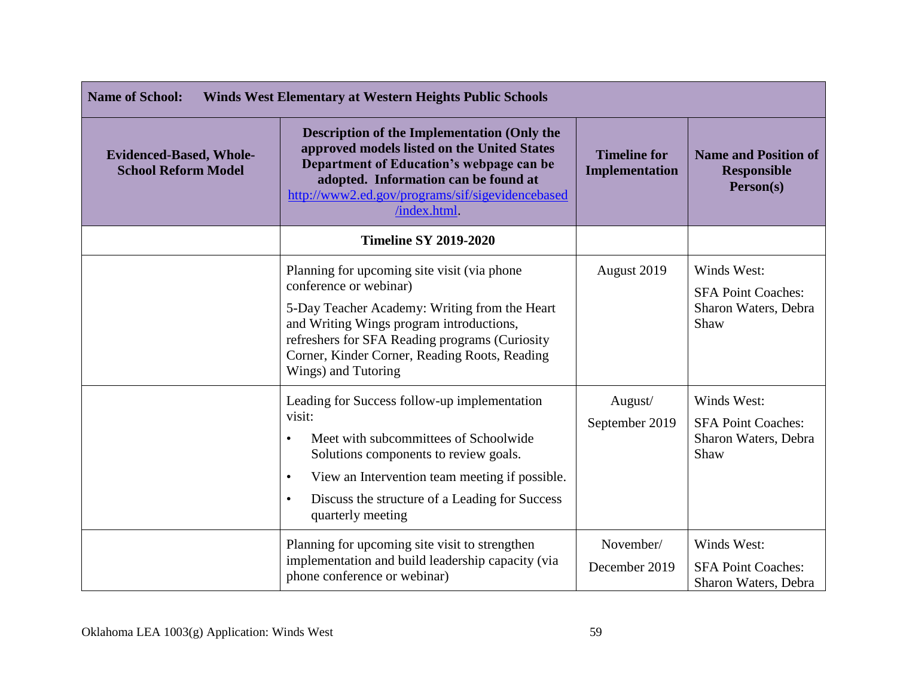| Name of School: Winds West Elementary at Western Heights Public Schools | | | |
|---|---|---|---|
| **Evidenced-Based, Whole-School Reform Model** | **Description of the Implementation (Only the approved models listed on the United States Department of Education's webpage can be adopted. Information can be found at [http://www2.ed.gov/programs/sif/sigevidencebased/index.html](http://www2.ed.gov/programs/sif/sigevidencebased/index.html).** | **Timeline for Implementation** | **Name and Position of Responsible Person(s)** |
| | **Timeline SY 2019-2020** | | |
| | Planning for upcoming site visit (via phone conference or webinar)<br><br>5-Day Teacher Academy: Writing from the Heart and Writing Wings program introductions, refreshers for SFA Reading programs (Curiosity Corner, Kinder Corner, Reading Roots, Reading Wings) and Tutoring | August 2019 | Winds West:<br><br>SFA Point Coaches: Sharon Waters, Debra Shaw |
| | Leading for Success follow-up implementation visit:<br>• Meet with subcommittees of Schoolwide Solutions components to review goals.<br>• View an Intervention team meeting if possible.<br>• Discuss the structure of a Leading for Success quarterly meeting | August/<br>September 2019 | Winds West:<br><br>SFA Point Coaches: Sharon Waters, Debra Shaw |
| | Planning for upcoming site visit to strengthen implementation and build leadership capacity (via phone conference or webinar) | November/<br>December 2019 | Winds West:<br><br>SFA Point Coaches: Sharon Waters, Debra |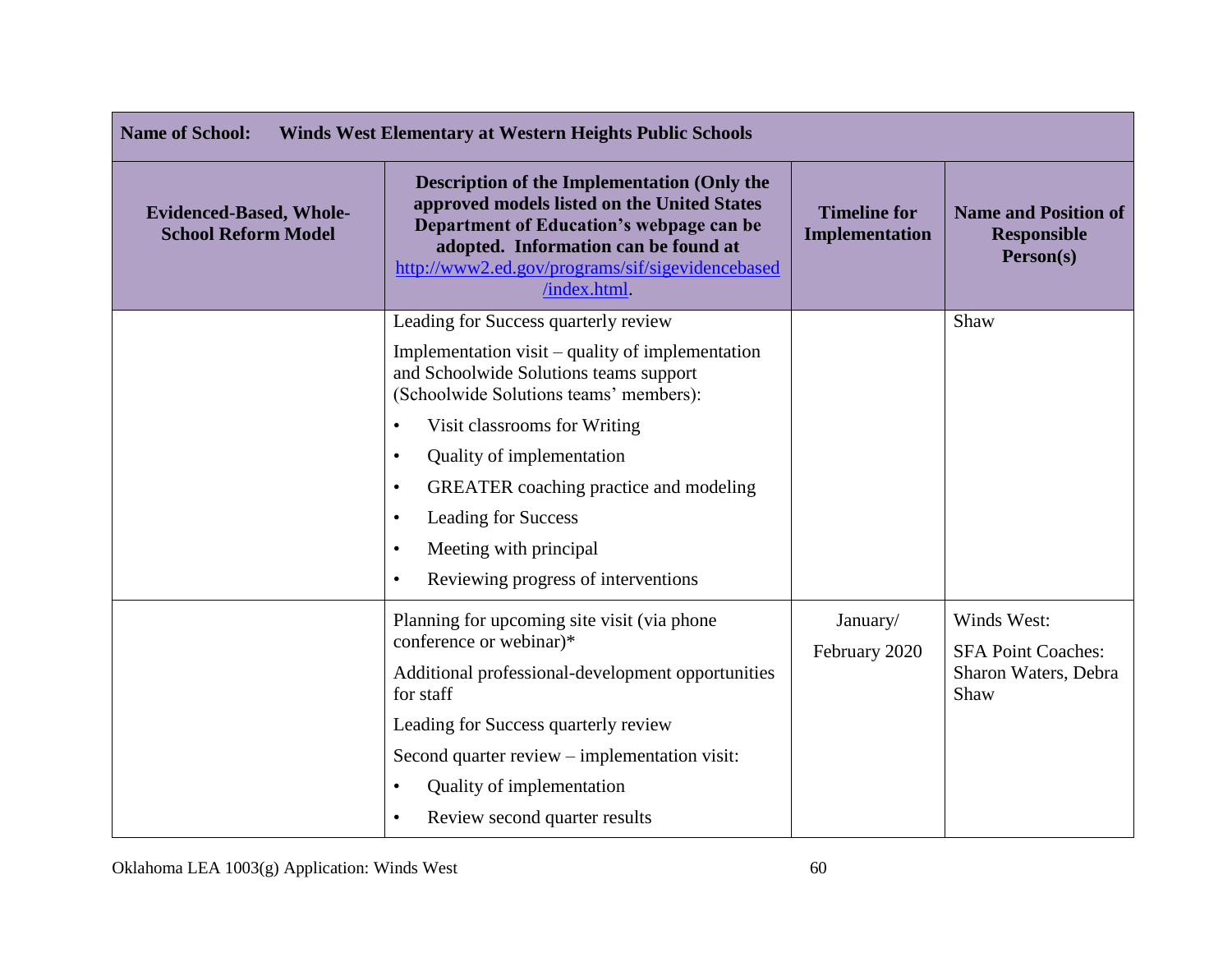| **Name of School:** **Winds West Elementary at Western Heights Public Schools** | | | |
|---|---|---|---|
| **Evidenced-Based, Whole-School Reform Model** | **Description of the Implementation (Only the approved models listed on the United States Department of Education's webpage can be adopted. Information can be found at [http://www2.ed.gov/programs/sif/sigevidencebased/index.html](http://www2.ed.gov/programs/sif/sigevidencebased/index.html).** | **Timeline for Implementation** | **Name and Position of Responsible Person(s)** |
| | Leading for Success quarterly review<br><br>Implementation visit – quality of implementation and Schoolwide Solutions teams support (Schoolwide Solutions teams' members):<br>• Visit classrooms for Writing<br>• Quality of implementation<br>• GREATER coaching practice and modeling<br>• Leading for Success<br>• Meeting with principal<br>• Reviewing progress of interventions | | Shaw |
| | Planning for upcoming site visit (via phone conference or webinar)*<br><br>Additional professional-development opportunities for staff<br><br>Leading for Success quarterly review<br><br>Second quarter review – implementation visit:<br>• Quality of implementation<br>• Review second quarter results | January/ February 2020 | Winds West:<br><br>SFA Point Coaches: Sharon Waters, Debra Shaw |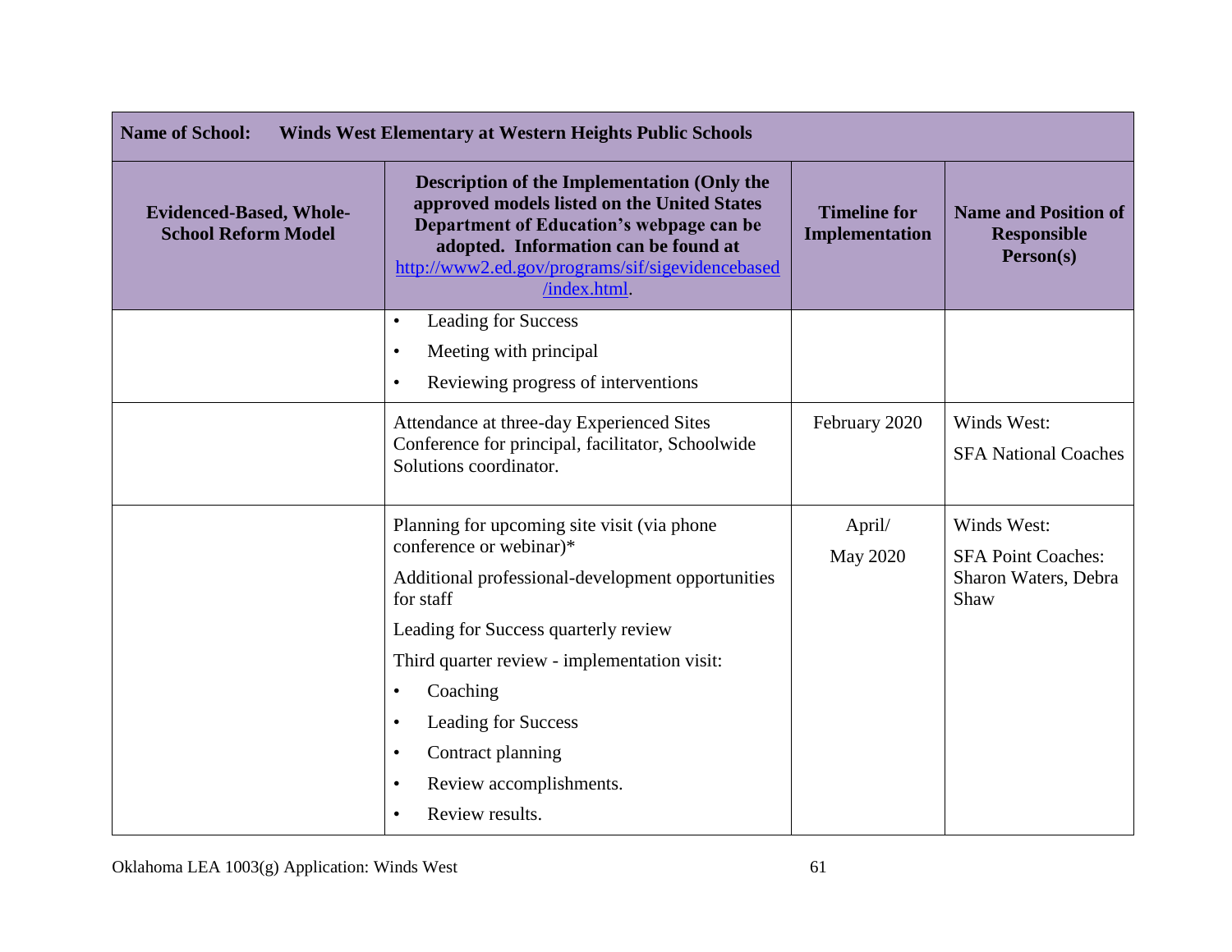| **Name of School: Winds West Elementary at Western Heights Public Schools** | | | |
|---|---|---|---|
| **Evidenced-Based, Whole-School Reform Model** | **Description of the Implementation (Only the approved models listed on the United States Department of Education's webpage can be adopted. Information can be found at [http://www2.ed.gov/programs/sif/sigevidencebased/index.html](http://www2.ed.gov/programs/sif/sigevidencebased/index.html).** | **Timeline for Implementation** | **Name and Position of Responsible Person(s)** |
| | • Leading for Success<br>• Meeting with principal<br>• Reviewing progress of interventions | | |
| | Attendance at three-day Experienced Sites Conference for principal, facilitator, Schoolwide Solutions coordinator. | February 2020 | Winds West:<br>SFA National Coaches |
| | Planning for upcoming site visit (via phone conference or webinar)*<br>Additional professional-development opportunities for staff<br>Leading for Success quarterly review<br>Third quarter review - implementation visit:<br>• Coaching<br>• Leading for Success<br>• Contract planning<br>• Review accomplishments.<br>• Review results. | April/<br>May 2020 | Winds West:<br>SFA Point Coaches: Sharon Waters, Debra Shaw |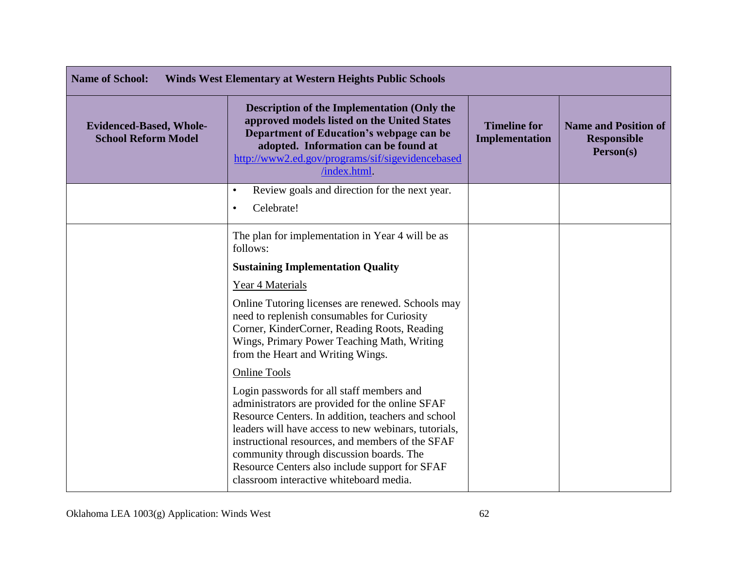| Name of School: Winds West Elementary at Western Heights Public Schools | | | |
|---|---|---|---|
| **Evidenced-Based, Whole-School Reform Model** | **Description of the Implementation (Only the approved models listed on the United States Department of Education's webpage can be adopted. Information can be found at [http://www2.ed.gov/programs/sif/sigevidencebased/index.html](http://www2.ed.gov/programs/sif/sigevidencebased/index.html).** | **Timeline for Implementation** | **Name and Position of Responsible Person(s)** |
| | • Review goals and direction for the next year.<br>• Celebrate! | | |
| | The plan for implementation in Year 4 will be as follows:<br><br>**Sustaining Implementation Quality**<br><br><u>Year 4 Materials</u><br><br>Online Tutoring licenses are renewed. Schools may need to replenish consumables for Curiosity Corner, KinderCorner, Reading Roots, Reading Wings, Primary Power Teaching Math, Writing from the Heart and Writing Wings.<br><br><u>Online Tools</u><br><br>Login passwords for all staff members and administrators are provided for the online SFAF Resource Centers. In addition, teachers and school leaders will have access to new webinars, tutorials, instructional resources, and members of the SFAF community through discussion boards. The Resource Centers also include support for SFAF classroom interactive whiteboard media. | | |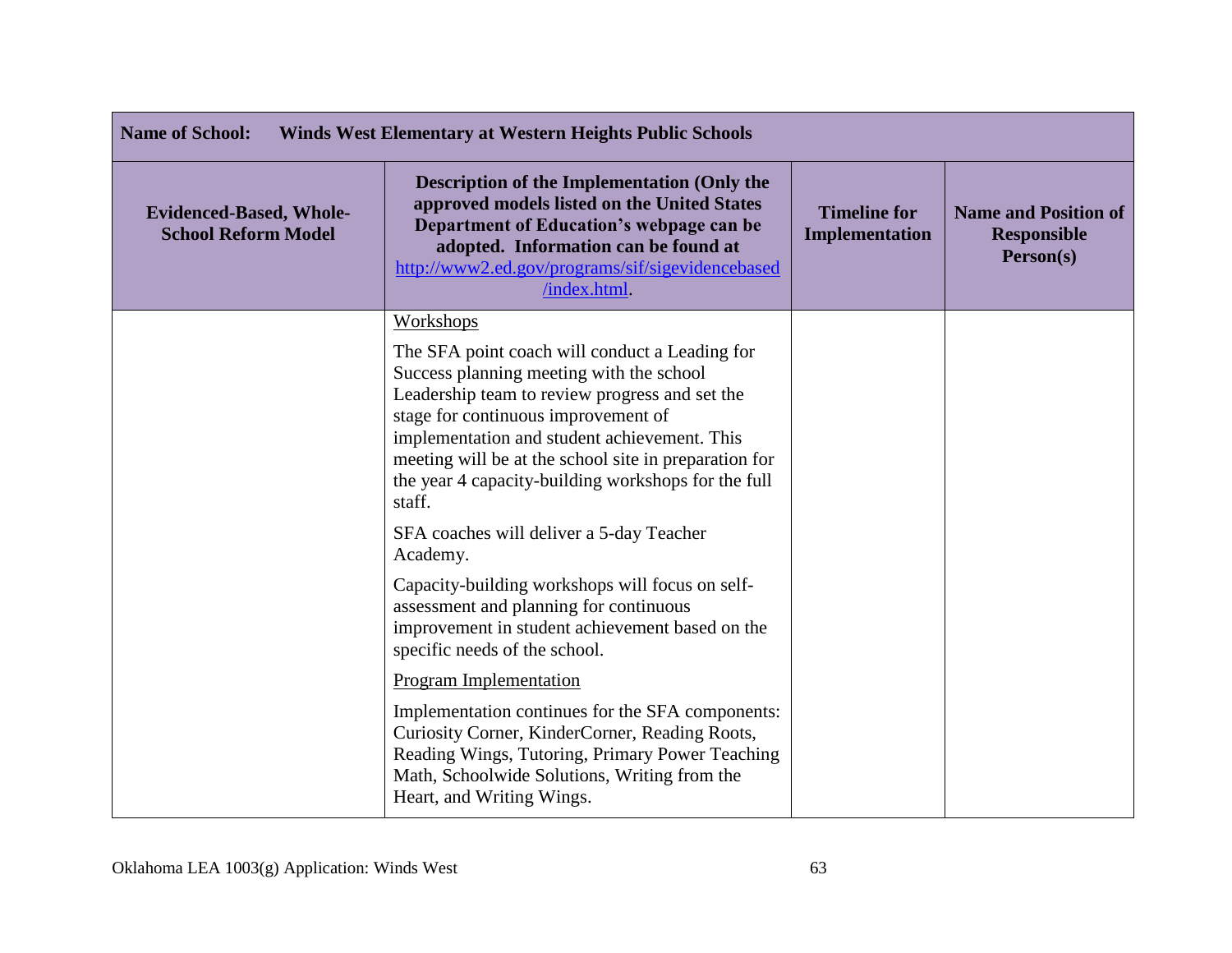| **Name of School: Winds West Elementary at Western Heights Public Schools** | | | |
|---|---|---|---|
| **Evidenced-Based, Whole-School Reform Model** | **Description of the Implementation (Only the approved models listed on the United States Department of Education's webpage can be adopted. Information can be found at [http://www2.ed.gov/programs/sif/sigevidencebased/index.html](http://www2.ed.gov/programs/sif/sigevidencebased/index.html).** | **Timeline for Implementation** | **Name and Position of Responsible Person(s)** |
| | Workshops<br><br>The SFA point coach will conduct a Leading for Success planning meeting with the school Leadership team to review progress and set the stage for continuous improvement of implementation and student achievement. This meeting will be at the school site in preparation for the year 4 capacity-building workshops for the full staff.<br><br>SFA coaches will deliver a 5-day Teacher Academy.<br><br>Capacity-building workshops will focus on self-assessment and planning for continuous improvement in student achievement based on the specific needs of the school.<br><br>Program Implementation<br><br>Implementation continues for the SFA components: Curiosity Corner, KinderCorner, Reading Roots, Reading Wings, Tutoring, Primary Power Teaching Math, Schoolwide Solutions, Writing from the Heart, and Writing Wings. | | |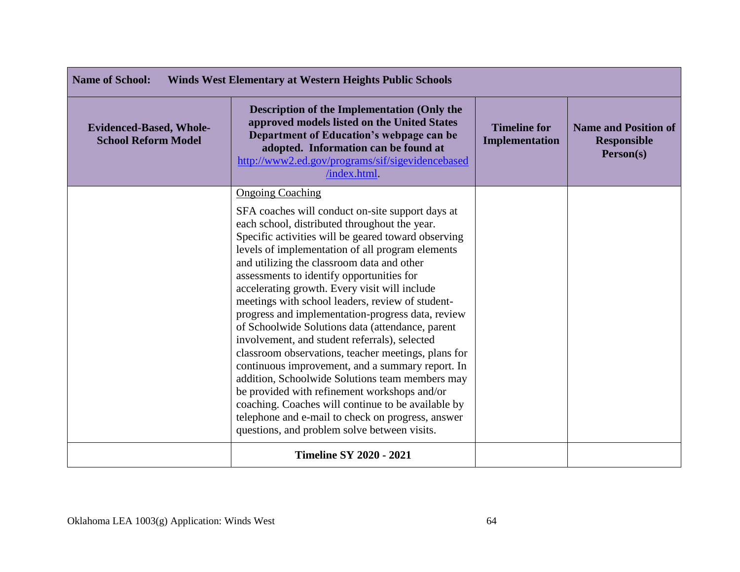| **Name of School:** Winds West Elementary at Western Heights Public Schools | | | |
|---|---|---|---|
| **Evidenced-Based, Whole-School Reform Model** | **Description of the Implementation (Only the approved models listed on the United States Department of Education's webpage can be adopted. Information can be found at [http://www2.ed.gov/programs/sif/sigevidencebased/index.html](http://www2.ed.gov/programs/sif/sigevidencebased/index.html).** | **Timeline for Implementation** | **Name and Position of Responsible Person(s)** |
| | Ongoing Coaching<br><br>SFA coaches will conduct on-site support days at each school, distributed throughout the year. Specific activities will be geared toward observing levels of implementation of all program elements and utilizing the classroom data and other assessments to identify opportunities for accelerating growth. Every visit will include meetings with school leaders, review of student-progress and implementation-progress data, review of Schoolwide Solutions data (attendance, parent involvement, and student referrals), selected classroom observations, teacher meetings, plans for continuous improvement, and a summary report. In addition, Schoolwide Solutions team members may be provided with refinement workshops and/or coaching. Coaches will continue to be available by telephone and e-mail to check on progress, answer questions, and problem solve between visits. | | |
| | **Timeline SY 2020 - 2021** | | |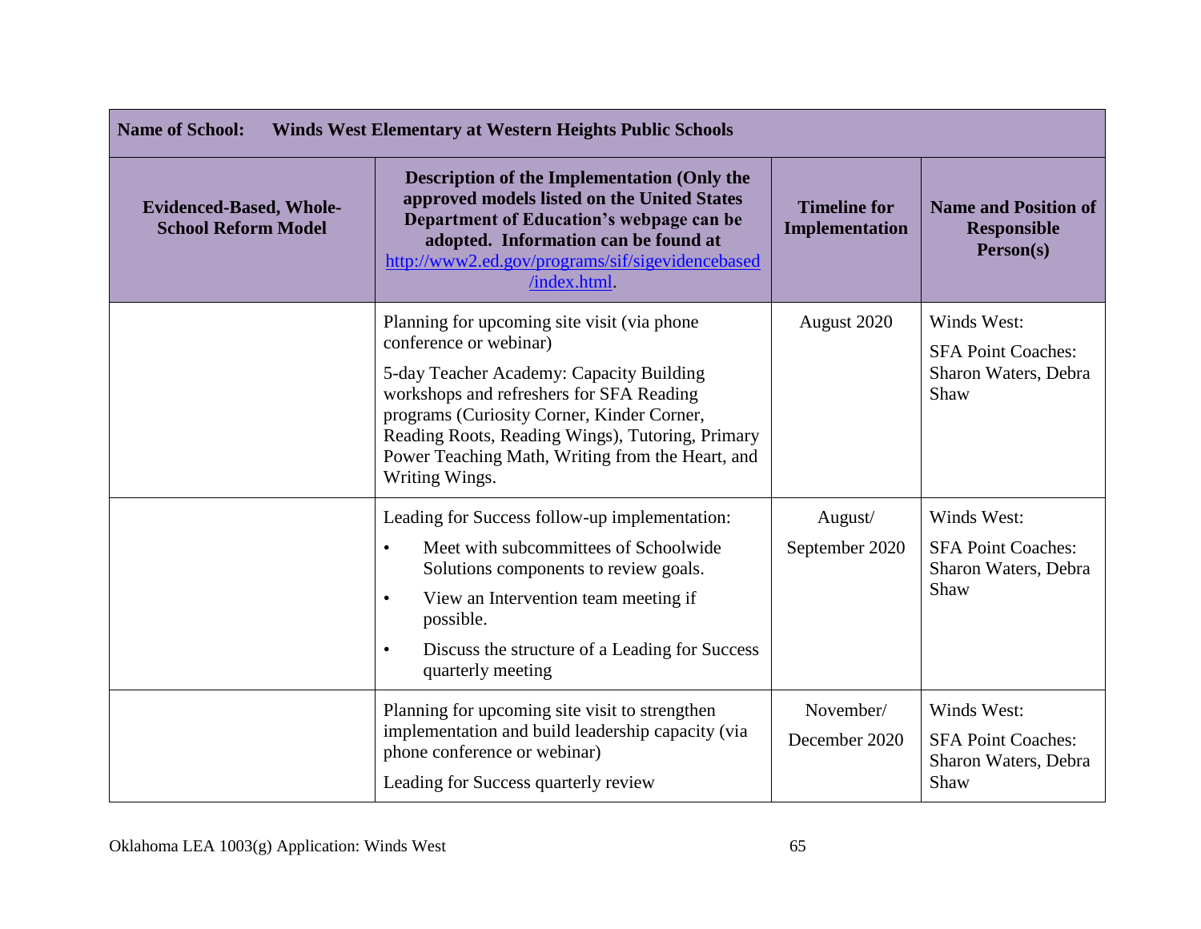| **Name of School:** **Winds West Elementary at Western Heights Public Schools** | | | |
|---|---|---|---|
| **Evidenced-Based, Whole-School Reform Model** | **Description of the Implementation (Only the approved models listed on the United States Department of Education's webpage can be adopted. Information can be found at [http://www2.ed.gov/programs/sif/sigevidencebased/index.html](http://www2.ed.gov/programs/sif/sigevidencebased/index.html).** | **Timeline for Implementation** | **Name and Position of Responsible Person(s)** |
| | Planning for upcoming site visit (via phone conference or webinar)<br><br>5-day Teacher Academy: Capacity Building workshops and refreshers for SFA Reading programs (Curiosity Corner, Kinder Corner, Reading Roots, Reading Wings), Tutoring, Primary Power Teaching Math, Writing from the Heart, and Writing Wings. | August 2020 | Winds West:<br><br>SFA Point Coaches: Sharon Waters, Debra Shaw |
| | Leading for Success follow-up implementation:<br>• Meet with subcommittees of Schoolwide Solutions components to review goals.<br>• View an Intervention team meeting if possible.<br>• Discuss the structure of a Leading for Success quarterly meeting | August/<br>September 2020 | Winds West:<br><br>SFA Point Coaches: Sharon Waters, Debra Shaw |
| | Planning for upcoming site visit to strengthen implementation and build leadership capacity (via phone conference or webinar)<br><br>Leading for Success quarterly review | November/<br>December 2020 | Winds West:<br><br>SFA Point Coaches: Sharon Waters, Debra Shaw |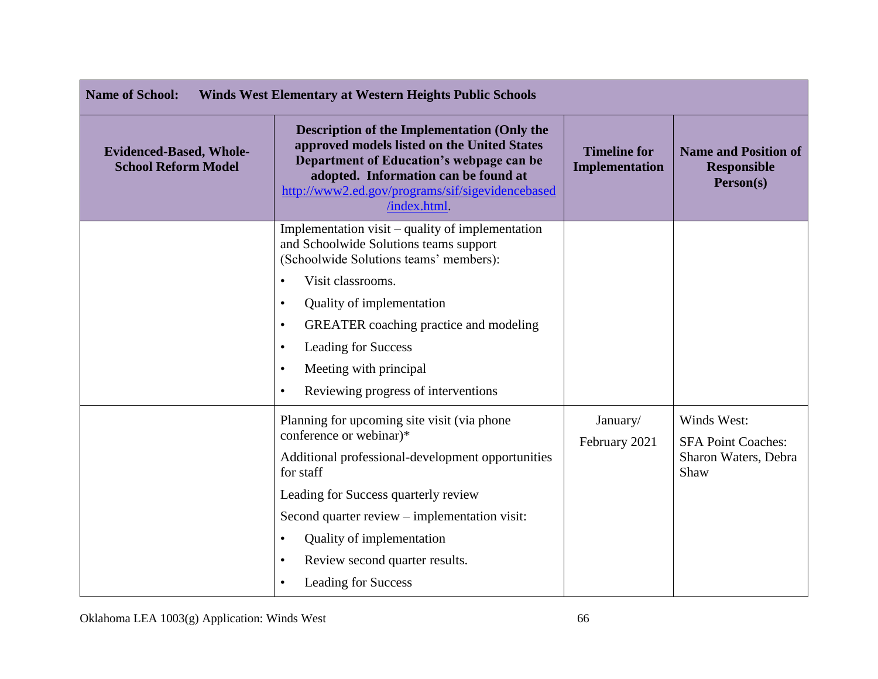| Name of School: Winds West Elementary at Western Heights Public Schools | | | |
|---|---|---|---|
| **Evidenced-Based, Whole-School Reform Model** | **Description of the Implementation (Only the approved models listed on the United States Department of Education's webpage can be adopted. Information can be found at [http://www2.ed.gov/programs/sif/sigevidencebased/index.html](http://www2.ed.gov/programs/sif/sigevidencebased/index.html).** | **Timeline for Implementation** | **Name and Position of Responsible Person(s)** |
| | Implementation visit – quality of implementation and Schoolwide Solutions teams support (Schoolwide Solutions teams' members):<br>• Visit classrooms.<br>• Quality of implementation<br>• GREATER coaching practice and modeling<br>• Leading for Success<br>• Meeting with principal<br>• Reviewing progress of interventions | | |
| | Planning for upcoming site visit (via phone conference or webinar)*<br>Additional professional-development opportunities for staff<br>Leading for Success quarterly review<br>Second quarter review – implementation visit:<br>• Quality of implementation<br>• Review second quarter results.<br>• Leading for Success | January/ February 2021 | Winds West:<br>SFA Point Coaches: Sharon Waters, Debra Shaw |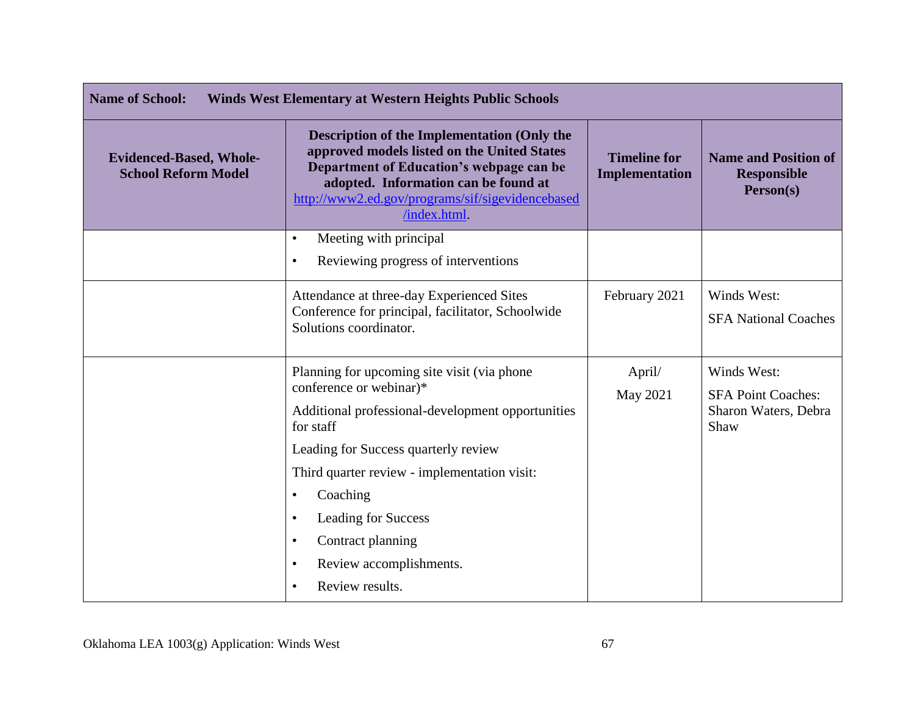| Name of School: Winds West Elementary at Western Heights Public Schools | | | |
|---|---|---|---|
| **Evidenced-Based, Whole-School Reform Model** | **Description of the Implementation (Only the approved models listed on the United States Department of Education's webpage can be adopted. Information can be found at http://www2.ed.gov/programs/sif/sigevidencebased/index.html.** | **Timeline for Implementation** | **Name and Position of Responsible Person(s)** |
| | • Meeting with principal<br>• Reviewing progress of interventions | | |
| | Attendance at three-day Experienced Sites Conference for principal, facilitator, Schoolwide Solutions coordinator. | February 2021 | Winds West:<br>SFA National Coaches |
| | Planning for upcoming site visit (via phone conference or webinar)*<br>Additional professional-development opportunities for staff<br>Leading for Success quarterly review<br>Third quarter review - implementation visit:<br>• Coaching<br>• Leading for Success<br>• Contract planning<br>• Review accomplishments.<br>• Review results. | April/<br>May 2021 | Winds West:<br>SFA Point Coaches: Sharon Waters, Debra Shaw |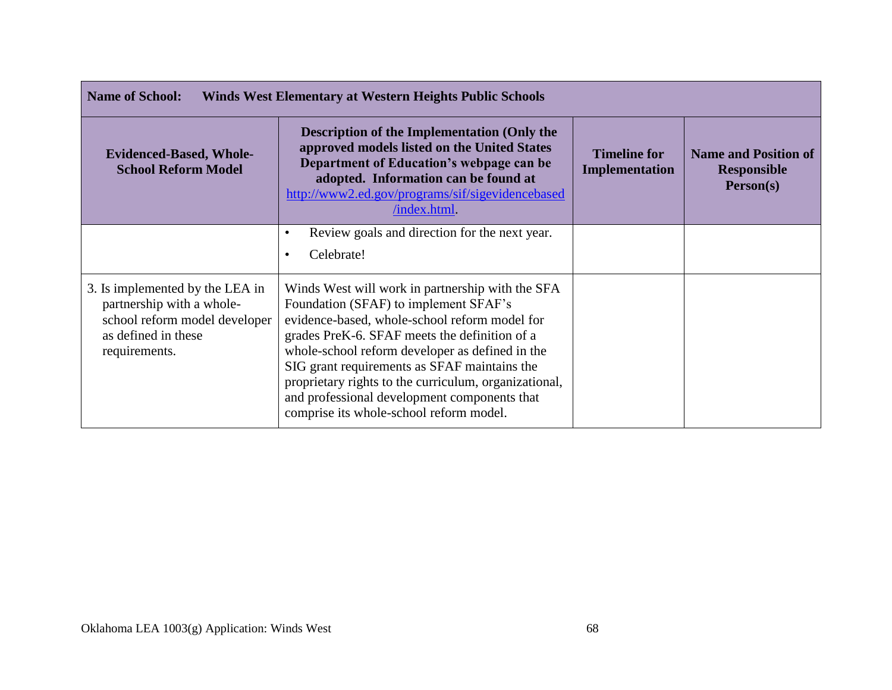| Name of School: Winds West Elementary at Western Heights Public Schools | | | |
|---|---|---|---|
| **Evidenced-Based, Whole-School Reform Model** | **Description of the Implementation (Only the approved models listed on the United States Department of Education's webpage can be adopted. Information can be found at [http://www2.ed.gov/programs/sif/sigevidencebased/index.html](http://www2.ed.gov/programs/sif/sigevidencebased/index.html).** | **Timeline for Implementation** | **Name and Position of Responsible Person(s)** |
| | • Review goals and direction for the next year.<br>• Celebrate! | | |
| 3. Is implemented by the LEA in partnership with a whole-school reform model developer as defined in these requirements. | Winds West will work in partnership with the SFA Foundation (SFAF) to implement SFAF's evidence-based, whole-school reform model for grades PreK-6. SFAF meets the definition of a whole-school reform developer as defined in the SIG grant requirements as SFAF maintains the proprietary rights to the curriculum, organizational, and professional development components that comprise its whole-school reform model. | | |